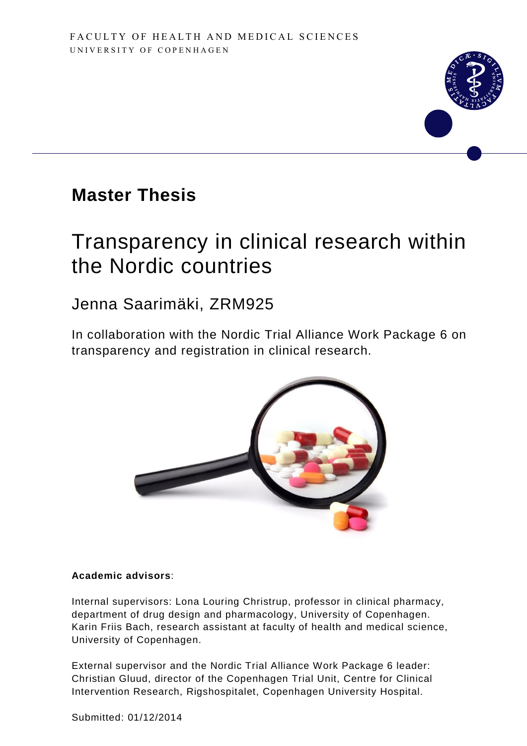FACULTY OF HEALTH AND MEDICAL SCIENCES
UNIVERSITY OF COPENHAGEN

## Master Thesis

# Transparency in clinical research within the Nordic countries

Jenna Saarimäki, ZRM925

In collaboration with the Nordic Trial Alliance Work Package 6 on transparency and registration in clinical research.

**Academic advisors**:

Internal supervisors: Lona Louring Christrup, professor in clinical pharmacy, department of drug design and pharmacology, University of Copenhagen. Karin Friis Bach, research assistant at faculty of health and medical science, University of Copenhagen.

External supervisor and the Nordic Trial Alliance Work Package 6 leader: Christian Gluud, director of the Copenhagen Trial Unit, Centre for Clinical Intervention Research, Rigshospitalet, Copenhagen University Hospital.

Submitted: 01/12/2014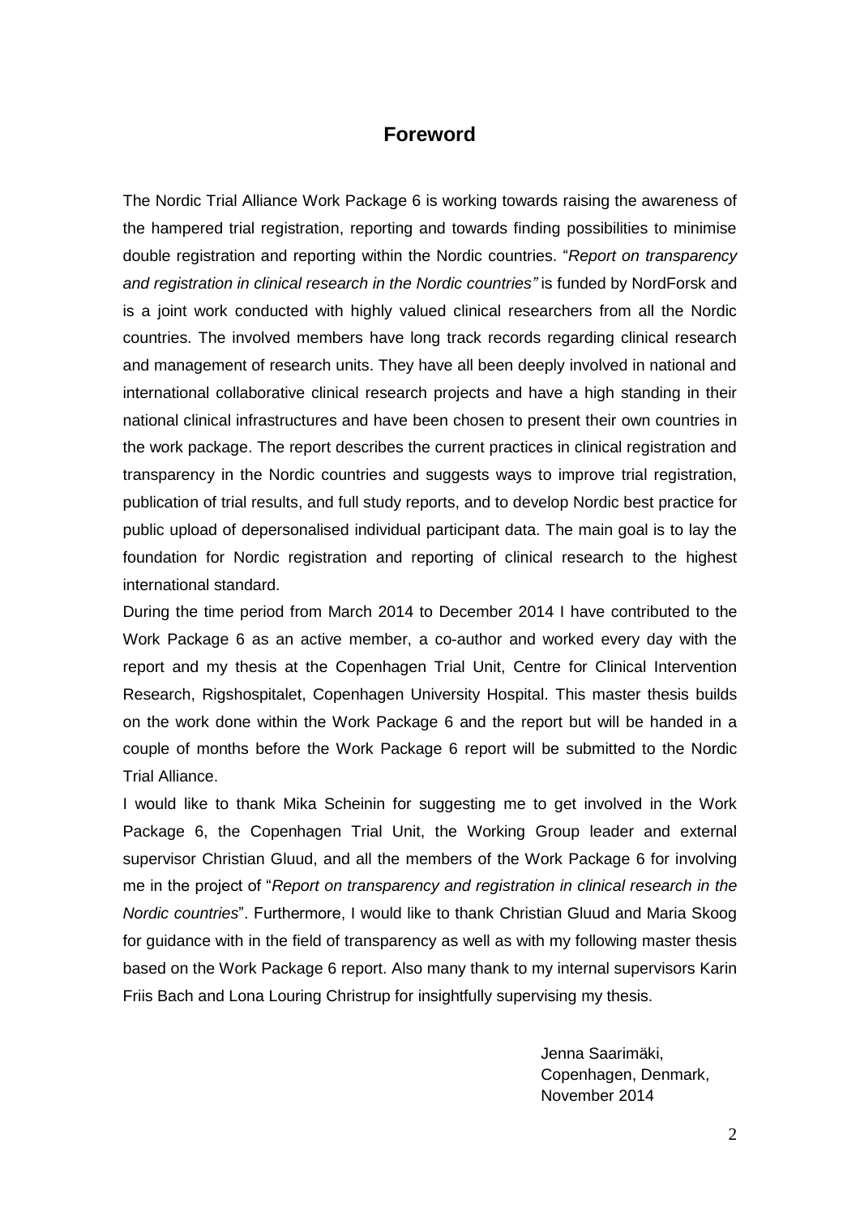# Foreword

The Nordic Trial Alliance Work Package 6 is working towards raising the awareness of the hampered trial registration, reporting and towards finding possibilities to minimise double registration and reporting within the Nordic countries. "*Report on transparency and registration in clinical research in the Nordic countries"* is funded by NordForsk and is a joint work conducted with highly valued clinical researchers from all the Nordic countries. The involved members have long track records regarding clinical research and management of research units. They have all been deeply involved in national and international collaborative clinical research projects and have a high standing in their national clinical infrastructures and have been chosen to present their own countries in the work package. The report describes the current practices in clinical registration and transparency in the Nordic countries and suggests ways to improve trial registration, publication of trial results, and full study reports, and to develop Nordic best practice for public upload of depersonalised individual participant data. The main goal is to lay the foundation for Nordic registration and reporting of clinical research to the highest international standard.

During the time period from March 2014 to December 2014 I have contributed to the Work Package 6 as an active member, a co-author and worked every day with the report and my thesis at the Copenhagen Trial Unit, Centre for Clinical Intervention Research, Rigshospitalet, Copenhagen University Hospital. This master thesis builds on the work done within the Work Package 6 and the report but will be handed in a couple of months before the Work Package 6 report will be submitted to the Nordic Trial Alliance.

I would like to thank Mika Scheinin for suggesting me to get involved in the Work Package 6, the Copenhagen Trial Unit, the Working Group leader and external supervisor Christian Gluud, and all the members of the Work Package 6 for involving me in the project of "*Report on transparency and registration in clinical research in the Nordic countries*". Furthermore, I would like to thank Christian Gluud and Maria Skoog for guidance with in the field of transparency as well as with my following master thesis based on the Work Package 6 report. Also many thank to my internal supervisors Karin Friis Bach and Lona Louring Christrup for insightfully supervising my thesis.

Jenna Saarimäki,
Copenhagen, Denmark,
November 2014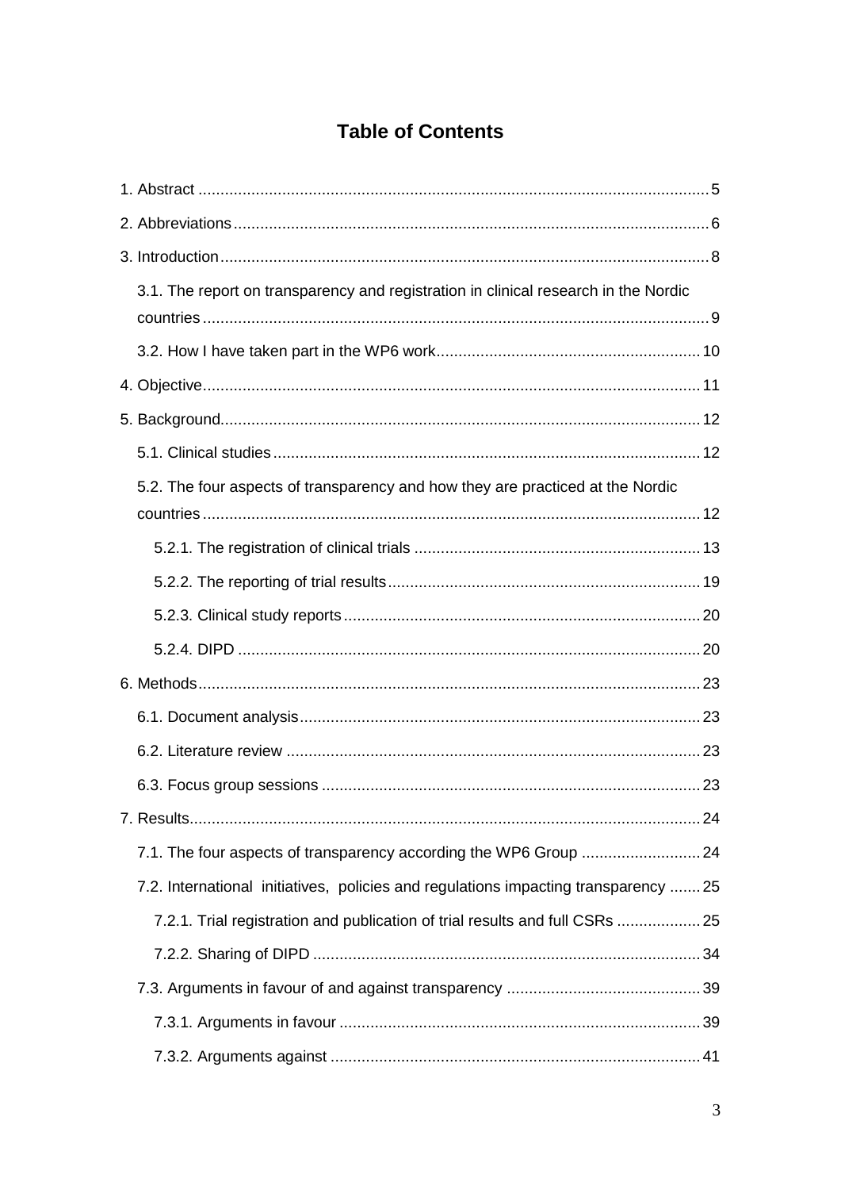# Table of Contents

1. Abstract ..... 5

2. Abbreviations ..... 6

3. Introduction ..... 8

- 3.1. The report on transparency and registration in clinical research in the Nordic countries ..... 9
- 3.2. How I have taken part in the WP6 work ..... 10

4. Objective ..... 11

5. Background ..... 12

- 5.1. Clinical studies ..... 12
- 5.2. The four aspects of transparency and how they are practiced at the Nordic countries ..... 12
  - 5.2.1. The registration of clinical trials ..... 13
  - 5.2.2. The reporting of trial results ..... 19
  - 5.2.3. Clinical study reports ..... 20
  - 5.2.4. DIPD ..... 20

6. Methods ..... 23

- 6.1. Document analysis ..... 23
- 6.2. Literature review ..... 23
- 6.3. Focus group sessions ..... 23

7. Results ..... 24

- 7.1. The four aspects of transparency according the WP6 Group ..... 24
- 7.2. International initiatives, policies and regulations impacting transparency ..... 25
  - 7.2.1. Trial registration and publication of trial results and full CSRs ..... 25
  - 7.2.2. Sharing of DIPD ..... 34
- 7.3. Arguments in favour of and against transparency ..... 39
  - 7.3.1. Arguments in favour ..... 39
  - 7.3.2. Arguments against ..... 41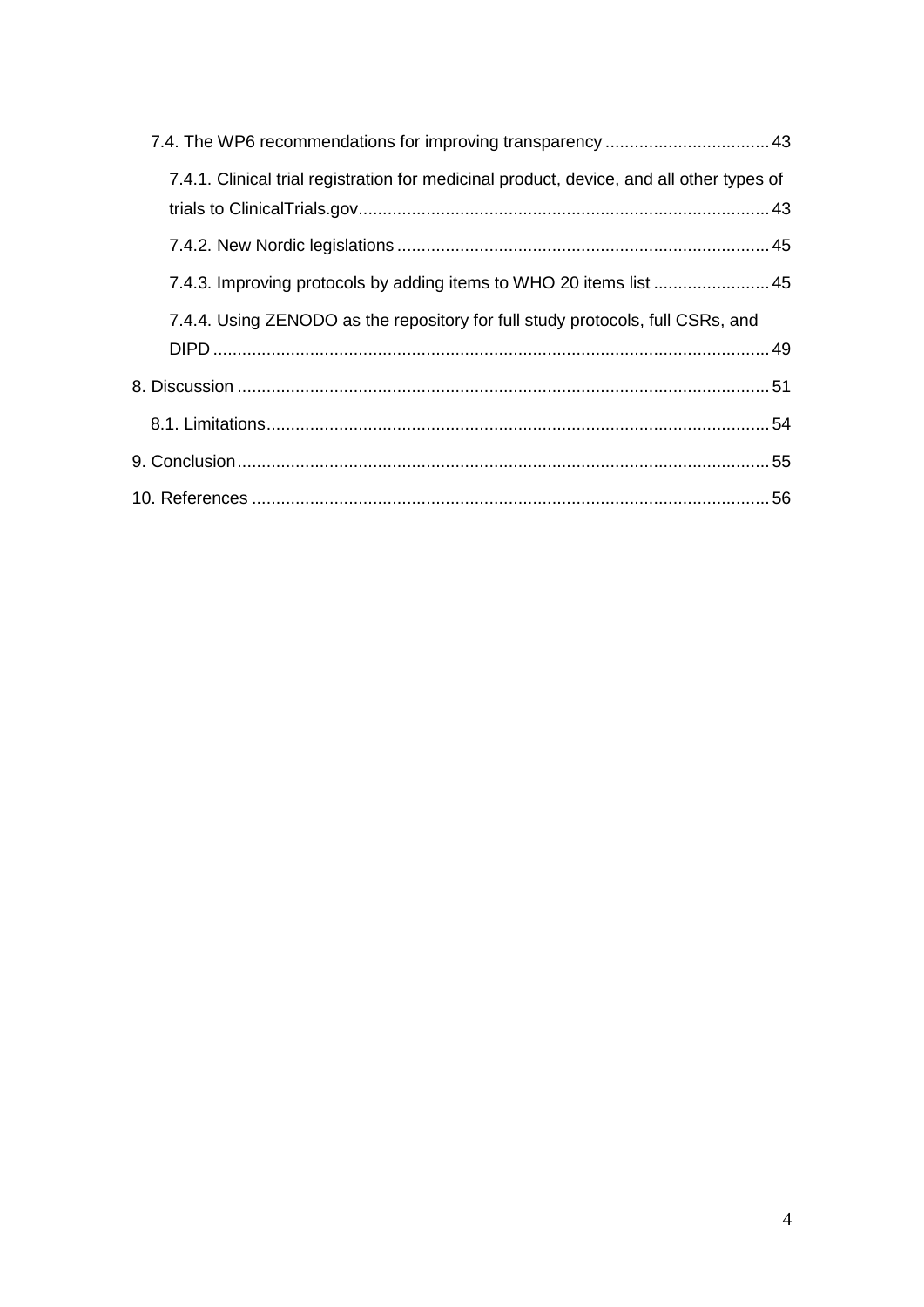7.4. The WP6 recommendations for improving transparency .................................. 43

7.4.1. Clinical trial registration for medicinal product, device, and all other types of trials to ClinicalTrials.gov..................................................................................... 43

7.4.2. New Nordic legislations ............................................................................ 45

7.4.3. Improving protocols by adding items to WHO 20 items list ........................ 45

7.4.4. Using ZENODO as the repository for full study protocols, full CSRs, and DIPD .................................................................................................................. 49

8. Discussion ............................................................................................................ 51

8.1. Limitations....................................................................................................... 54

9. Conclusion............................................................................................................ 55

10. References .......................................................................................................... 56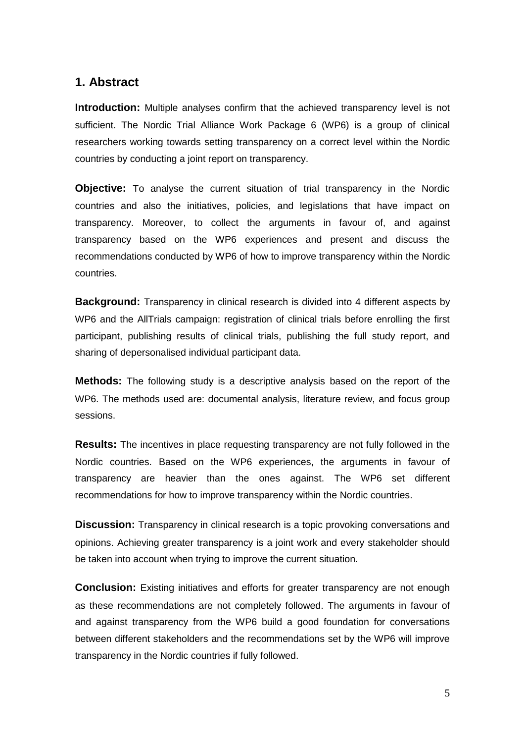## 1. Abstract

**Introduction:** Multiple analyses confirm that the achieved transparency level is not sufficient. The Nordic Trial Alliance Work Package 6 (WP6) is a group of clinical researchers working towards setting transparency on a correct level within the Nordic countries by conducting a joint report on transparency.

**Objective:** To analyse the current situation of trial transparency in the Nordic countries and also the initiatives, policies, and legislations that have impact on transparency. Moreover, to collect the arguments in favour of, and against transparency based on the WP6 experiences and present and discuss the recommendations conducted by WP6 of how to improve transparency within the Nordic countries.

**Background:** Transparency in clinical research is divided into 4 different aspects by WP6 and the AllTrials campaign: registration of clinical trials before enrolling the first participant, publishing results of clinical trials, publishing the full study report, and sharing of depersonalised individual participant data.

**Methods:** The following study is a descriptive analysis based on the report of the WP6. The methods used are: documental analysis, literature review, and focus group sessions.

**Results:** The incentives in place requesting transparency are not fully followed in the Nordic countries. Based on the WP6 experiences, the arguments in favour of transparency are heavier than the ones against. The WP6 set different recommendations for how to improve transparency within the Nordic countries.

**Discussion:** Transparency in clinical research is a topic provoking conversations and opinions. Achieving greater transparency is a joint work and every stakeholder should be taken into account when trying to improve the current situation.

**Conclusion:** Existing initiatives and efforts for greater transparency are not enough as these recommendations are not completely followed. The arguments in favour of and against transparency from the WP6 build a good foundation for conversations between different stakeholders and the recommendations set by the WP6 will improve transparency in the Nordic countries if fully followed.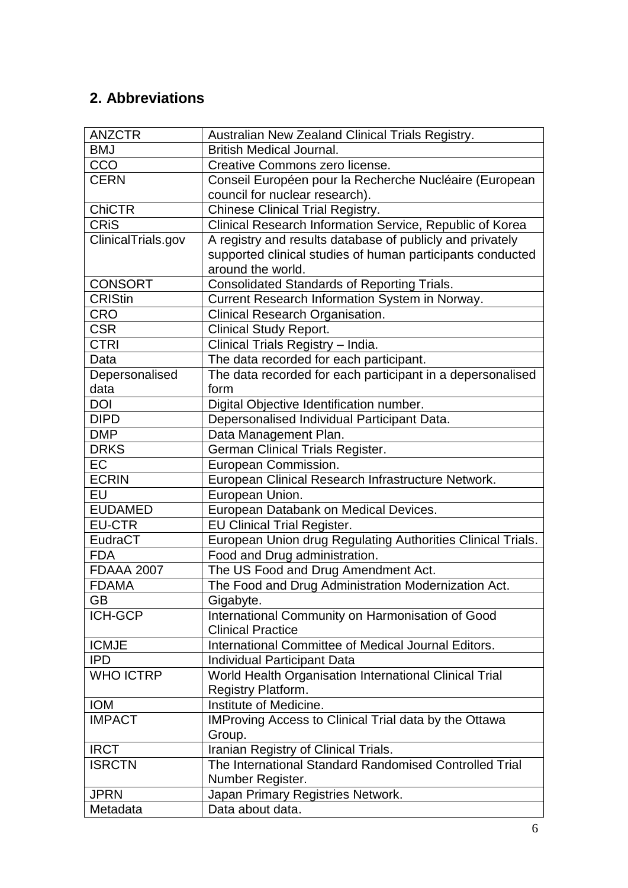## 2. Abbreviations

| | |
|---|---|
| ANZCTR | Australian New Zealand Clinical Trials Registry. |
| BMJ | British Medical Journal. |
| CCO | Creative Commons zero license. |
| CERN | Conseil Européen pour la Recherche Nucléaire (European council for nuclear research). |
| ChiCTR | Chinese Clinical Trial Registry. |
| CRiS | Clinical Research Information Service, Republic of Korea |
| ClinicalTrials.gov | A registry and results database of publicly and privately supported clinical studies of human participants conducted around the world. |
| CONSORT | Consolidated Standards of Reporting Trials. |
| CRIStin | Current Research Information System in Norway. |
| CRO | Clinical Research Organisation. |
| CSR | Clinical Study Report. |
| CTRI | Clinical Trials Registry – India. |
| Data | The data recorded for each participant. |
| Depersonalised data | The data recorded for each participant in a depersonalised form |
| DOI | Digital Objective Identification number. |
| DIPD | Depersonalised Individual Participant Data. |
| DMP | Data Management Plan. |
| DRKS | German Clinical Trials Register. |
| EC | European Commission. |
| ECRIN | European Clinical Research Infrastructure Network. |
| EU | European Union. |
| EUDAMED | European Databank on Medical Devices. |
| EU-CTR | EU Clinical Trial Register. |
| EudraCT | European Union drug Regulating Authorities Clinical Trials. |
| FDA | Food and Drug administration. |
| FDAAA 2007 | The US Food and Drug Amendment Act. |
| FDAMA | The Food and Drug Administration Modernization Act. |
| GB | Gigabyte. |
| ICH-GCP | International Community on Harmonisation of Good Clinical Practice |
| ICMJE | International Committee of Medical Journal Editors. |
| IPD | Individual Participant Data |
| WHO ICTRP | World Health Organisation International Clinical Trial Registry Platform. |
| IOM | Institute of Medicine. |
| IMPACT | IMProving Access to Clinical Trial data by the Ottawa Group. |
| IRCT | Iranian Registry of Clinical Trials. |
| ISRCTN | The International Standard Randomised Controlled Trial Number Register. |
| JPRN | Japan Primary Registries Network. |
| Metadata | Data about data. |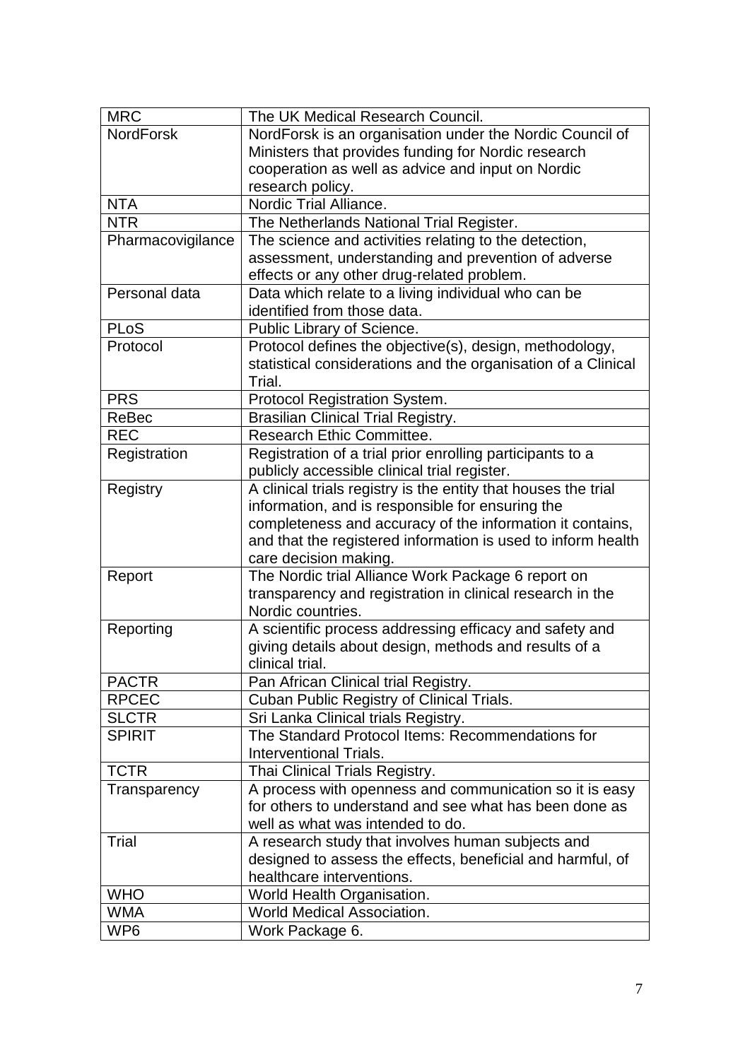| MRC | The UK Medical Research Council. |
|---|---|
| NordForsk | NordForsk is an organisation under the Nordic Council of Ministers that provides funding for Nordic research cooperation as well as advice and input on Nordic research policy. |
| NTA | Nordic Trial Alliance. |
| NTR | The Netherlands National Trial Register. |
| Pharmacovigilance | The science and activities relating to the detection, assessment, understanding and prevention of adverse effects or any other drug-related problem. |
| Personal data | Data which relate to a living individual who can be identified from those data. |
| PLoS | Public Library of Science. |
| Protocol | Protocol defines the objective(s), design, methodology, statistical considerations and the organisation of a Clinical Trial. |
| PRS | Protocol Registration System. |
| ReBec | Brasilian Clinical Trial Registry. |
| REC | Research Ethic Committee. |
| Registration | Registration of a trial prior enrolling participants to a publicly accessible clinical trial register. |
| Registry | A clinical trials registry is the entity that houses the trial information, and is responsible for ensuring the completeness and accuracy of the information it contains, and that the registered information is used to inform health care decision making. |
| Report | The Nordic trial Alliance Work Package 6 report on transparency and registration in clinical research in the Nordic countries. |
| Reporting | A scientific process addressing efficacy and safety and giving details about design, methods and results of a clinical trial. |
| PACTR | Pan African Clinical trial Registry. |
| RPCEC | Cuban Public Registry of Clinical Trials. |
| SLCTR | Sri Lanka Clinical trials Registry. |
| SPIRIT | The Standard Protocol Items: Recommendations for Interventional Trials. |
| TCTR | Thai Clinical Trials Registry. |
| Transparency | A process with openness and communication so it is easy for others to understand and see what has been done as well as what was intended to do. |
| Trial | A research study that involves human subjects and designed to assess the effects, beneficial and harmful, of healthcare interventions. |
| WHO | World Health Organisation. |
| WMA | World Medical Association. |
| WP6 | Work Package 6. |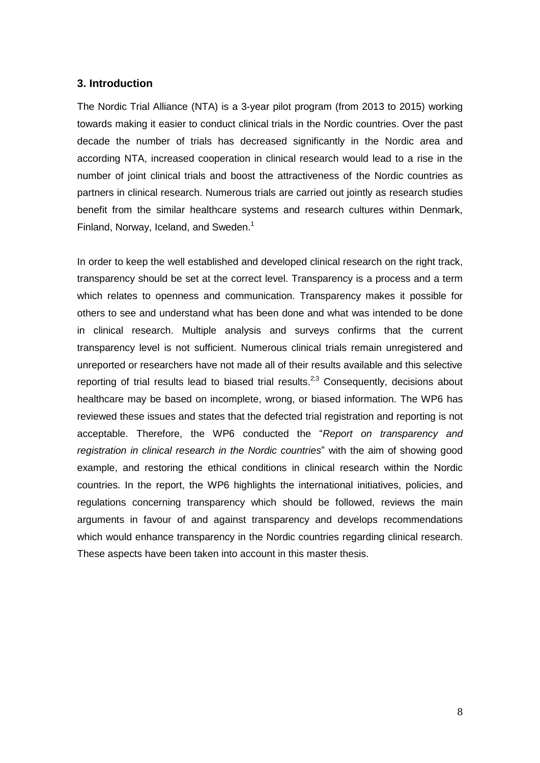## 3. Introduction

The Nordic Trial Alliance (NTA) is a 3-year pilot program (from 2013 to 2015) working towards making it easier to conduct clinical trials in the Nordic countries. Over the past decade the number of trials has decreased significantly in the Nordic area and according NTA, increased cooperation in clinical research would lead to a rise in the number of joint clinical trials and boost the attractiveness of the Nordic countries as partners in clinical research. Numerous trials are carried out jointly as research studies benefit from the similar healthcare systems and research cultures within Denmark, Finland, Norway, Iceland, and Sweden.[1]

In order to keep the well established and developed clinical research on the right track, transparency should be set at the correct level. Transparency is a process and a term which relates to openness and communication. Transparency makes it possible for others to see and understand what has been done and what was intended to be done in clinical research. Multiple analysis and surveys confirms that the current transparency level is not sufficient. Numerous clinical trials remain unregistered and unreported or researchers have not made all of their results available and this selective reporting of trial results lead to biased trial results.[2;3] Consequently, decisions about healthcare may be based on incomplete, wrong, or biased information. The WP6 has reviewed these issues and states that the defected trial registration and reporting is not acceptable. Therefore, the WP6 conducted the "*Report on transparency and registration in clinical research in the Nordic countries*" with the aim of showing good example, and restoring the ethical conditions in clinical research within the Nordic countries. In the report, the WP6 highlights the international initiatives, policies, and regulations concerning transparency which should be followed, reviews the main arguments in favour of and against transparency and develops recommendations which would enhance transparency in the Nordic countries regarding clinical research. These aspects have been taken into account in this master thesis.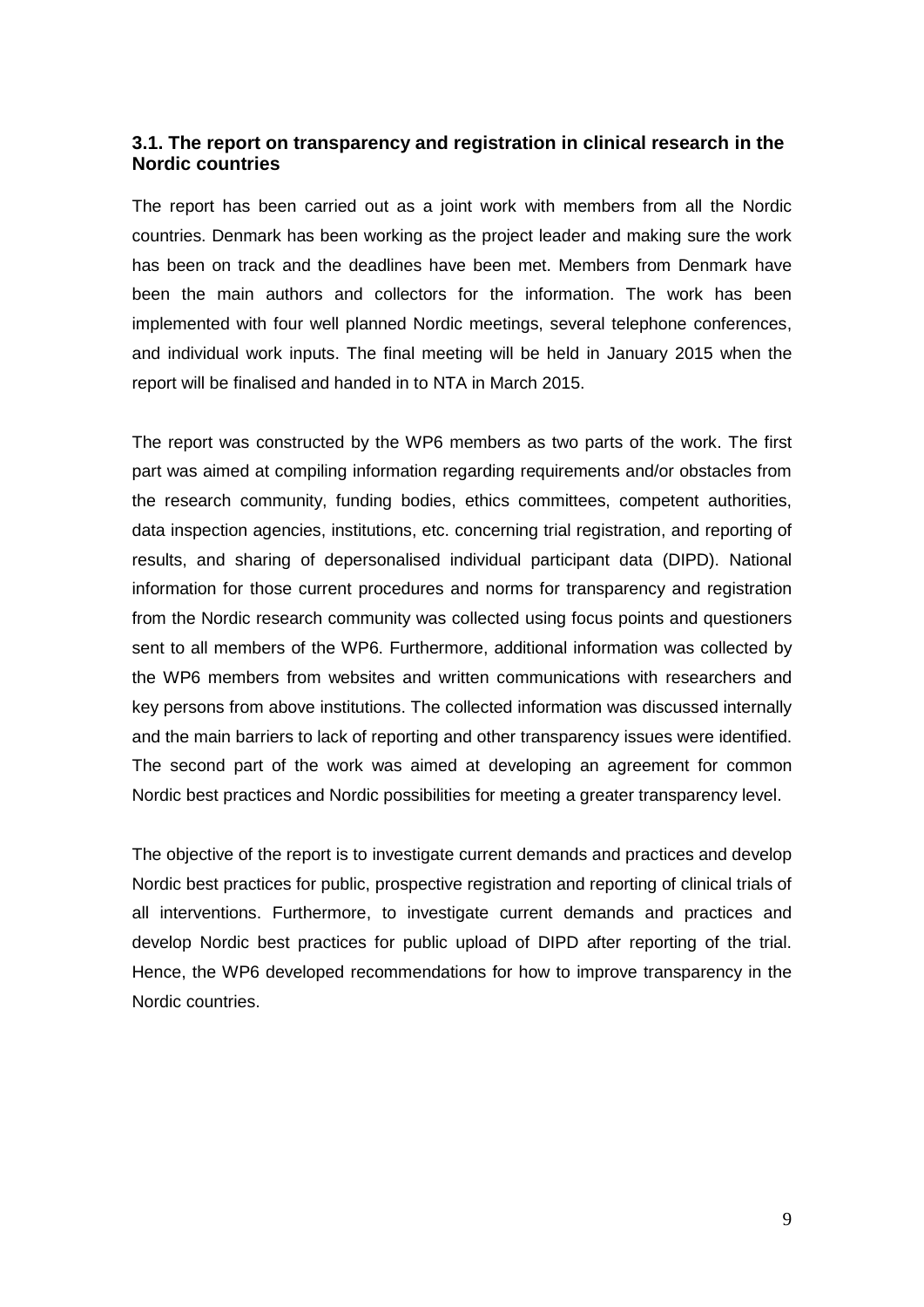### 3.1. The report on transparency and registration in clinical research in the Nordic countries

The report has been carried out as a joint work with members from all the Nordic countries. Denmark has been working as the project leader and making sure the work has been on track and the deadlines have been met. Members from Denmark have been the main authors and collectors for the information. The work has been implemented with four well planned Nordic meetings, several telephone conferences, and individual work inputs. The final meeting will be held in January 2015 when the report will be finalised and handed in to NTA in March 2015.

The report was constructed by the WP6 members as two parts of the work. The first part was aimed at compiling information regarding requirements and/or obstacles from the research community, funding bodies, ethics committees, competent authorities, data inspection agencies, institutions, etc. concerning trial registration, and reporting of results, and sharing of depersonalised individual participant data (DIPD). National information for those current procedures and norms for transparency and registration from the Nordic research community was collected using focus points and questioners sent to all members of the WP6. Furthermore, additional information was collected by the WP6 members from websites and written communications with researchers and key persons from above institutions. The collected information was discussed internally and the main barriers to lack of reporting and other transparency issues were identified. The second part of the work was aimed at developing an agreement for common Nordic best practices and Nordic possibilities for meeting a greater transparency level.

The objective of the report is to investigate current demands and practices and develop Nordic best practices for public, prospective registration and reporting of clinical trials of all interventions. Furthermore, to investigate current demands and practices and develop Nordic best practices for public upload of DIPD after reporting of the trial. Hence, the WP6 developed recommendations for how to improve transparency in the Nordic countries.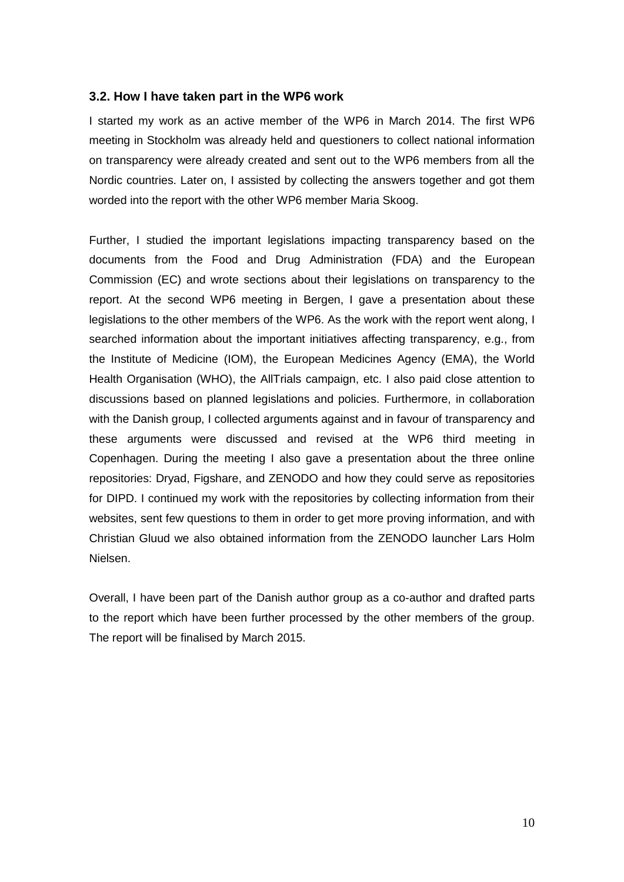### 3.2. How I have taken part in the WP6 work

I started my work as an active member of the WP6 in March 2014. The first WP6 meeting in Stockholm was already held and questioners to collect national information on transparency were already created and sent out to the WP6 members from all the Nordic countries. Later on, I assisted by collecting the answers together and got them worded into the report with the other WP6 member Maria Skoog.

Further, I studied the important legislations impacting transparency based on the documents from the Food and Drug Administration (FDA) and the European Commission (EC) and wrote sections about their legislations on transparency to the report. At the second WP6 meeting in Bergen, I gave a presentation about these legislations to the other members of the WP6. As the work with the report went along, I searched information about the important initiatives affecting transparency, e.g., from the Institute of Medicine (IOM), the European Medicines Agency (EMA), the World Health Organisation (WHO), the AllTrials campaign, etc. I also paid close attention to discussions based on planned legislations and policies. Furthermore, in collaboration with the Danish group, I collected arguments against and in favour of transparency and these arguments were discussed and revised at the WP6 third meeting in Copenhagen. During the meeting I also gave a presentation about the three online repositories: Dryad, Figshare, and ZENODO and how they could serve as repositories for DIPD. I continued my work with the repositories by collecting information from their websites, sent few questions to them in order to get more proving information, and with Christian Gluud we also obtained information from the ZENODO launcher Lars Holm Nielsen.

Overall, I have been part of the Danish author group as a co-author and drafted parts to the report which have been further processed by the other members of the group. The report will be finalised by March 2015.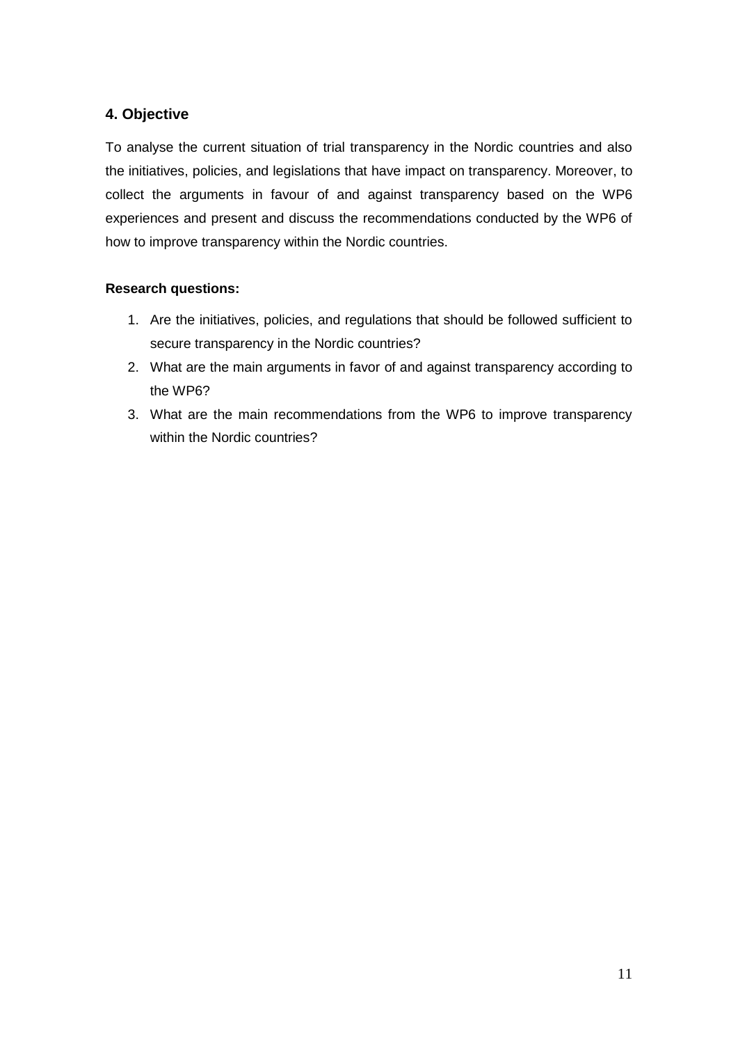## 4. Objective

To analyse the current situation of trial transparency in the Nordic countries and also the initiatives, policies, and legislations that have impact on transparency. Moreover, to collect the arguments in favour of and against transparency based on the WP6 experiences and present and discuss the recommendations conducted by the WP6 of how to improve transparency within the Nordic countries.

**Research questions:**

1. Are the initiatives, policies, and regulations that should be followed sufficient to secure transparency in the Nordic countries?
2. What are the main arguments in favor of and against transparency according to the WP6?
3. What are the main recommendations from the WP6 to improve transparency within the Nordic countries?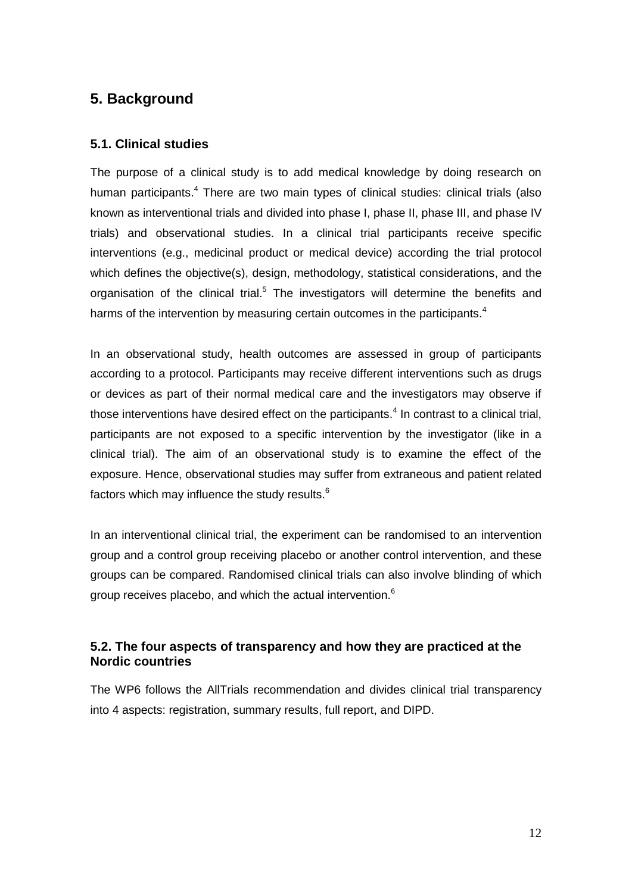## 5. Background

### 5.1. Clinical studies

The purpose of a clinical study is to add medical knowledge by doing research on human participants.[4] There are two main types of clinical studies: clinical trials (also known as interventional trials and divided into phase I, phase II, phase III, and phase IV trials) and observational studies. In a clinical trial participants receive specific interventions (e.g., medicinal product or medical device) according the trial protocol which defines the objective(s), design, methodology, statistical considerations, and the organisation of the clinical trial.[5] The investigators will determine the benefits and harms of the intervention by measuring certain outcomes in the participants.[4]

In an observational study, health outcomes are assessed in group of participants according to a protocol. Participants may receive different interventions such as drugs or devices as part of their normal medical care and the investigators may observe if those interventions have desired effect on the participants.[4] In contrast to a clinical trial, participants are not exposed to a specific intervention by the investigator (like in a clinical trial). The aim of an observational study is to examine the effect of the exposure. Hence, observational studies may suffer from extraneous and patient related factors which may influence the study results.[6]

In an interventional clinical trial, the experiment can be randomised to an intervention group and a control group receiving placebo or another control intervention, and these groups can be compared. Randomised clinical trials can also involve blinding of which group receives placebo, and which the actual intervention.[6]

### 5.2. The four aspects of transparency and how they are practiced at the Nordic countries

The WP6 follows the AllTrials recommendation and divides clinical trial transparency into 4 aspects: registration, summary results, full report, and DIPD.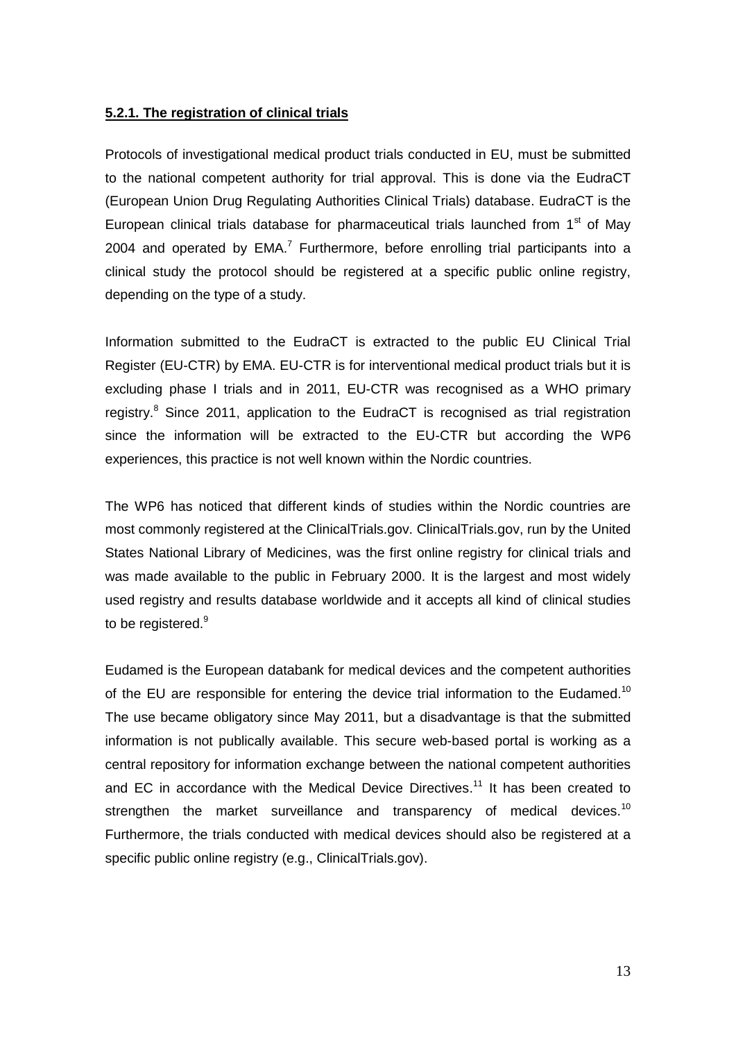#### **5.2.1. The registration of clinical trials**

Protocols of investigational medical product trials conducted in EU, must be submitted to the national competent authority for trial approval. This is done via the EudraCT (European Union Drug Regulating Authorities Clinical Trials) database. EudraCT is the European clinical trials database for pharmaceutical trials launched from 1st of May 2004 and operated by EMA.[7] Furthermore, before enrolling trial participants into a clinical study the protocol should be registered at a specific public online registry, depending on the type of a study.

Information submitted to the EudraCT is extracted to the public EU Clinical Trial Register (EU-CTR) by EMA. EU-CTR is for interventional medical product trials but it is excluding phase I trials and in 2011, EU-CTR was recognised as a WHO primary registry.[8] Since 2011, application to the EudraCT is recognised as trial registration since the information will be extracted to the EU-CTR but according the WP6 experiences, this practice is not well known within the Nordic countries.

The WP6 has noticed that different kinds of studies within the Nordic countries are most commonly registered at the ClinicalTrials.gov. ClinicalTrials.gov, run by the United States National Library of Medicines, was the first online registry for clinical trials and was made available to the public in February 2000. It is the largest and most widely used registry and results database worldwide and it accepts all kind of clinical studies to be registered.[9]

Eudamed is the European databank for medical devices and the competent authorities of the EU are responsible for entering the device trial information to the Eudamed.[10] The use became obligatory since May 2011, but a disadvantage is that the submitted information is not publically available. This secure web-based portal is working as a central repository for information exchange between the national competent authorities and EC in accordance with the Medical Device Directives.[11] It has been created to strengthen the market surveillance and transparency of medical devices.[10] Furthermore, the trials conducted with medical devices should also be registered at a specific public online registry (e.g., ClinicalTrials.gov).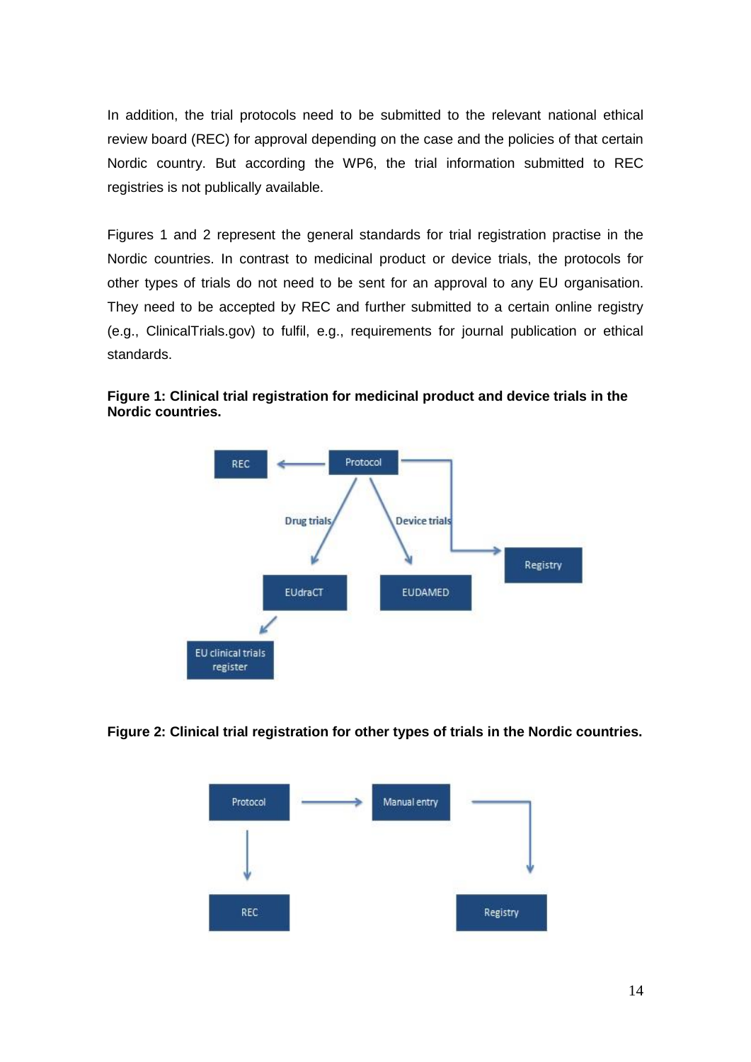In addition, the trial protocols need to be submitted to the relevant national ethical review board (REC) for approval depending on the case and the policies of that certain Nordic country. But according the WP6, the trial information submitted to REC registries is not publically available.

Figures 1 and 2 represent the general standards for trial registration practise in the Nordic countries. In contrast to medicinal product or device trials, the protocols for other types of trials do not need to be sent for an approval to any EU organisation. They need to be accepted by REC and further submitted to a certain online registry (e.g., ClinicalTrials.gov) to fulfil, e.g., requirements for journal publication or ethical standards.

**Figure 1: Clinical trial registration for medicinal product and device trials in the Nordic countries.**

**Figure 2: Clinical trial registration for other types of trials in the Nordic countries.**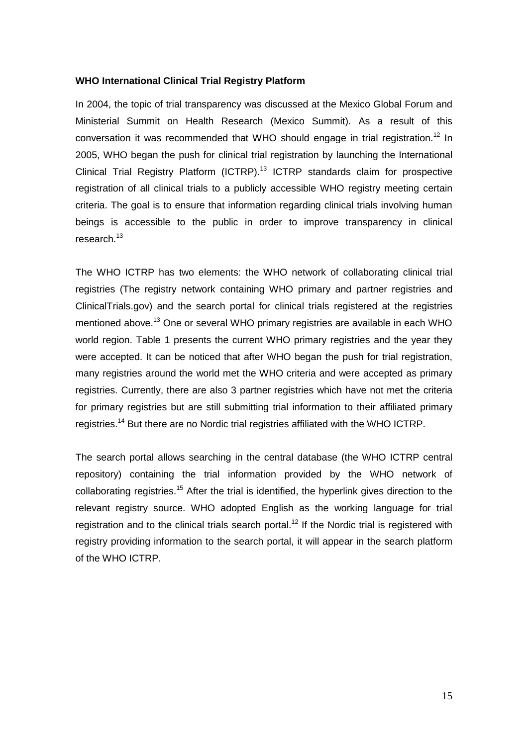**WHO International Clinical Trial Registry Platform**

In 2004, the topic of trial transparency was discussed at the Mexico Global Forum and Ministerial Summit on Health Research (Mexico Summit). As a result of this conversation it was recommended that WHO should engage in trial registration.[12] In 2005, WHO began the push for clinical trial registration by launching the International Clinical Trial Registry Platform (ICTRP).[13] ICTRP standards claim for prospective registration of all clinical trials to a publicly accessible WHO registry meeting certain criteria. The goal is to ensure that information regarding clinical trials involving human beings is accessible to the public in order to improve transparency in clinical research.[13]

The WHO ICTRP has two elements: the WHO network of collaborating clinical trial registries (The registry network containing WHO primary and partner registries and ClinicalTrials.gov) and the search portal for clinical trials registered at the registries mentioned above.[13] One or several WHO primary registries are available in each WHO world region. Table 1 presents the current WHO primary registries and the year they were accepted. It can be noticed that after WHO began the push for trial registration, many registries around the world met the WHO criteria and were accepted as primary registries. Currently, there are also 3 partner registries which have not met the criteria for primary registries but are still submitting trial information to their affiliated primary registries.[14] But there are no Nordic trial registries affiliated with the WHO ICTRP.

The search portal allows searching in the central database (the WHO ICTRP central repository) containing the trial information provided by the WHO network of collaborating registries.[15] After the trial is identified, the hyperlink gives direction to the relevant registry source. WHO adopted English as the working language for trial registration and to the clinical trials search portal.[12] If the Nordic trial is registered with registry providing information to the search portal, it will appear in the search platform of the WHO ICTRP.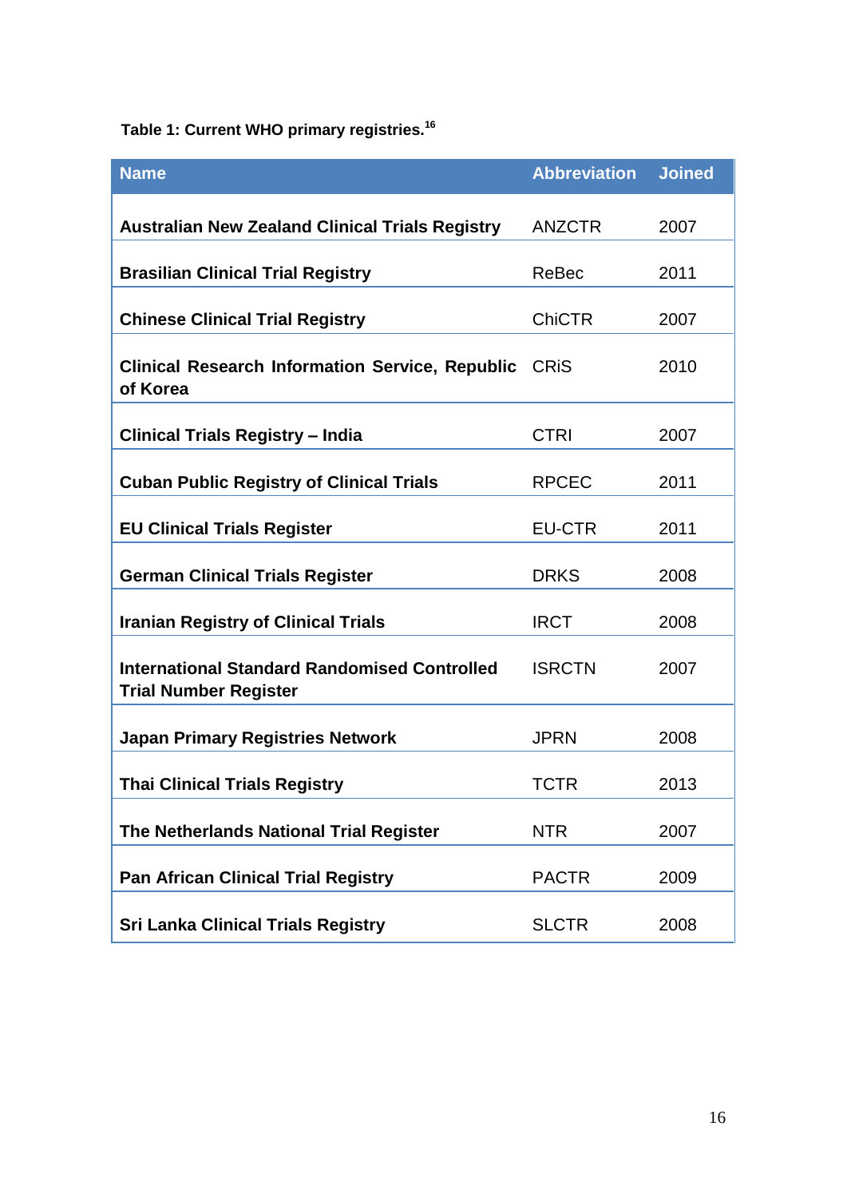**Table 1: Current WHO primary registries.**[16]

| Name | Abbreviation | Joined |
|---|---|---|
| **Australian New Zealand Clinical Trials Registry** | ANZCTR | 2007 |
| **Brasilian Clinical Trial Registry** | ReBec | 2011 |
| **Chinese Clinical Trial Registry** | ChiCTR | 2007 |
| **Clinical Research Information Service, Republic of Korea** | CRiS | 2010 |
| **Clinical Trials Registry – India** | CTRI | 2007 |
| **Cuban Public Registry of Clinical Trials** | RPCEC | 2011 |
| **EU Clinical Trials Register** | EU-CTR | 2011 |
| **German Clinical Trials Register** | DRKS | 2008 |
| **Iranian Registry of Clinical Trials** | IRCT | 2008 |
| **International Standard Randomised Controlled Trial Number Register** | ISRCTN | 2007 |
| **Japan Primary Registries Network** | JPRN | 2008 |
| **Thai Clinical Trials Registry** | TCTR | 2013 |
| **The Netherlands National Trial Register** | NTR | 2007 |
| **Pan African Clinical Trial Registry** | PACTR | 2009 |
| **Sri Lanka Clinical Trials Registry** | SLCTR | 2008 |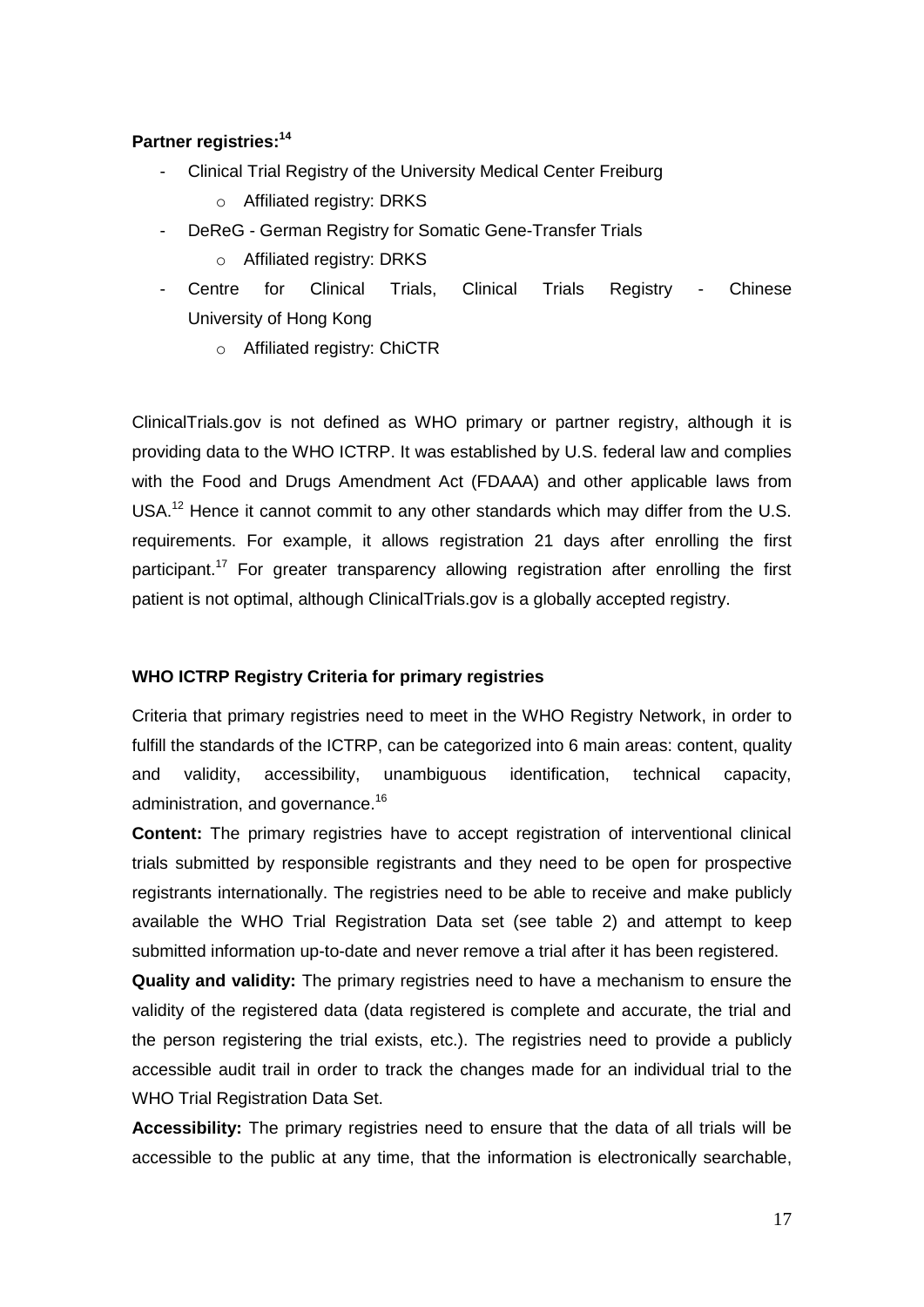**Partner registries:**[14]

- Clinical Trial Registry of the University Medical Center Freiburg
    - Affiliated registry: DRKS
- DeReG - German Registry for Somatic Gene-Transfer Trials
    - Affiliated registry: DRKS
- Centre for Clinical Trials, Clinical Trials Registry - Chinese University of Hong Kong
    - Affiliated registry: ChiCTR

ClinicalTrials.gov is not defined as WHO primary or partner registry, although it is providing data to the WHO ICTRP. It was established by U.S. federal law and complies with the Food and Drugs Amendment Act (FDAAA) and other applicable laws from USA.[12] Hence it cannot commit to any other standards which may differ from the U.S. requirements. For example, it allows registration 21 days after enrolling the first participant.[17] For greater transparency allowing registration after enrolling the first patient is not optimal, although ClinicalTrials.gov is a globally accepted registry.

**WHO ICTRP Registry Criteria for primary registries**

Criteria that primary registries need to meet in the WHO Registry Network, in order to fulfill the standards of the ICTRP, can be categorized into 6 main areas: content, quality and validity, accessibility, unambiguous identification, technical capacity, administration, and governance.[16]

**Content:** The primary registries have to accept registration of interventional clinical trials submitted by responsible registrants and they need to be open for prospective registrants internationally. The registries need to be able to receive and make publicly available the WHO Trial Registration Data set (see table 2) and attempt to keep submitted information up-to-date and never remove a trial after it has been registered.

**Quality and validity:** The primary registries need to have a mechanism to ensure the validity of the registered data (data registered is complete and accurate, the trial and the person registering the trial exists, etc.). The registries need to provide a publicly accessible audit trail in order to track the changes made for an individual trial to the WHO Trial Registration Data Set.

**Accessibility:** The primary registries need to ensure that the data of all trials will be accessible to the public at any time, that the information is electronically searchable,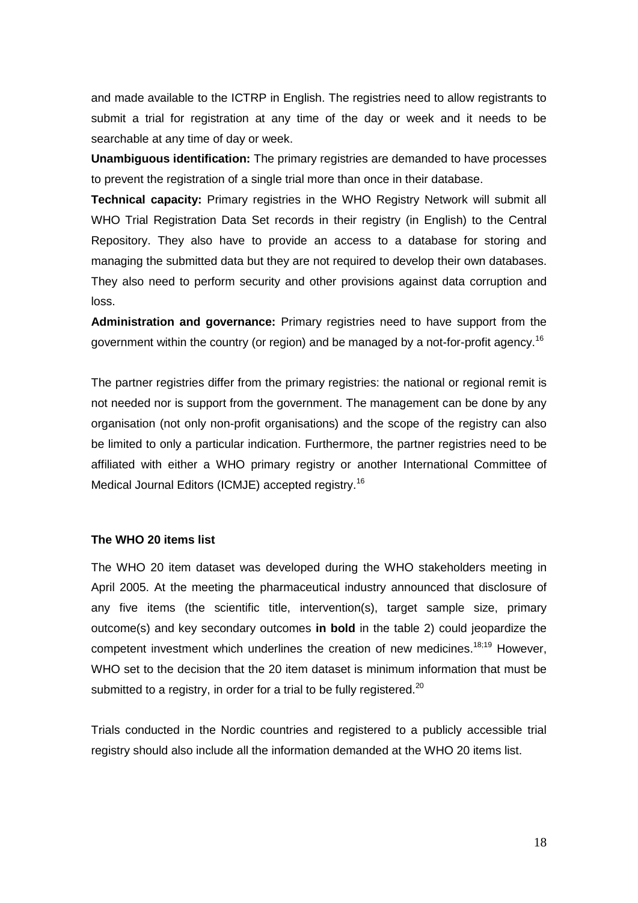and made available to the ICTRP in English. The registries need to allow registrants to submit a trial for registration at any time of the day or week and it needs to be searchable at any time of day or week.

**Unambiguous identification:** The primary registries are demanded to have processes to prevent the registration of a single trial more than once in their database.

**Technical capacity:** Primary registries in the WHO Registry Network will submit all WHO Trial Registration Data Set records in their registry (in English) to the Central Repository. They also have to provide an access to a database for storing and managing the submitted data but they are not required to develop their own databases. They also need to perform security and other provisions against data corruption and loss.

**Administration and governance:** Primary registries need to have support from the government within the country (or region) and be managed by a not-for-profit agency.[16]

The partner registries differ from the primary registries: the national or regional remit is not needed nor is support from the government. The management can be done by any organisation (not only non-profit organisations) and the scope of the registry can also be limited to only a particular indication. Furthermore, the partner registries need to be affiliated with either a WHO primary registry or another International Committee of Medical Journal Editors (ICMJE) accepted registry.[16]

### The WHO 20 items list

The WHO 20 item dataset was developed during the WHO stakeholders meeting in April 2005. At the meeting the pharmaceutical industry announced that disclosure of any five items (the scientific title, intervention(s), target sample size, primary outcome(s) and key secondary outcomes **in bold** in the table 2) could jeopardize the competent investment which underlines the creation of new medicines.[18;19] However, WHO set to the decision that the 20 item dataset is minimum information that must be submitted to a registry, in order for a trial to be fully registered.[20]

Trials conducted in the Nordic countries and registered to a publicly accessible trial registry should also include all the information demanded at the WHO 20 items list.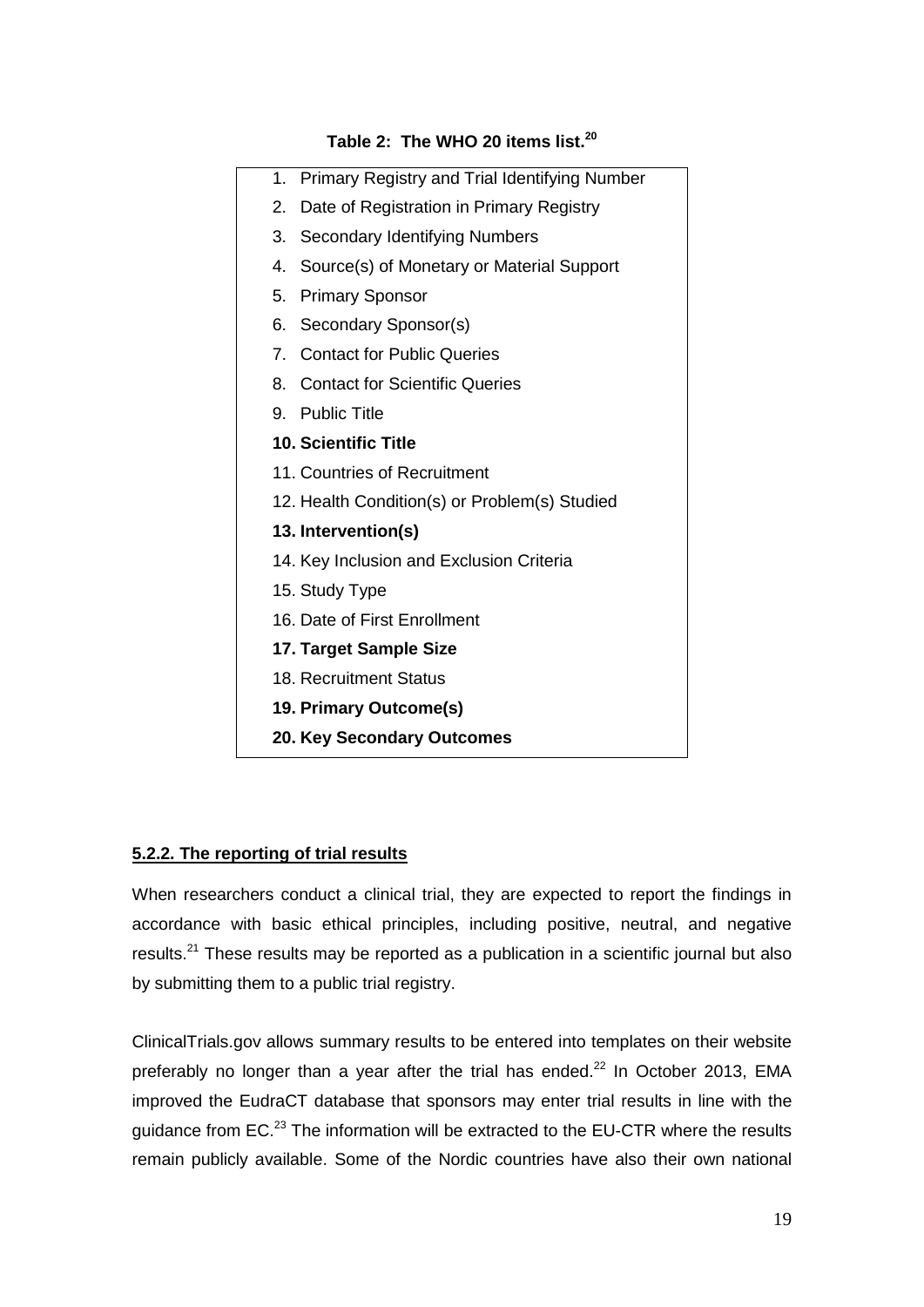**Table 2: The WHO 20 items list.**[20]

1. Primary Registry and Trial Identifying Number
2. Date of Registration in Primary Registry
3. Secondary Identifying Numbers
4. Source(s) of Monetary or Material Support
5. Primary Sponsor
6. Secondary Sponsor(s)
7. Contact for Public Queries
8. Contact for Scientific Queries
9. Public Title
10. **Scientific Title**
11. Countries of Recruitment
12. Health Condition(s) or Problem(s) Studied
13. **Intervention(s)**
14. Key Inclusion and Exclusion Criteria
15. Study Type
16. Date of First Enrollment
17. **Target Sample Size**
18. Recruitment Status
19. **Primary Outcome(s)**
20. **Key Secondary Outcomes**

#### 5.2.2. The reporting of trial results

When researchers conduct a clinical trial, they are expected to report the findings in accordance with basic ethical principles, including positive, neutral, and negative results.[21] These results may be reported as a publication in a scientific journal but also by submitting them to a public trial registry.

ClinicalTrials.gov allows summary results to be entered into templates on their website preferably no longer than a year after the trial has ended.[22] In October 2013, EMA improved the EudraCT database that sponsors may enter trial results in line with the guidance from EC.[23] The information will be extracted to the EU-CTR where the results remain publicly available. Some of the Nordic countries have also their own national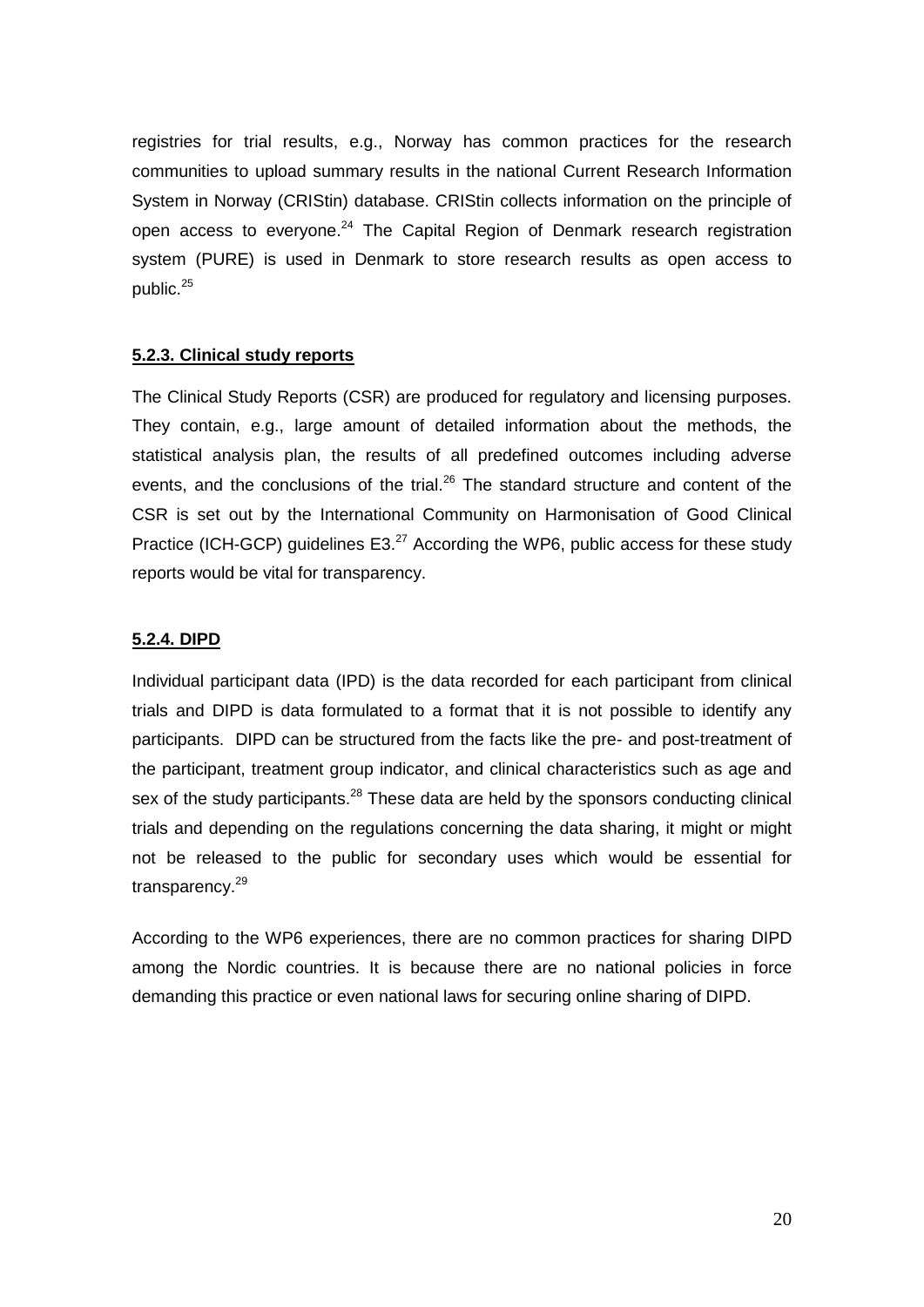registries for trial results, e.g., Norway has common practices for the research communities to upload summary results in the national Current Research Information System in Norway (CRIStin) database. CRIStin collects information on the principle of open access to everyone.[24] The Capital Region of Denmark research registration system (PURE) is used in Denmark to store research results as open access to public.[25]

#### 5.2.3. Clinical study reports

The Clinical Study Reports (CSR) are produced for regulatory and licensing purposes. They contain, e.g., large amount of detailed information about the methods, the statistical analysis plan, the results of all predefined outcomes including adverse events, and the conclusions of the trial.[26] The standard structure and content of the CSR is set out by the International Community on Harmonisation of Good Clinical Practice (ICH-GCP) guidelines E3.[27] According the WP6, public access for these study reports would be vital for transparency.

#### 5.2.4. DIPD

Individual participant data (IPD) is the data recorded for each participant from clinical trials and DIPD is data formulated to a format that it is not possible to identify any participants. DIPD can be structured from the facts like the pre- and post-treatment of the participant, treatment group indicator, and clinical characteristics such as age and sex of the study participants.[28] These data are held by the sponsors conducting clinical trials and depending on the regulations concerning the data sharing, it might or might not be released to the public for secondary uses which would be essential for transparency.[29]

According to the WP6 experiences, there are no common practices for sharing DIPD among the Nordic countries. It is because there are no national policies in force demanding this practice or even national laws for securing online sharing of DIPD.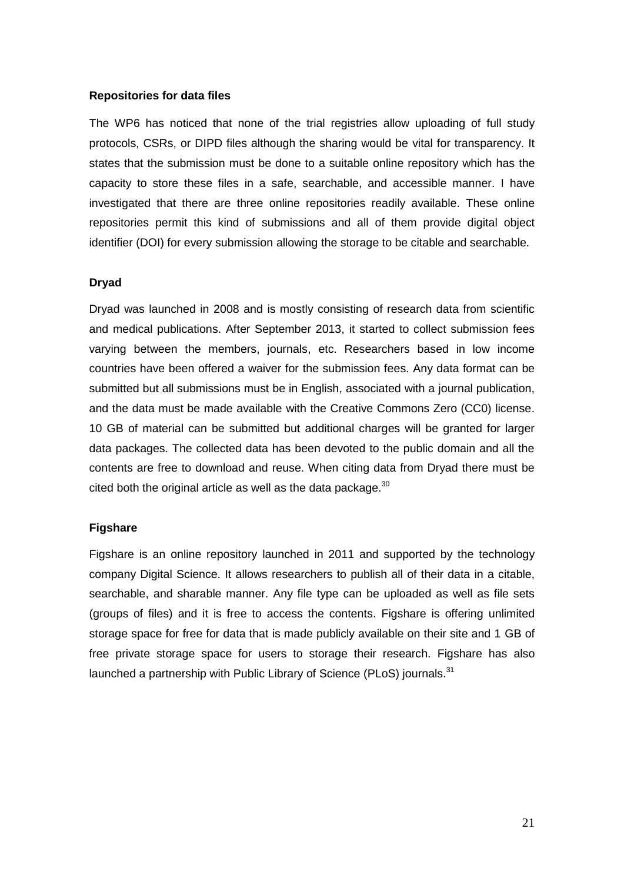**Repositories for data files**

The WP6 has noticed that none of the trial registries allow uploading of full study protocols, CSRs, or DIPD files although the sharing would be vital for transparency. It states that the submission must be done to a suitable online repository which has the capacity to store these files in a safe, searchable, and accessible manner. I have investigated that there are three online repositories readily available. These online repositories permit this kind of submissions and all of them provide digital object identifier (DOI) for every submission allowing the storage to be citable and searchable.

**Dryad**

Dryad was launched in 2008 and is mostly consisting of research data from scientific and medical publications. After September 2013, it started to collect submission fees varying between the members, journals, etc. Researchers based in low income countries have been offered a waiver for the submission fees. Any data format can be submitted but all submissions must be in English, associated with a journal publication, and the data must be made available with the Creative Commons Zero (CC0) license. 10 GB of material can be submitted but additional charges will be granted for larger data packages. The collected data has been devoted to the public domain and all the contents are free to download and reuse. When citing data from Dryad there must be cited both the original article as well as the data package.[30]

**Figshare**

Figshare is an online repository launched in 2011 and supported by the technology company Digital Science. It allows researchers to publish all of their data in a citable, searchable, and sharable manner. Any file type can be uploaded as well as file sets (groups of files) and it is free to access the contents. Figshare is offering unlimited storage space for free for data that is made publicly available on their site and 1 GB of free private storage space for users to storage their research. Figshare has also launched a partnership with Public Library of Science (PLoS) journals.[31]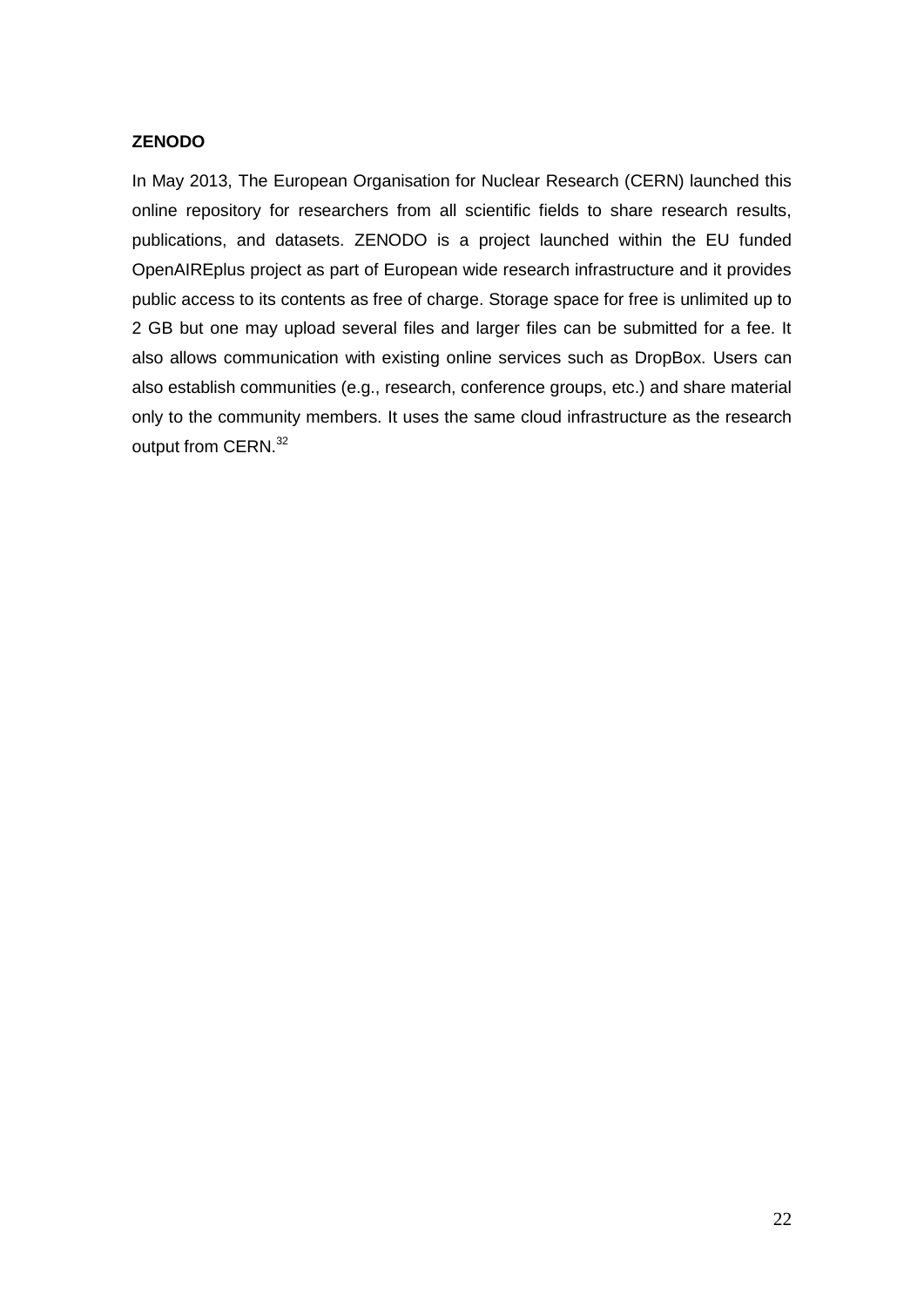**ZENODO**

In May 2013, The European Organisation for Nuclear Research (CERN) launched this online repository for researchers from all scientific fields to share research results, publications, and datasets. ZENODO is a project launched within the EU funded OpenAIREplus project as part of European wide research infrastructure and it provides public access to its contents as free of charge. Storage space for free is unlimited up to 2 GB but one may upload several files and larger files can be submitted for a fee. It also allows communication with existing online services such as DropBox. Users can also establish communities (e.g., research, conference groups, etc.) and share material only to the community members. It uses the same cloud infrastructure as the research output from CERN.[32]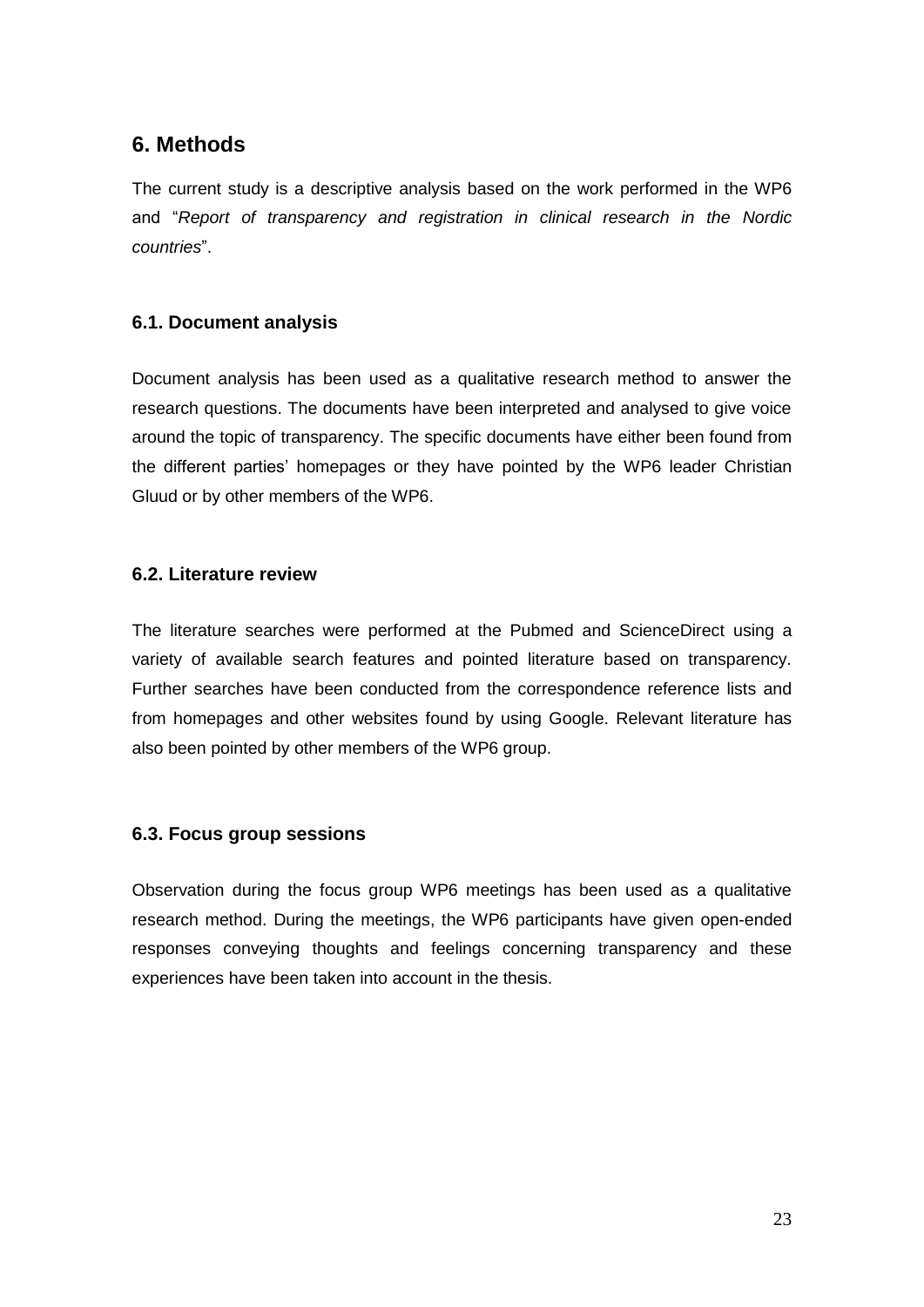## 6. Methods

The current study is a descriptive analysis based on the work performed in the WP6 and "*Report of transparency and registration in clinical research in the Nordic countries*".

### 6.1. Document analysis

Document analysis has been used as a qualitative research method to answer the research questions. The documents have been interpreted and analysed to give voice around the topic of transparency. The specific documents have either been found from the different parties' homepages or they have pointed by the WP6 leader Christian Gluud or by other members of the WP6.

### 6.2. Literature review

The literature searches were performed at the Pubmed and ScienceDirect using a variety of available search features and pointed literature based on transparency. Further searches have been conducted from the correspondence reference lists and from homepages and other websites found by using Google. Relevant literature has also been pointed by other members of the WP6 group.

### 6.3. Focus group sessions

Observation during the focus group WP6 meetings has been used as a qualitative research method. During the meetings, the WP6 participants have given open-ended responses conveying thoughts and feelings concerning transparency and these experiences have been taken into account in the thesis.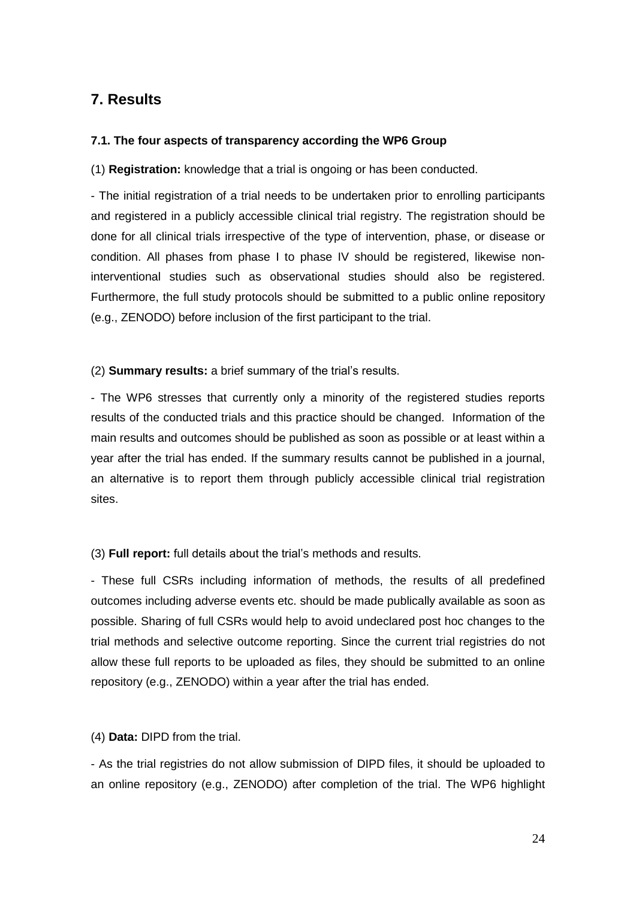# 7. Results

### 7.1. The four aspects of transparency according the WP6 Group

(1) **Registration:** knowledge that a trial is ongoing or has been conducted.

- The initial registration of a trial needs to be undertaken prior to enrolling participants and registered in a publicly accessible clinical trial registry. The registration should be done for all clinical trials irrespective of the type of intervention, phase, or disease or condition. All phases from phase I to phase IV should be registered, likewise non-interventional studies such as observational studies should also be registered. Furthermore, the full study protocols should be submitted to a public online repository (e.g., ZENODO) before inclusion of the first participant to the trial.

(2) **Summary results:** a brief summary of the trial's results.

- The WP6 stresses that currently only a minority of the registered studies reports results of the conducted trials and this practice should be changed. Information of the main results and outcomes should be published as soon as possible or at least within a year after the trial has ended. If the summary results cannot be published in a journal, an alternative is to report them through publicly accessible clinical trial registration sites.

(3) **Full report:** full details about the trial's methods and results.

- These full CSRs including information of methods, the results of all predefined outcomes including adverse events etc. should be made publically available as soon as possible. Sharing of full CSRs would help to avoid undeclared post hoc changes to the trial methods and selective outcome reporting. Since the current trial registries do not allow these full reports to be uploaded as files, they should be submitted to an online repository (e.g., ZENODO) within a year after the trial has ended.

(4) **Data:** DIPD from the trial.

- As the trial registries do not allow submission of DIPD files, it should be uploaded to an online repository (e.g., ZENODO) after completion of the trial. The WP6 highlight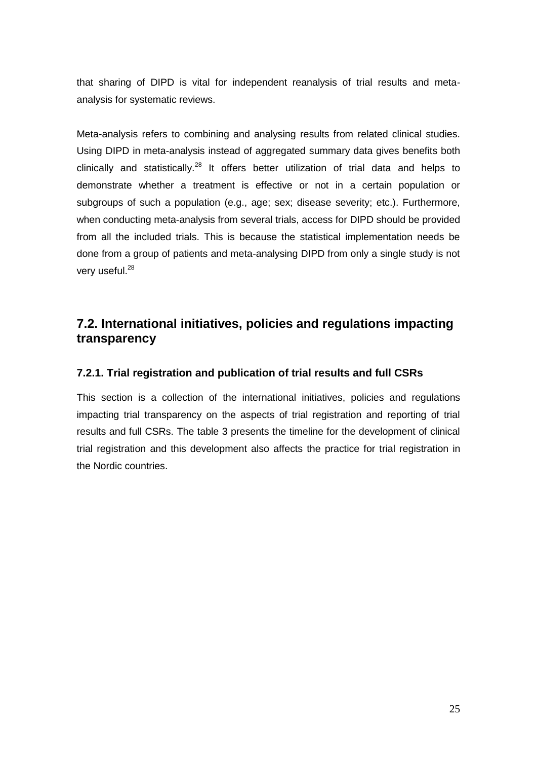that sharing of DIPD is vital for independent reanalysis of trial results and meta-analysis for systematic reviews.

Meta-analysis refers to combining and analysing results from related clinical studies. Using DIPD in meta-analysis instead of aggregated summary data gives benefits both clinically and statistically.[28] It offers better utilization of trial data and helps to demonstrate whether a treatment is effective or not in a certain population or subgroups of such a population (e.g., age; sex; disease severity; etc.). Furthermore, when conducting meta-analysis from several trials, access for DIPD should be provided from all the included trials. This is because the statistical implementation needs be done from a group of patients and meta-analysing DIPD from only a single study is not very useful.[28]

## 7.2. International initiatives, policies and regulations impacting transparency

### 7.2.1. Trial registration and publication of trial results and full CSRs

This section is a collection of the international initiatives, policies and regulations impacting trial transparency on the aspects of trial registration and reporting of trial results and full CSRs. The table 3 presents the timeline for the development of clinical trial registration and this development also affects the practice for trial registration in the Nordic countries.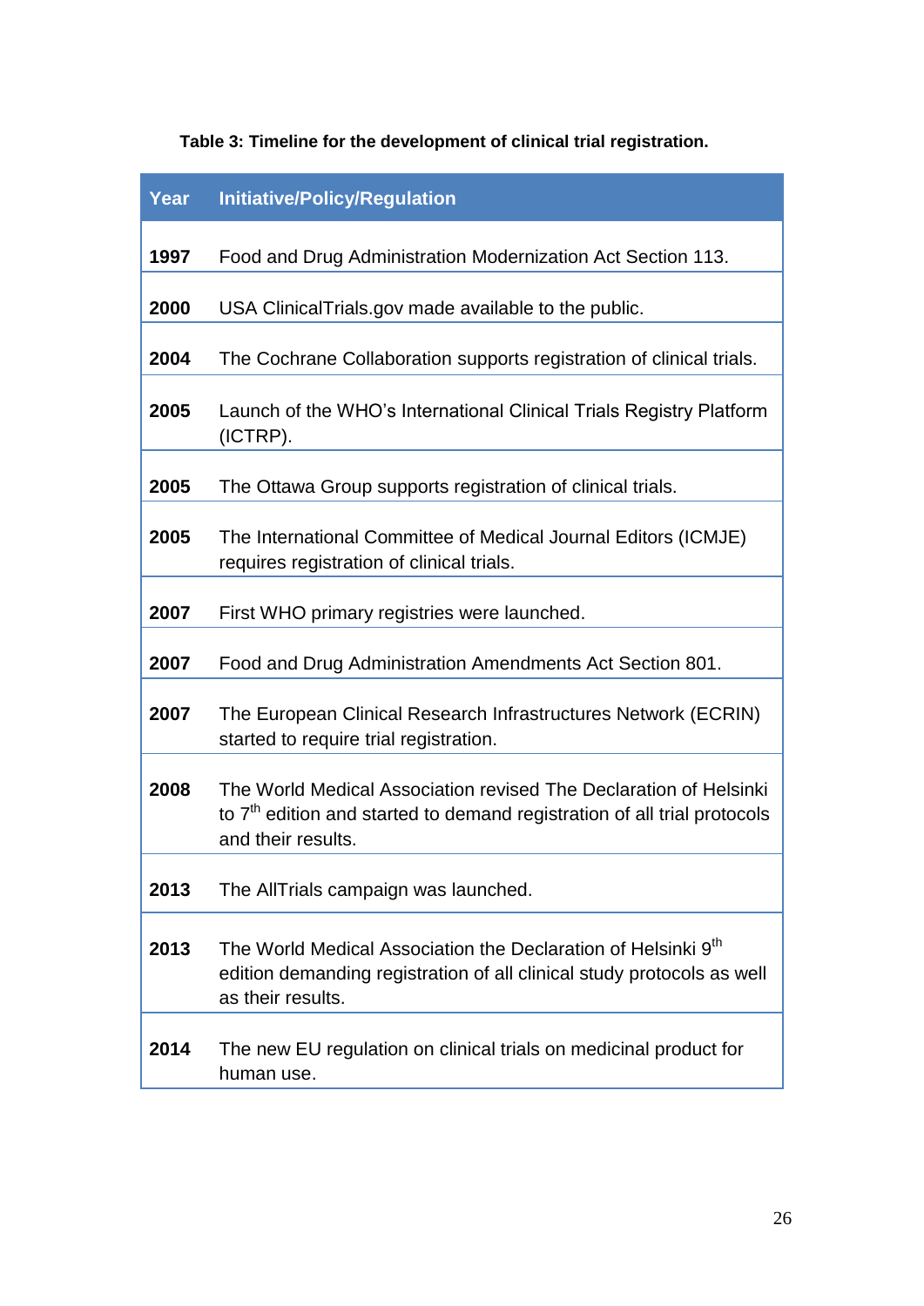**Table 3: Timeline for the development of clinical trial registration.**

| Year | Initiative/Policy/Regulation |
|---|---|
| 1997 | Food and Drug Administration Modernization Act Section 113. |
| 2000 | USA ClinicalTrials.gov made available to the public. |
| 2004 | The Cochrane Collaboration supports registration of clinical trials. |
| 2005 | Launch of the WHO's International Clinical Trials Registry Platform (ICTRP). |
| 2005 | The Ottawa Group supports registration of clinical trials. |
| 2005 | The International Committee of Medical Journal Editors (ICMJE) requires registration of clinical trials. |
| 2007 | First WHO primary registries were launched. |
| 2007 | Food and Drug Administration Amendments Act Section 801. |
| 2007 | The European Clinical Research Infrastructures Network (ECRIN) started to require trial registration. |
| 2008 | The World Medical Association revised The Declaration of Helsinki to 7th edition and started to demand registration of all trial protocols and their results. |
| 2013 | The AllTrials campaign was launched. |
| 2013 | The World Medical Association the Declaration of Helsinki 9th edition demanding registration of all clinical study protocols as well as their results. |
| 2014 | The new EU regulation on clinical trials on medicinal product for human use. |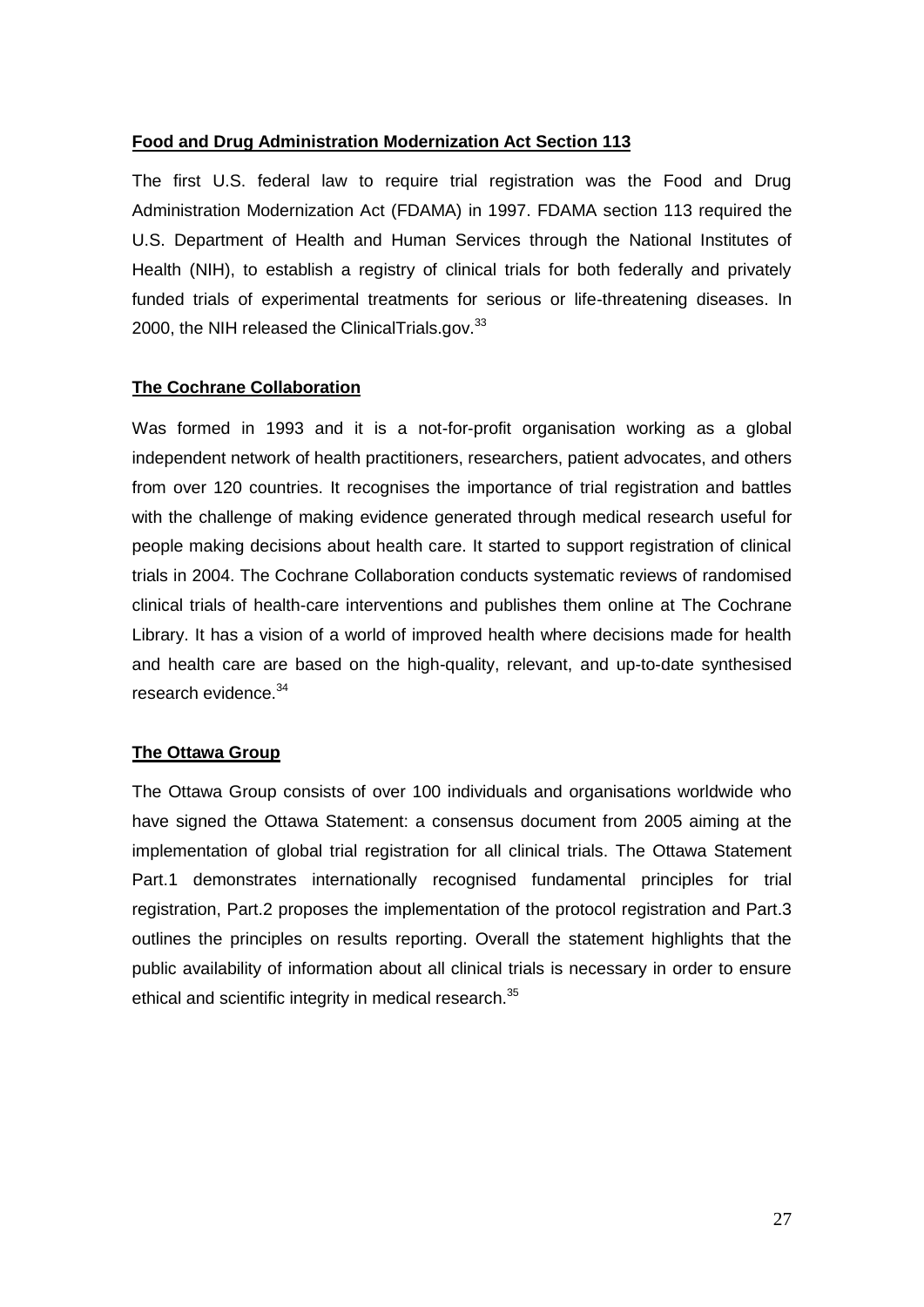**Food and Drug Administration Modernization Act Section 113**

The first U.S. federal law to require trial registration was the Food and Drug Administration Modernization Act (FDAMA) in 1997. FDAMA section 113 required the U.S. Department of Health and Human Services through the National Institutes of Health (NIH), to establish a registry of clinical trials for both federally and privately funded trials of experimental treatments for serious or life-threatening diseases. In 2000, the NIH released the ClinicalTrials.gov.[33]

**The Cochrane Collaboration**

Was formed in 1993 and it is a not-for-profit organisation working as a global independent network of health practitioners, researchers, patient advocates, and others from over 120 countries. It recognises the importance of trial registration and battles with the challenge of making evidence generated through medical research useful for people making decisions about health care. It started to support registration of clinical trials in 2004. The Cochrane Collaboration conducts systematic reviews of randomised clinical trials of health-care interventions and publishes them online at The Cochrane Library. It has a vision of a world of improved health where decisions made for health and health care are based on the high-quality, relevant, and up-to-date synthesised research evidence.[34]

**The Ottawa Group**

The Ottawa Group consists of over 100 individuals and organisations worldwide who have signed the Ottawa Statement: a consensus document from 2005 aiming at the implementation of global trial registration for all clinical trials. The Ottawa Statement Part.1 demonstrates internationally recognised fundamental principles for trial registration, Part.2 proposes the implementation of the protocol registration and Part.3 outlines the principles on results reporting. Overall the statement highlights that the public availability of information about all clinical trials is necessary in order to ensure ethical and scientific integrity in medical research.[35]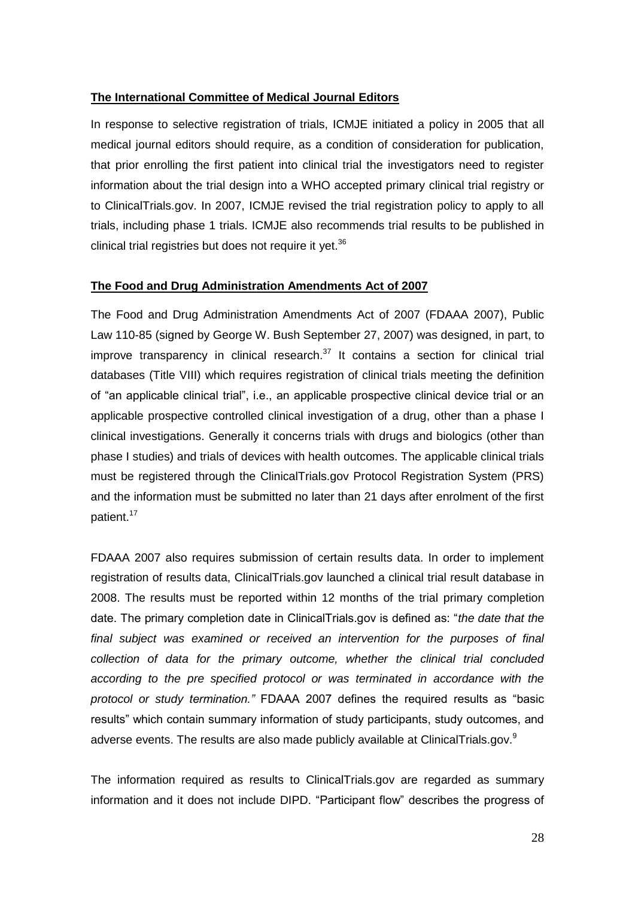**The International Committee of Medical Journal Editors**

In response to selective registration of trials, ICMJE initiated a policy in 2005 that all medical journal editors should require, as a condition of consideration for publication, that prior enrolling the first patient into clinical trial the investigators need to register information about the trial design into a WHO accepted primary clinical trial registry or to ClinicalTrials.gov. In 2007, ICMJE revised the trial registration policy to apply to all trials, including phase 1 trials. ICMJE also recommends trial results to be published in clinical trial registries but does not require it yet.[36]

**The Food and Drug Administration Amendments Act of 2007**

The Food and Drug Administration Amendments Act of 2007 (FDAAA 2007), Public Law 110-85 (signed by George W. Bush September 27, 2007) was designed, in part, to improve transparency in clinical research.[37] It contains a section for clinical trial databases (Title VIII) which requires registration of clinical trials meeting the definition of "an applicable clinical trial", i.e., an applicable prospective clinical device trial or an applicable prospective controlled clinical investigation of a drug, other than a phase I clinical investigations. Generally it concerns trials with drugs and biologics (other than phase I studies) and trials of devices with health outcomes. The applicable clinical trials must be registered through the ClinicalTrials.gov Protocol Registration System (PRS) and the information must be submitted no later than 21 days after enrolment of the first patient.[17]

FDAAA 2007 also requires submission of certain results data. In order to implement registration of results data, ClinicalTrials.gov launched a clinical trial result database in 2008. The results must be reported within 12 months of the trial primary completion date. The primary completion date in ClinicalTrials.gov is defined as: "*the date that the final subject was examined or received an intervention for the purposes of final collection of data for the primary outcome, whether the clinical trial concluded according to the pre specified protocol or was terminated in accordance with the protocol or study termination."* FDAAA 2007 defines the required results as "basic results" which contain summary information of study participants, study outcomes, and adverse events. The results are also made publicly available at ClinicalTrials.gov.[9]

The information required as results to ClinicalTrials.gov are regarded as summary information and it does not include DIPD. "Participant flow" describes the progress of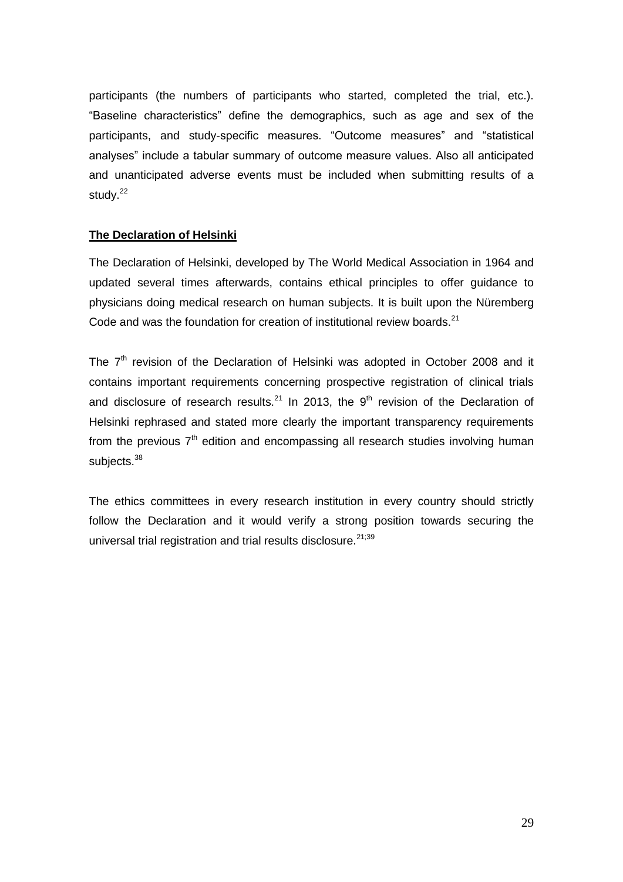participants (the numbers of participants who started, completed the trial, etc.). "Baseline characteristics" define the demographics, such as age and sex of the participants, and study-specific measures. "Outcome measures" and "statistical analyses" include a tabular summary of outcome measure values. Also all anticipated and unanticipated adverse events must be included when submitting results of a study.[22]

**The Declaration of Helsinki**

The Declaration of Helsinki, developed by The World Medical Association in 1964 and updated several times afterwards, contains ethical principles to offer guidance to physicians doing medical research on human subjects. It is built upon the Nüremberg Code and was the foundation for creation of institutional review boards.[21]

The 7th revision of the Declaration of Helsinki was adopted in October 2008 and it contains important requirements concerning prospective registration of clinical trials and disclosure of research results.[21] In 2013, the 9th revision of the Declaration of Helsinki rephrased and stated more clearly the important transparency requirements from the previous 7th edition and encompassing all research studies involving human subjects.[38]

The ethics committees in every research institution in every country should strictly follow the Declaration and it would verify a strong position towards securing the universal trial registration and trial results disclosure.[21;39]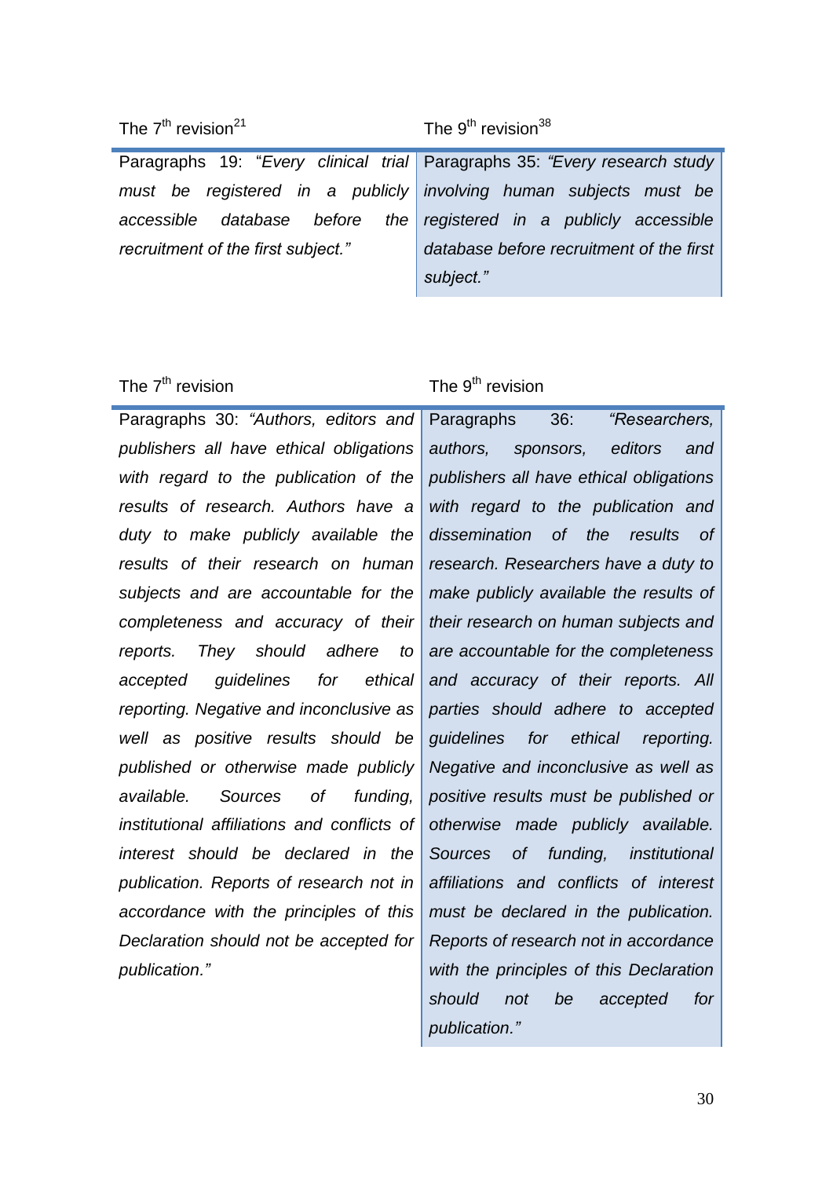| The 7th revision[21] | The 9th revision[38] |
| --- | --- |
| Paragraphs 19: "*Every clinical trial must be registered in a publicly accessible database before the recruitment of the first subject.*" | Paragraphs 35: *"Every research study involving human subjects must be registered in a publicly accessible database before recruitment of the first subject."* |

| The 7th revision | The 9th revision |
| --- | --- |
| Paragraphs 30: *"Authors, editors and publishers all have ethical obligations with regard to the publication of the results of research. Authors have a duty to make publicly available the results of their research on human subjects and are accountable for the completeness and accuracy of their reports. They should adhere to accepted guidelines for ethical reporting. Negative and inconclusive as well as positive results should be published or otherwise made publicly available. Sources of funding, institutional affiliations and conflicts of interest should be declared in the publication. Reports of research not in accordance with the principles of this Declaration should not be accepted for publication."* | Paragraphs 36: *"Researchers, authors, sponsors, editors and publishers all have ethical obligations with regard to the publication and dissemination of the results of research. Researchers have a duty to make publicly available the results of their research on human subjects and are accountable for the completeness and accuracy of their reports. All parties should adhere to accepted guidelines for ethical reporting. Negative and inconclusive as well as positive results must be published or otherwise made publicly available. Sources of funding, institutional affiliations and conflicts of interest must be declared in the publication. Reports of research not in accordance with the principles of this Declaration should not be accepted for publication."* |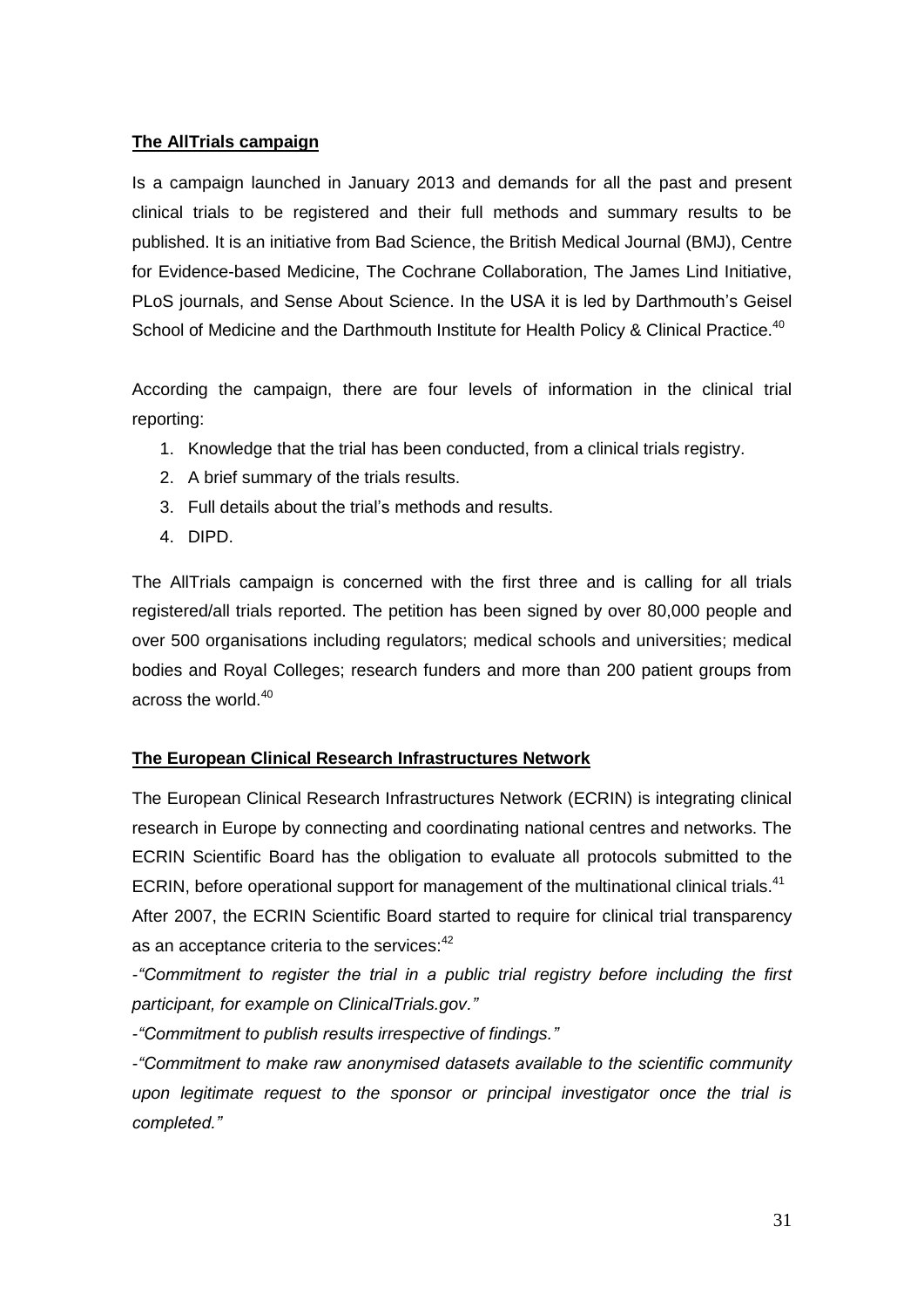**The AllTrials campaign**

Is a campaign launched in January 2013 and demands for all the past and present clinical trials to be registered and their full methods and summary results to be published. It is an initiative from Bad Science, the British Medical Journal (BMJ), Centre for Evidence-based Medicine, The Cochrane Collaboration, The James Lind Initiative, PLoS journals, and Sense About Science. In the USA it is led by Darthmouth's Geisel School of Medicine and the Darthmouth Institute for Health Policy & Clinical Practice.[40]

According the campaign, there are four levels of information in the clinical trial reporting:

1. Knowledge that the trial has been conducted, from a clinical trials registry.
2. A brief summary of the trials results.
3. Full details about the trial's methods and results.
4. DIPD.

The AllTrials campaign is concerned with the first three and is calling for all trials registered/all trials reported. The petition has been signed by over 80,000 people and over 500 organisations including regulators; medical schools and universities; medical bodies and Royal Colleges; research funders and more than 200 patient groups from across the world.[40]

**The European Clinical Research Infrastructures Network**

The European Clinical Research Infrastructures Network (ECRIN) is integrating clinical research in Europe by connecting and coordinating national centres and networks. The ECRIN Scientific Board has the obligation to evaluate all protocols submitted to the ECRIN, before operational support for management of the multinational clinical trials.[41]
After 2007, the ECRIN Scientific Board started to require for clinical trial transparency as an acceptance criteria to the services:[42]

-*"Commitment to register the trial in a public trial registry before including the first participant, for example on ClinicalTrials.gov."*

-*"Commitment to publish results irrespective of findings."*

-*"Commitment to make raw anonymised datasets available to the scientific community upon legitimate request to the sponsor or principal investigator once the trial is completed."*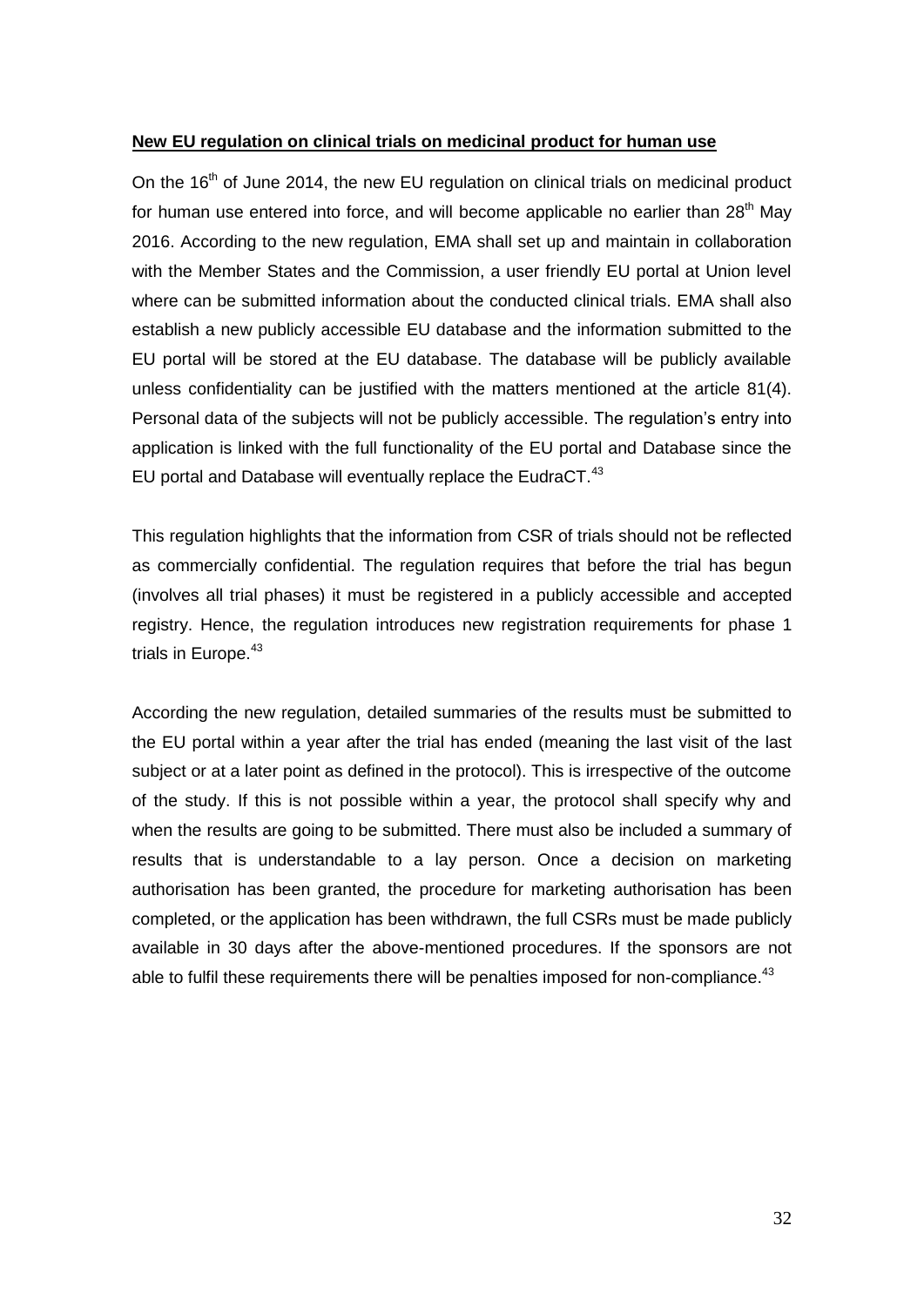**New EU regulation on clinical trials on medicinal product for human use**

On the 16th of June 2014, the new EU regulation on clinical trials on medicinal product for human use entered into force, and will become applicable no earlier than 28th May 2016. According to the new regulation, EMA shall set up and maintain in collaboration with the Member States and the Commission, a user friendly EU portal at Union level where can be submitted information about the conducted clinical trials. EMA shall also establish a new publicly accessible EU database and the information submitted to the EU portal will be stored at the EU database. The database will be publicly available unless confidentiality can be justified with the matters mentioned at the article 81(4). Personal data of the subjects will not be publicly accessible. The regulation's entry into application is linked with the full functionality of the EU portal and Database since the EU portal and Database will eventually replace the EudraCT.[43]

This regulation highlights that the information from CSR of trials should not be reflected as commercially confidential. The regulation requires that before the trial has begun (involves all trial phases) it must be registered in a publicly accessible and accepted registry. Hence, the regulation introduces new registration requirements for phase 1 trials in Europe.[43]

According the new regulation, detailed summaries of the results must be submitted to the EU portal within a year after the trial has ended (meaning the last visit of the last subject or at a later point as defined in the protocol). This is irrespective of the outcome of the study. If this is not possible within a year, the protocol shall specify why and when the results are going to be submitted. There must also be included a summary of results that is understandable to a lay person. Once a decision on marketing authorisation has been granted, the procedure for marketing authorisation has been completed, or the application has been withdrawn, the full CSRs must be made publicly available in 30 days after the above-mentioned procedures. If the sponsors are not able to fulfil these requirements there will be penalties imposed for non-compliance.[43]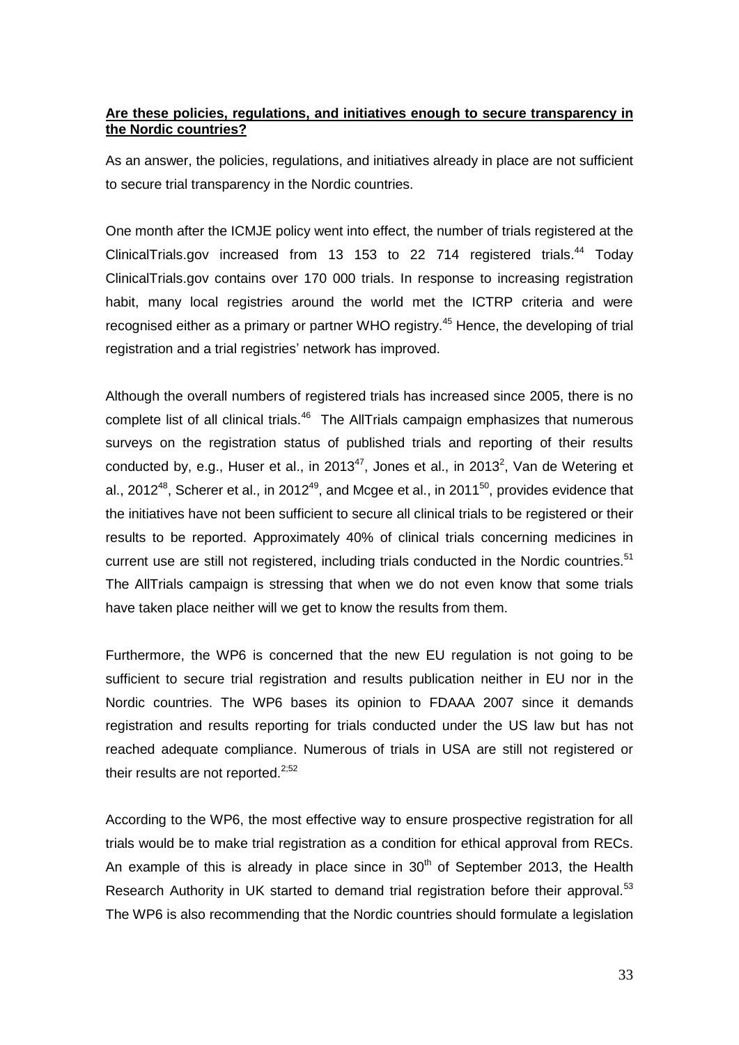**Are these policies, regulations, and initiatives enough to secure transparency in the Nordic countries?**

As an answer, the policies, regulations, and initiatives already in place are not sufficient to secure trial transparency in the Nordic countries.

One month after the ICMJE policy went into effect, the number of trials registered at the ClinicalTrials.gov increased from 13 153 to 22 714 registered trials.[44] Today ClinicalTrials.gov contains over 170 000 trials. In response to increasing registration habit, many local registries around the world met the ICTRP criteria and were recognised either as a primary or partner WHO registry.[45] Hence, the developing of trial registration and a trial registries' network has improved.

Although the overall numbers of registered trials has increased since 2005, there is no complete list of all clinical trials.[46] The AllTrials campaign emphasizes that numerous surveys on the registration status of published trials and reporting of their results conducted by, e.g., Huser et al., in 2013[47], Jones et al., in 2013[2], Van de Wetering et al., 2012[48], Scherer et al., in 2012[49], and Mcgee et al., in 2011[50], provides evidence that the initiatives have not been sufficient to secure all clinical trials to be registered or their results to be reported. Approximately 40% of clinical trials concerning medicines in current use are still not registered, including trials conducted in the Nordic countries.[51] The AllTrials campaign is stressing that when we do not even know that some trials have taken place neither will we get to know the results from them.

Furthermore, the WP6 is concerned that the new EU regulation is not going to be sufficient to secure trial registration and results publication neither in EU nor in the Nordic countries. The WP6 bases its opinion to FDAAA 2007 since it demands registration and results reporting for trials conducted under the US law but has not reached adequate compliance. Numerous of trials in USA are still not registered or their results are not reported.[2;52]

According to the WP6, the most effective way to ensure prospective registration for all trials would be to make trial registration as a condition for ethical approval from RECs. An example of this is already in place since in 30th of September 2013, the Health Research Authority in UK started to demand trial registration before their approval.[53] The WP6 is also recommending that the Nordic countries should formulate a legislation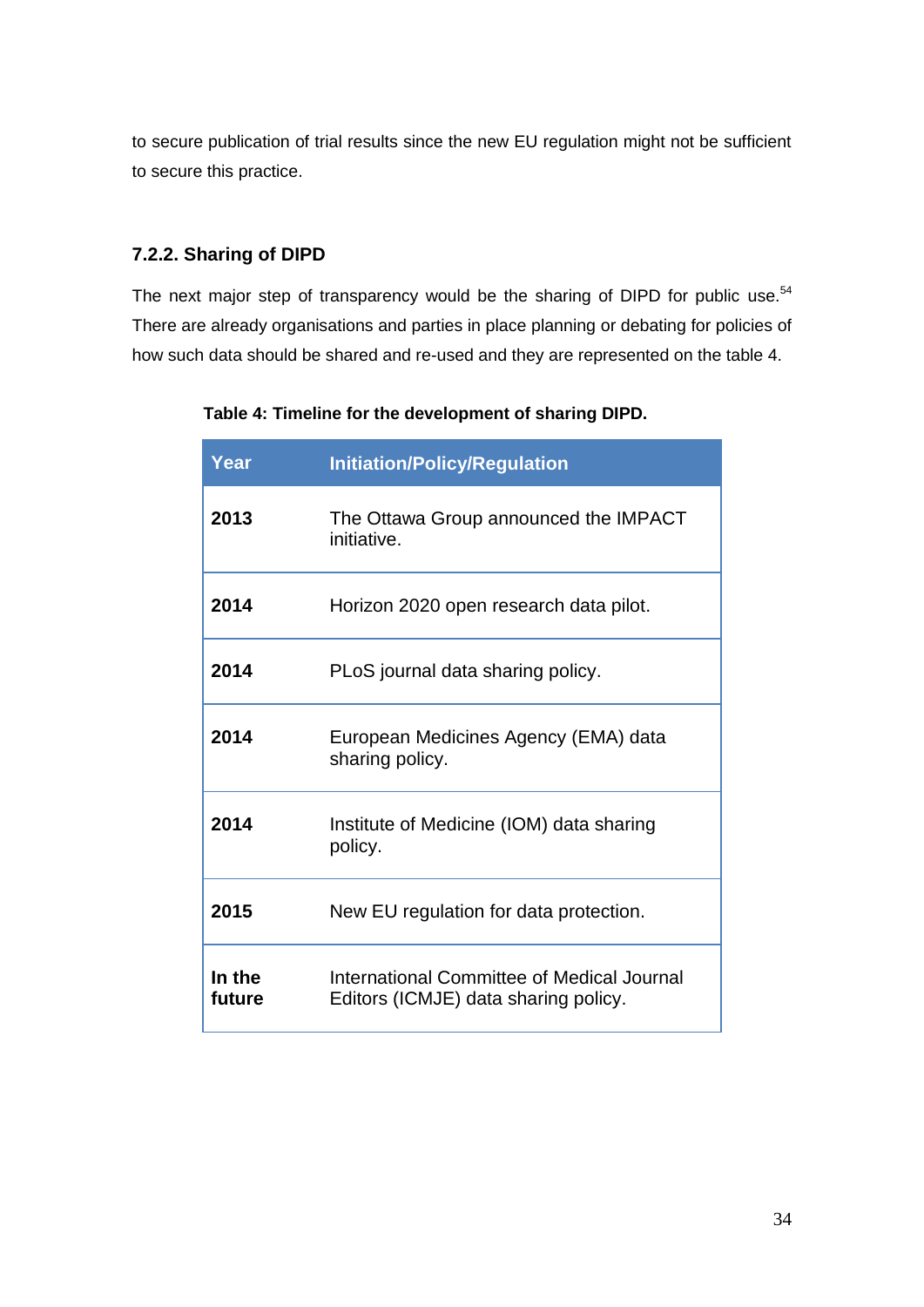to secure publication of trial results since the new EU regulation might not be sufficient to secure this practice.

### 7.2.2. Sharing of DIPD

The next major step of transparency would be the sharing of DIPD for public use.[54] There are already organisations and parties in place planning or debating for policies of how such data should be shared and re-used and they are represented on the table 4.

**Table 4: Timeline for the development of sharing DIPD.**

| Year | Initiation/Policy/Regulation |
| --- | --- |
| **2013** | The Ottawa Group announced the IMPACT initiative. |
| **2014** | Horizon 2020 open research data pilot. |
| **2014** | PLoS journal data sharing policy. |
| **2014** | European Medicines Agency (EMA) data sharing policy. |
| **2014** | Institute of Medicine (IOM) data sharing policy. |
| **2015** | New EU regulation for data protection. |
| **In the future** | International Committee of Medical Journal Editors (ICMJE) data sharing policy. |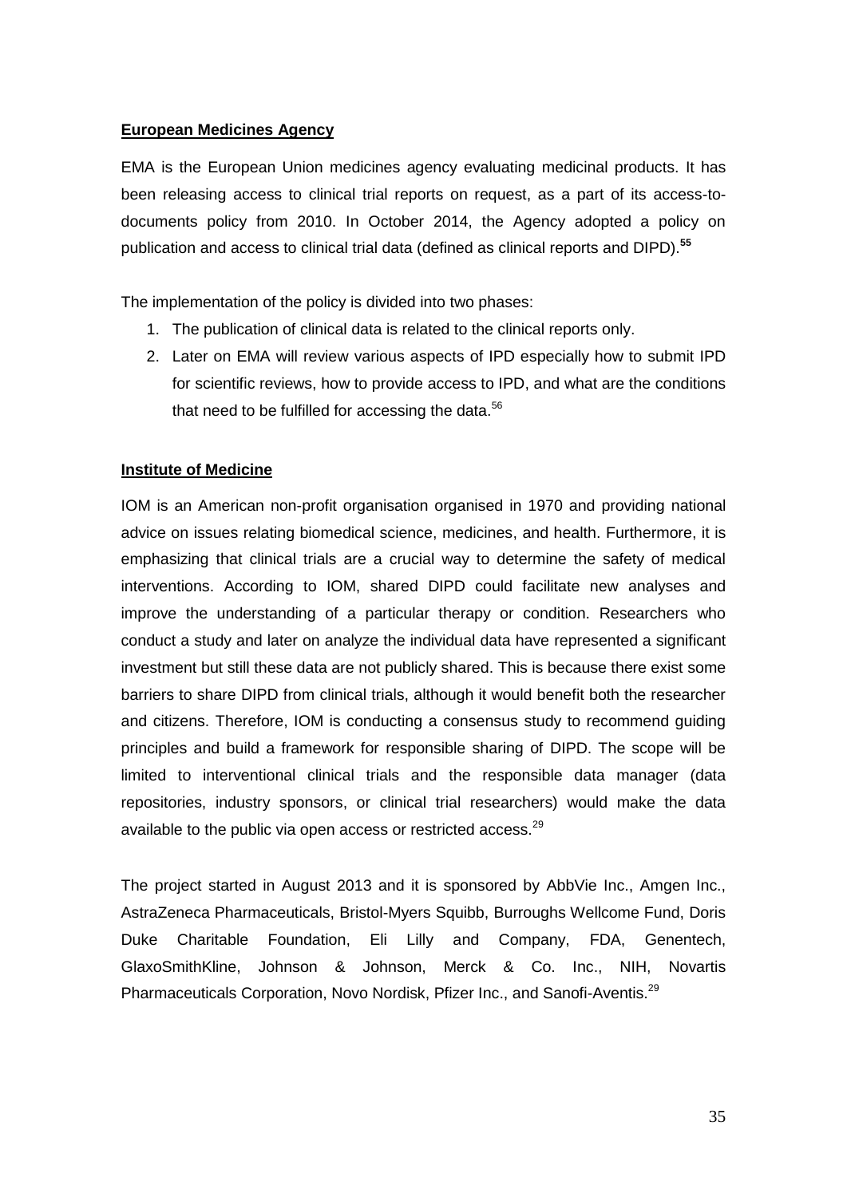**European Medicines Agency**

EMA is the European Union medicines agency evaluating medicinal products. It has been releasing access to clinical trial reports on request, as a part of its access-to-documents policy from 2010. In October 2014, the Agency adopted a policy on publication and access to clinical trial data (defined as clinical reports and DIPD).[55]

The implementation of the policy is divided into two phases:

1. The publication of clinical data is related to the clinical reports only.
2. Later on EMA will review various aspects of IPD especially how to submit IPD for scientific reviews, how to provide access to IPD, and what are the conditions that need to be fulfilled for accessing the data.[56]

**Institute of Medicine**

IOM is an American non-profit organisation organised in 1970 and providing national advice on issues relating biomedical science, medicines, and health. Furthermore, it is emphasizing that clinical trials are a crucial way to determine the safety of medical interventions. According to IOM, shared DIPD could facilitate new analyses and improve the understanding of a particular therapy or condition. Researchers who conduct a study and later on analyze the individual data have represented a significant investment but still these data are not publicly shared. This is because there exist some barriers to share DIPD from clinical trials, although it would benefit both the researcher and citizens. Therefore, IOM is conducting a consensus study to recommend guiding principles and build a framework for responsible sharing of DIPD. The scope will be limited to interventional clinical trials and the responsible data manager (data repositories, industry sponsors, or clinical trial researchers) would make the data available to the public via open access or restricted access.[29]

The project started in August 2013 and it is sponsored by AbbVie Inc., Amgen Inc., AstraZeneca Pharmaceuticals, Bristol-Myers Squibb, Burroughs Wellcome Fund, Doris Duke Charitable Foundation, Eli Lilly and Company, FDA, Genentech, GlaxoSmithKline, Johnson & Johnson, Merck & Co. Inc., NIH, Novartis Pharmaceuticals Corporation, Novo Nordisk, Pfizer Inc., and Sanofi-Aventis.[29]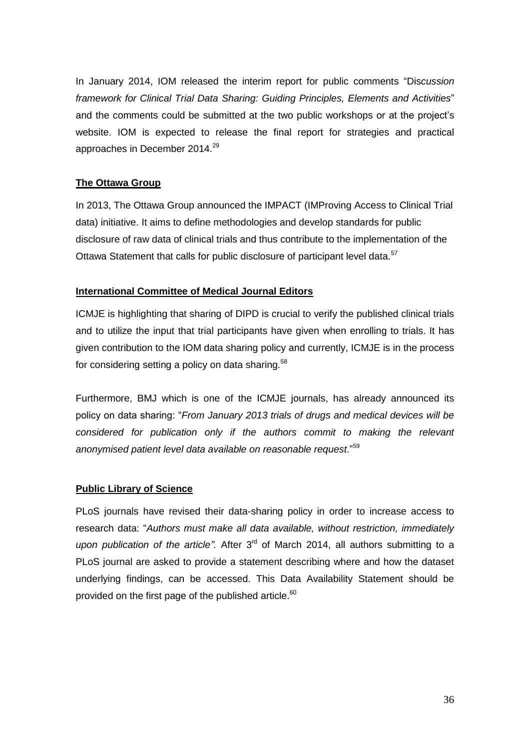In January 2014, IOM released the interim report for public comments "Dis*cussion framework for Clinical Trial Data Sharing: Guiding Principles, Elements and Activities*" and the comments could be submitted at the two public workshops or at the project's website. IOM is expected to release the final report for strategies and practical approaches in December 2014.[29]

**The Ottawa Group**

In 2013, The Ottawa Group announced the IMPACT (IMProving Access to Clinical Trial data) initiative. It aims to define methodologies and develop standards for public disclosure of raw data of clinical trials and thus contribute to the implementation of the Ottawa Statement that calls for public disclosure of participant level data.[57]

**International Committee of Medical Journal Editors**

ICMJE is highlighting that sharing of DIPD is crucial to verify the published clinical trials and to utilize the input that trial participants have given when enrolling to trials. It has given contribution to the IOM data sharing policy and currently, ICMJE is in the process for considering setting a policy on data sharing.[58]

Furthermore, BMJ which is one of the ICMJE journals, has already announced its policy on data sharing: "*From January 2013 trials of drugs and medical devices will be considered for publication only if the authors commit to making the relevant anonymised patient level data available on reasonable request*."[59]

**Public Library of Science**

PLoS journals have revised their data-sharing policy in order to increase access to research data: "*Authors must make all data available, without restriction, immediately upon publication of the article".* After 3rd of March 2014, all authors submitting to a PLoS journal are asked to provide a statement describing where and how the dataset underlying findings, can be accessed. This Data Availability Statement should be provided on the first page of the published article.[60]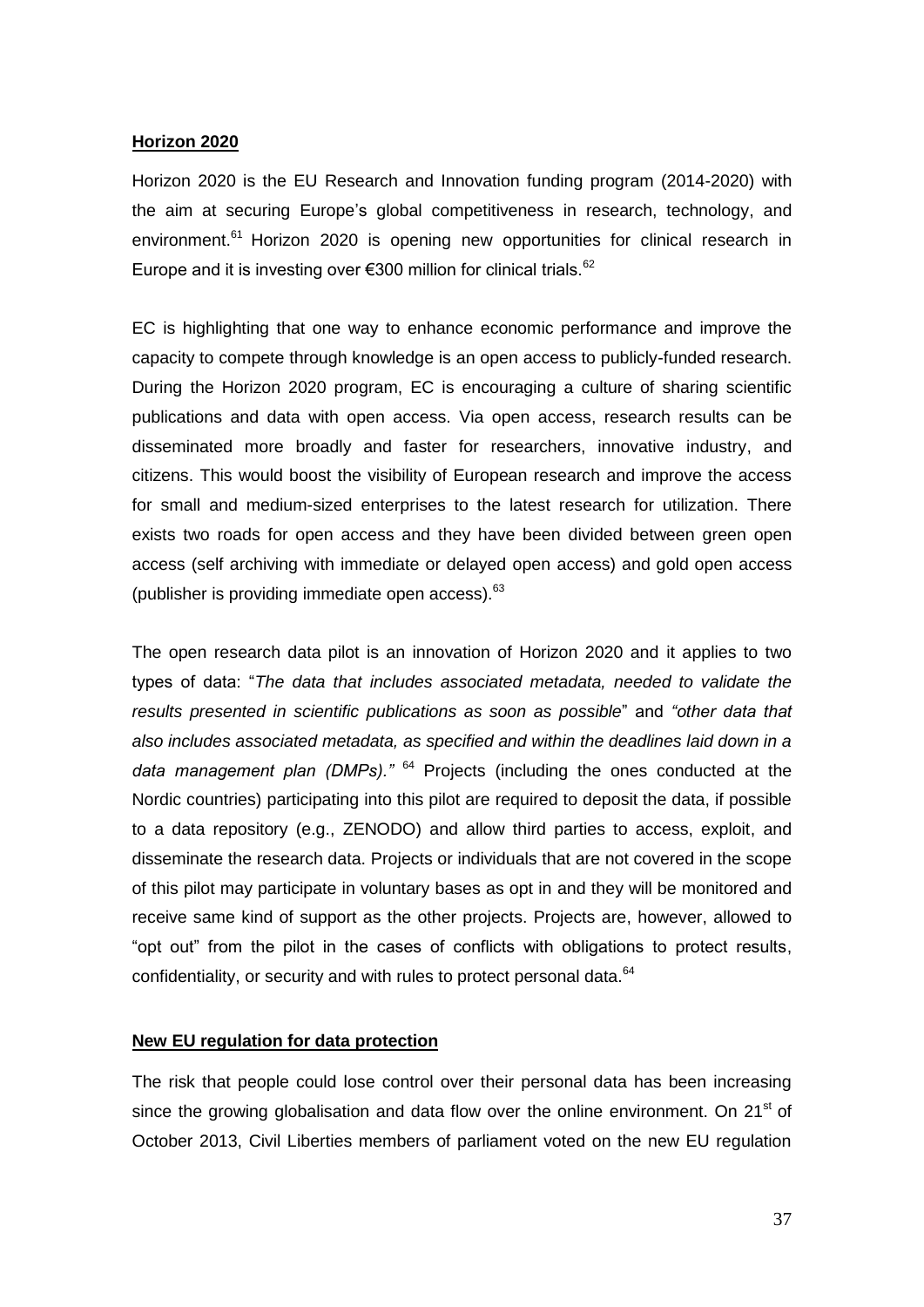**Horizon 2020**

Horizon 2020 is the EU Research and Innovation funding program (2014-2020) with the aim at securing Europe's global competitiveness in research, technology, and environment.[61] Horizon 2020 is opening new opportunities for clinical research in Europe and it is investing over €300 million for clinical trials.[62]

EC is highlighting that one way to enhance economic performance and improve the capacity to compete through knowledge is an open access to publicly-funded research. During the Horizon 2020 program, EC is encouraging a culture of sharing scientific publications and data with open access. Via open access, research results can be disseminated more broadly and faster for researchers, innovative industry, and citizens. This would boost the visibility of European research and improve the access for small and medium-sized enterprises to the latest research for utilization. There exists two roads for open access and they have been divided between green open access (self archiving with immediate or delayed open access) and gold open access (publisher is providing immediate open access).[63]

The open research data pilot is an innovation of Horizon 2020 and it applies to two types of data: "*The data that includes associated metadata, needed to validate the results presented in scientific publications as soon as possible*" and *"other data that also includes associated metadata, as specified and within the deadlines laid down in a data management plan (DMPs)."* [64] Projects (including the ones conducted at the Nordic countries) participating into this pilot are required to deposit the data, if possible to a data repository (e.g., ZENODO) and allow third parties to access, exploit, and disseminate the research data. Projects or individuals that are not covered in the scope of this pilot may participate in voluntary bases as opt in and they will be monitored and receive same kind of support as the other projects. Projects are, however, allowed to "opt out" from the pilot in the cases of conflicts with obligations to protect results, confidentiality, or security and with rules to protect personal data.[64]

**New EU regulation for data protection**

The risk that people could lose control over their personal data has been increasing since the growing globalisation and data flow over the online environment. On 21st of October 2013, Civil Liberties members of parliament voted on the new EU regulation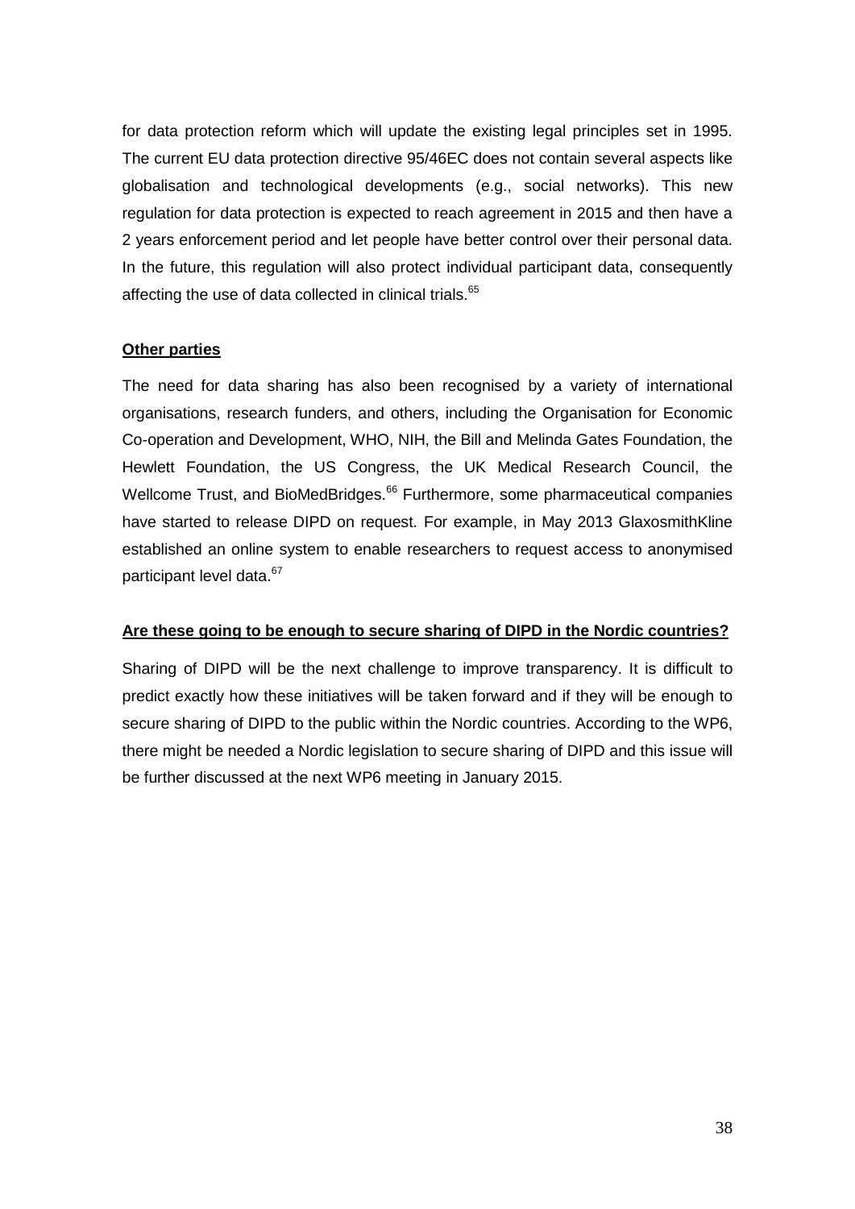for data protection reform which will update the existing legal principles set in 1995. The current EU data protection directive 95/46EC does not contain several aspects like globalisation and technological developments (e.g., social networks). This new regulation for data protection is expected to reach agreement in 2015 and then have a 2 years enforcement period and let people have better control over their personal data. In the future, this regulation will also protect individual participant data, consequently affecting the use of data collected in clinical trials.[65]

**Other parties**

The need for data sharing has also been recognised by a variety of international organisations, research funders, and others, including the Organisation for Economic Co-operation and Development, WHO, NIH, the Bill and Melinda Gates Foundation, the Hewlett Foundation, the US Congress, the UK Medical Research Council, the Wellcome Trust, and BioMedBridges.[66] Furthermore, some pharmaceutical companies have started to release DIPD on request. For example, in May 2013 GlaxosmithKline established an online system to enable researchers to request access to anonymised participant level data.[67]

**Are these going to be enough to secure sharing of DIPD in the Nordic countries?**

Sharing of DIPD will be the next challenge to improve transparency. It is difficult to predict exactly how these initiatives will be taken forward and if they will be enough to secure sharing of DIPD to the public within the Nordic countries. According to the WP6, there might be needed a Nordic legislation to secure sharing of DIPD and this issue will be further discussed at the next WP6 meeting in January 2015.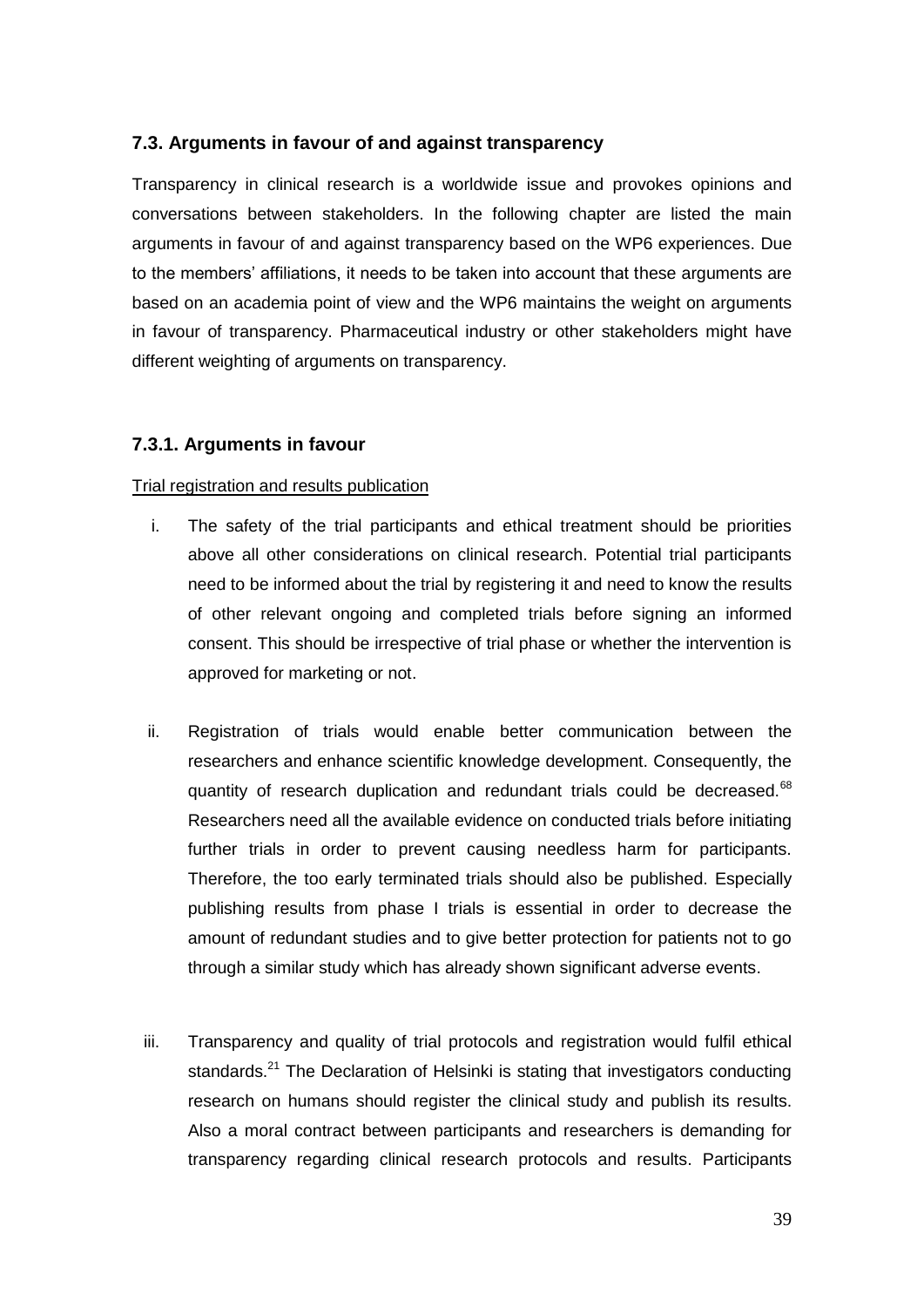## 7.3. Arguments in favour of and against transparency

Transparency in clinical research is a worldwide issue and provokes opinions and conversations between stakeholders. In the following chapter are listed the main arguments in favour of and against transparency based on the WP6 experiences. Due to the members' affiliations, it needs to be taken into account that these arguments are based on an academia point of view and the WP6 maintains the weight on arguments in favour of transparency. Pharmaceutical industry or other stakeholders might have different weighting of arguments on transparency.

### 7.3.1. Arguments in favour

Trial registration and results publication

i. The safety of the trial participants and ethical treatment should be priorities above all other considerations on clinical research. Potential trial participants need to be informed about the trial by registering it and need to know the results of other relevant ongoing and completed trials before signing an informed consent. This should be irrespective of trial phase or whether the intervention is approved for marketing or not.

ii. Registration of trials would enable better communication between the researchers and enhance scientific knowledge development. Consequently, the quantity of research duplication and redundant trials could be decreased.[68] Researchers need all the available evidence on conducted trials before initiating further trials in order to prevent causing needless harm for participants. Therefore, the too early terminated trials should also be published. Especially publishing results from phase I trials is essential in order to decrease the amount of redundant studies and to give better protection for patients not to go through a similar study which has already shown significant adverse events.

iii. Transparency and quality of trial protocols and registration would fulfil ethical standards.[21] The Declaration of Helsinki is stating that investigators conducting research on humans should register the clinical study and publish its results. Also a moral contract between participants and researchers is demanding for transparency regarding clinical research protocols and results. Participants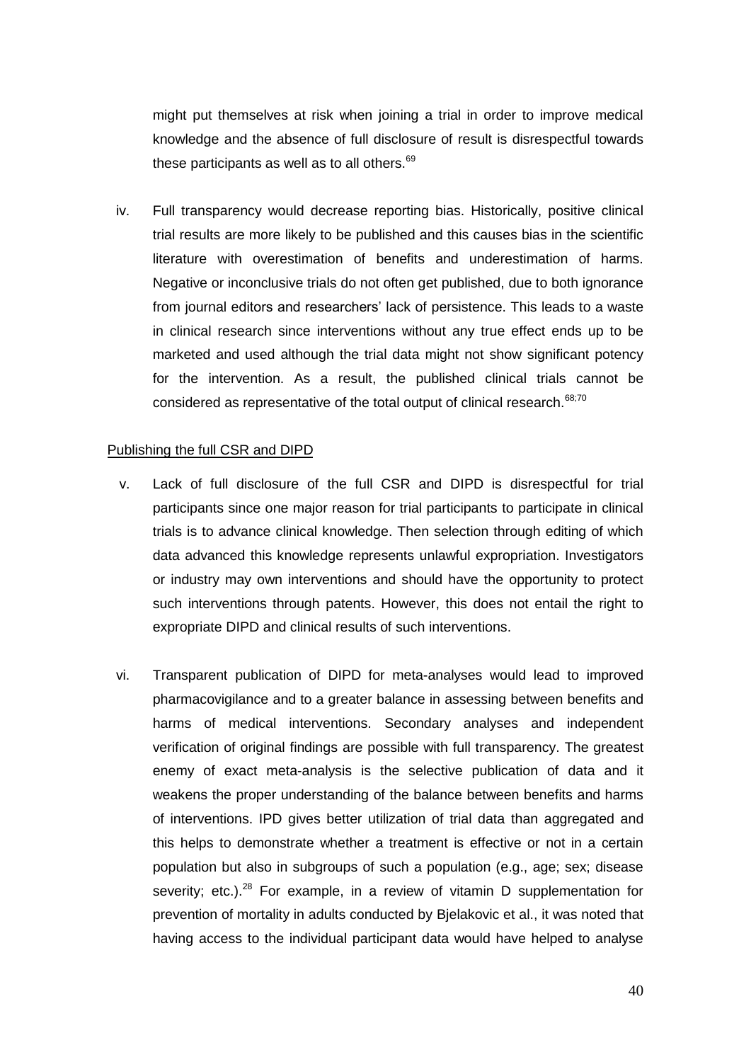might put themselves at risk when joining a trial in order to improve medical knowledge and the absence of full disclosure of result is disrespectful towards these participants as well as to all others.[69]

iv. Full transparency would decrease reporting bias. Historically, positive clinical trial results are more likely to be published and this causes bias in the scientific literature with overestimation of benefits and underestimation of harms. Negative or inconclusive trials do not often get published, due to both ignorance from journal editors and researchers' lack of persistence. This leads to a waste in clinical research since interventions without any true effect ends up to be marketed and used although the trial data might not show significant potency for the intervention. As a result, the published clinical trials cannot be considered as representative of the total output of clinical research.[68;70]

<u>Publishing the full CSR and DIPD</u>

v. Lack of full disclosure of the full CSR and DIPD is disrespectful for trial participants since one major reason for trial participants to participate in clinical trials is to advance clinical knowledge. Then selection through editing of which data advanced this knowledge represents unlawful expropriation. Investigators or industry may own interventions and should have the opportunity to protect such interventions through patents. However, this does not entail the right to expropriate DIPD and clinical results of such interventions.

vi. Transparent publication of DIPD for meta-analyses would lead to improved pharmacovigilance and to a greater balance in assessing between benefits and harms of medical interventions. Secondary analyses and independent verification of original findings are possible with full transparency. The greatest enemy of exact meta-analysis is the selective publication of data and it weakens the proper understanding of the balance between benefits and harms of interventions. IPD gives better utilization of trial data than aggregated and this helps to demonstrate whether a treatment is effective or not in a certain population but also in subgroups of such a population (e.g., age; sex; disease severity; etc.).[28] For example, in a review of vitamin D supplementation for prevention of mortality in adults conducted by Bjelakovic et al., it was noted that having access to the individual participant data would have helped to analyse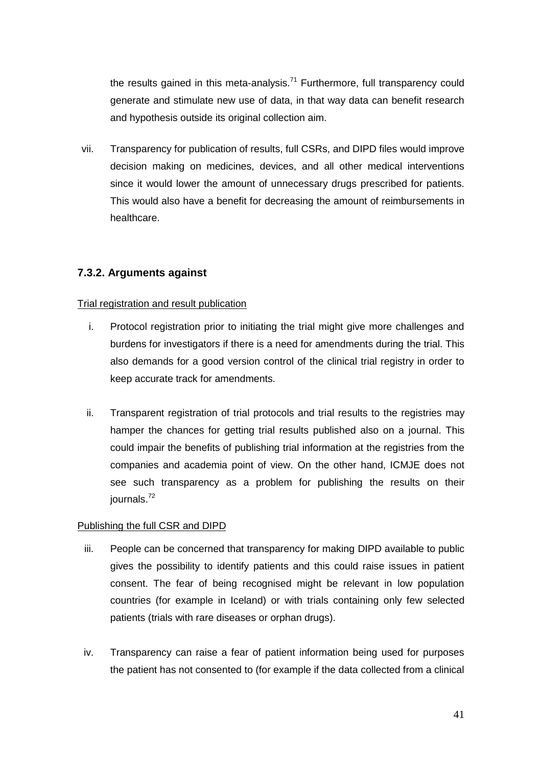the results gained in this meta-analysis.[71] Furthermore, full transparency could generate and stimulate new use of data, in that way data can benefit research and hypothesis outside its original collection aim.

vii. Transparency for publication of results, full CSRs, and DIPD files would improve decision making on medicines, devices, and all other medical interventions since it would lower the amount of unnecessary drugs prescribed for patients. This would also have a benefit for decreasing the amount of reimbursements in healthcare.

### 7.3.2. Arguments against

<u>Trial registration and result publication</u>

i. Protocol registration prior to initiating the trial might give more challenges and burdens for investigators if there is a need for amendments during the trial. This also demands for a good version control of the clinical trial registry in order to keep accurate track for amendments.

ii. Transparent registration of trial protocols and trial results to the registries may hamper the chances for getting trial results published also on a journal. This could impair the benefits of publishing trial information at the registries from the companies and academia point of view. On the other hand, ICMJE does not see such transparency as a problem for publishing the results on their journals.[72]

<u>Publishing the full CSR and DIPD</u>

iii. People can be concerned that transparency for making DIPD available to public gives the possibility to identify patients and this could raise issues in patient consent. The fear of being recognised might be relevant in low population countries (for example in Iceland) or with trials containing only few selected patients (trials with rare diseases or orphan drugs).

iv. Transparency can raise a fear of patient information being used for purposes the patient has not consented to (for example if the data collected from a clinical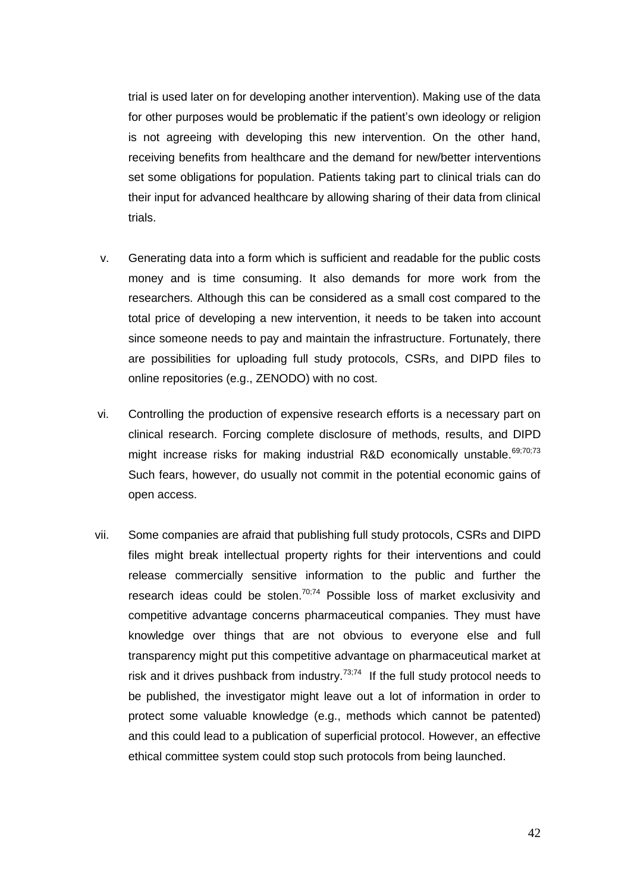trial is used later on for developing another intervention). Making use of the data for other purposes would be problematic if the patient's own ideology or religion is not agreeing with developing this new intervention. On the other hand, receiving benefits from healthcare and the demand for new/better interventions set some obligations for population. Patients taking part to clinical trials can do their input for advanced healthcare by allowing sharing of their data from clinical trials.

v. Generating data into a form which is sufficient and readable for the public costs money and is time consuming. It also demands for more work from the researchers. Although this can be considered as a small cost compared to the total price of developing a new intervention, it needs to be taken into account since someone needs to pay and maintain the infrastructure. Fortunately, there are possibilities for uploading full study protocols, CSRs, and DIPD files to online repositories (e.g., ZENODO) with no cost.

vi. Controlling the production of expensive research efforts is a necessary part on clinical research. Forcing complete disclosure of methods, results, and DIPD might increase risks for making industrial R&D economically unstable.[69;70;73] Such fears, however, do usually not commit in the potential economic gains of open access.

vii. Some companies are afraid that publishing full study protocols, CSRs and DIPD files might break intellectual property rights for their interventions and could release commercially sensitive information to the public and further the research ideas could be stolen.[70;74] Possible loss of market exclusivity and competitive advantage concerns pharmaceutical companies. They must have knowledge over things that are not obvious to everyone else and full transparency might put this competitive advantage on pharmaceutical market at risk and it drives pushback from industry.[73;74] If the full study protocol needs to be published, the investigator might leave out a lot of information in order to protect some valuable knowledge (e.g., methods which cannot be patented) and this could lead to a publication of superficial protocol. However, an effective ethical committee system could stop such protocols from being launched.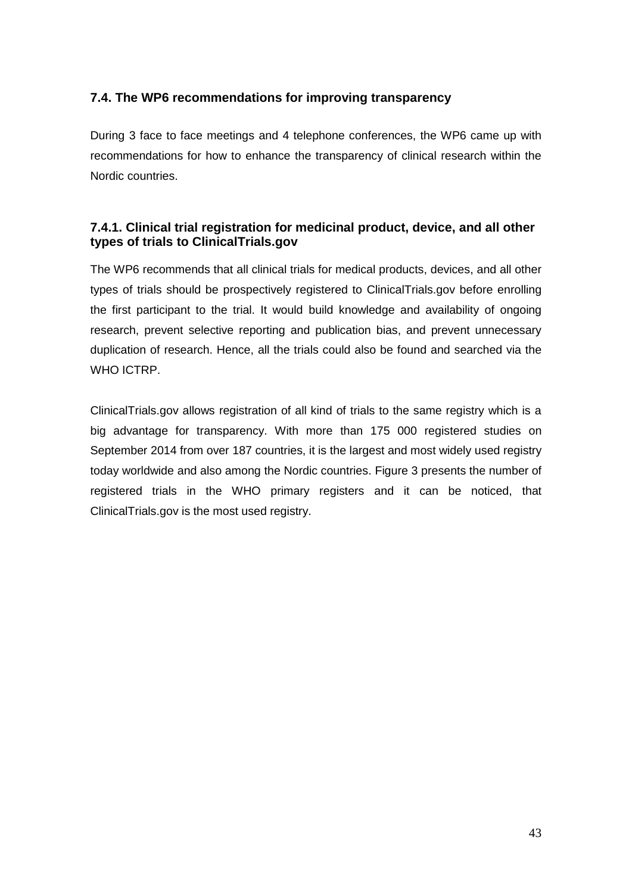### 7.4. The WP6 recommendations for improving transparency

During 3 face to face meetings and 4 telephone conferences, the WP6 came up with recommendations for how to enhance the transparency of clinical research within the Nordic countries.

#### 7.4.1. Clinical trial registration for medicinal product, device, and all other types of trials to ClinicalTrials.gov

The WP6 recommends that all clinical trials for medical products, devices, and all other types of trials should be prospectively registered to ClinicalTrials.gov before enrolling the first participant to the trial. It would build knowledge and availability of ongoing research, prevent selective reporting and publication bias, and prevent unnecessary duplication of research. Hence, all the trials could also be found and searched via the WHO ICTRP.

ClinicalTrials.gov allows registration of all kind of trials to the same registry which is a big advantage for transparency. With more than 175 000 registered studies on September 2014 from over 187 countries, it is the largest and most widely used registry today worldwide and also among the Nordic countries. Figure 3 presents the number of registered trials in the WHO primary registers and it can be noticed, that ClinicalTrials.gov is the most used registry.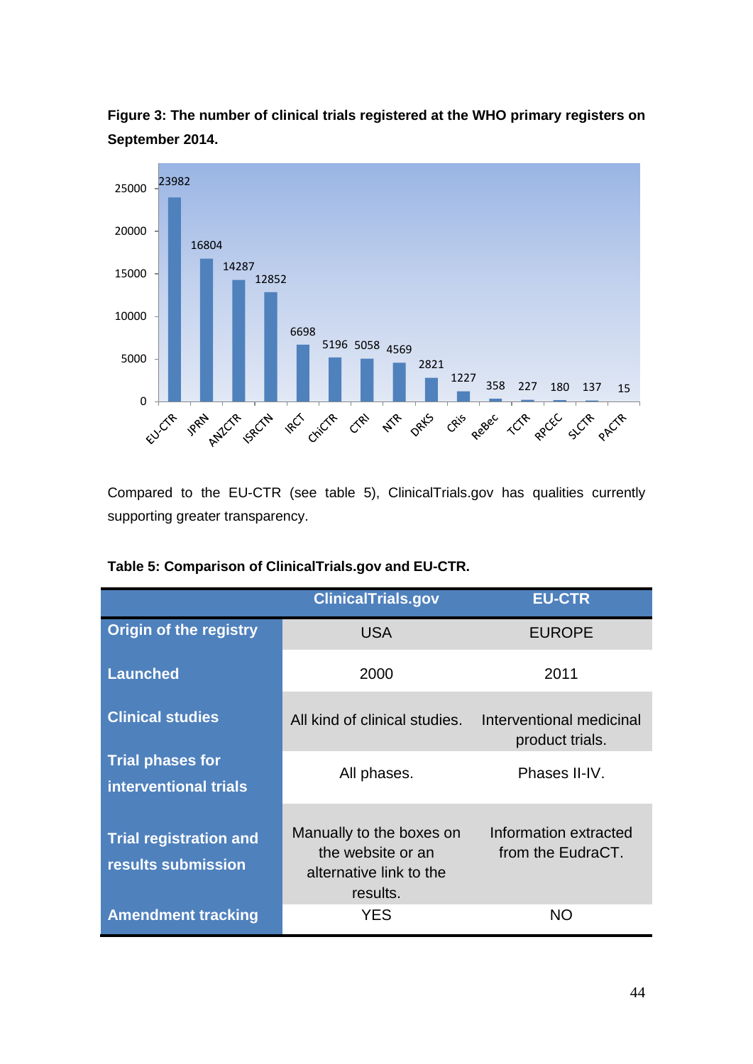**Figure 3: The number of clinical trials registered at the WHO primary registers on September 2014.**

| Register | Number of trials |
|---|---|
| EU-CTR | 23982 |
| JPRN | 16804 |
| ANZCTR | 14287 |
| ISRCTN | 12852 |
| IRCT | 6698 |
| ChiCTR | 5196 |
| CTRI | 5058 |
| NTR | 4569 |
| DRKS | 2821 |
| CRis | 1227 |
| ReBec | 358 |
| TCTR | 227 |
| RPCEC | 180 |
| SLCTR | 137 |
| PACTR | 15 |

Compared to the EU-CTR (see table 5), ClinicalTrials.gov has qualities currently supporting greater transparency.

**Table 5: Comparison of ClinicalTrials.gov and EU-CTR.**

| | ClinicalTrials.gov | EU-CTR |
|---|---|---|
| **Origin of the registry** | USA | EUROPE |
| **Launched** | 2000 | 2011 |
| **Clinical studies** | All kind of clinical studies. | Interventional medicinal product trials. |
| **Trial phases for interventional trials** | All phases. | Phases II-IV. |
| **Trial registration and results submission** | Manually to the boxes on the website or an alternative link to the results. | Information extracted from the EudraCT. |
| **Amendment tracking** | YES | NO |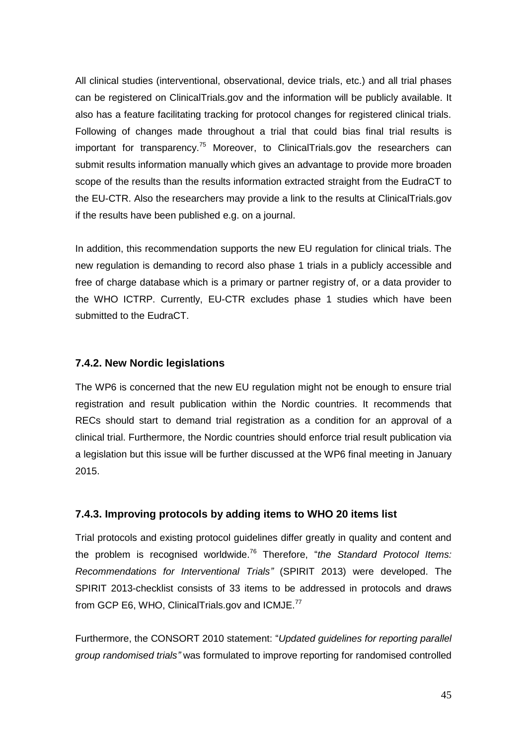All clinical studies (interventional, observational, device trials, etc.) and all trial phases can be registered on ClinicalTrials.gov and the information will be publicly available. It also has a feature facilitating tracking for protocol changes for registered clinical trials. Following of changes made throughout a trial that could bias final trial results is important for transparency.[75] Moreover, to ClinicalTrials.gov the researchers can submit results information manually which gives an advantage to provide more broaden scope of the results than the results information extracted straight from the EudraCT to the EU-CTR. Also the researchers may provide a link to the results at ClinicalTrials.gov if the results have been published e.g. on a journal.

In addition, this recommendation supports the new EU regulation for clinical trials. The new regulation is demanding to record also phase 1 trials in a publicly accessible and free of charge database which is a primary or partner registry of, or a data provider to the WHO ICTRP. Currently, EU-CTR excludes phase 1 studies which have been submitted to the EudraCT.

### 7.4.2. New Nordic legislations

The WP6 is concerned that the new EU regulation might not be enough to ensure trial registration and result publication within the Nordic countries. It recommends that RECs should start to demand trial registration as a condition for an approval of a clinical trial. Furthermore, the Nordic countries should enforce trial result publication via a legislation but this issue will be further discussed at the WP6 final meeting in January 2015.

### 7.4.3. Improving protocols by adding items to WHO 20 items list

Trial protocols and existing protocol guidelines differ greatly in quality and content and the problem is recognised worldwide.[76] Therefore, "*the Standard Protocol Items: Recommendations for Interventional Trials"* (SPIRIT 2013) were developed. The SPIRIT 2013-checklist consists of 33 items to be addressed in protocols and draws from GCP E6, WHO, ClinicalTrials.gov and ICMJE.[77]

Furthermore, the CONSORT 2010 statement: "*Updated guidelines for reporting parallel group randomised trials"* was formulated to improve reporting for randomised controlled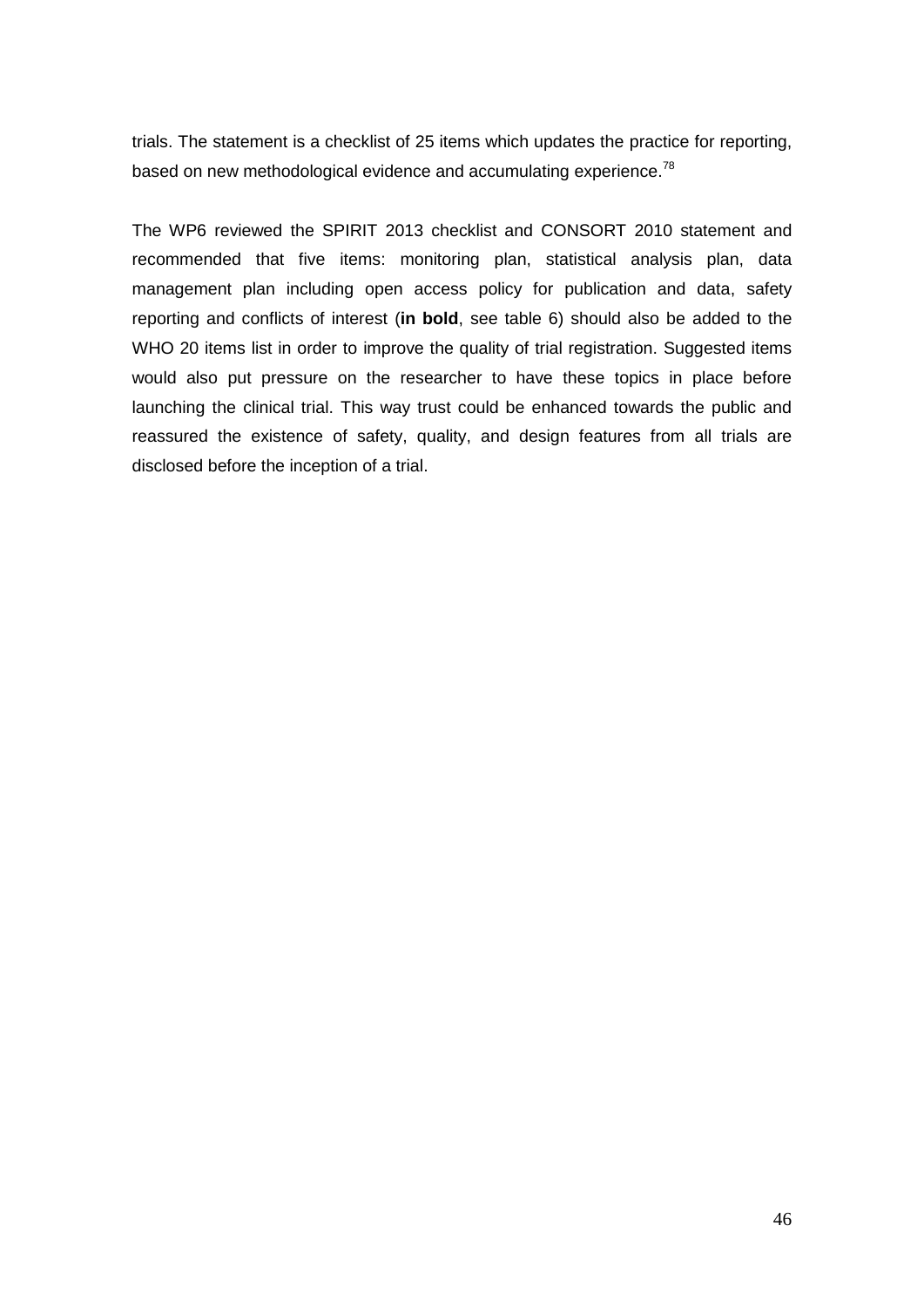trials. The statement is a checklist of 25 items which updates the practice for reporting, based on new methodological evidence and accumulating experience.[78]

The WP6 reviewed the SPIRIT 2013 checklist and CONSORT 2010 statement and recommended that five items: monitoring plan, statistical analysis plan, data management plan including open access policy for publication and data, safety reporting and conflicts of interest (**in bold**, see table 6) should also be added to the WHO 20 items list in order to improve the quality of trial registration. Suggested items would also put pressure on the researcher to have these topics in place before launching the clinical trial. This way trust could be enhanced towards the public and reassured the existence of safety, quality, and design features from all trials are disclosed before the inception of a trial.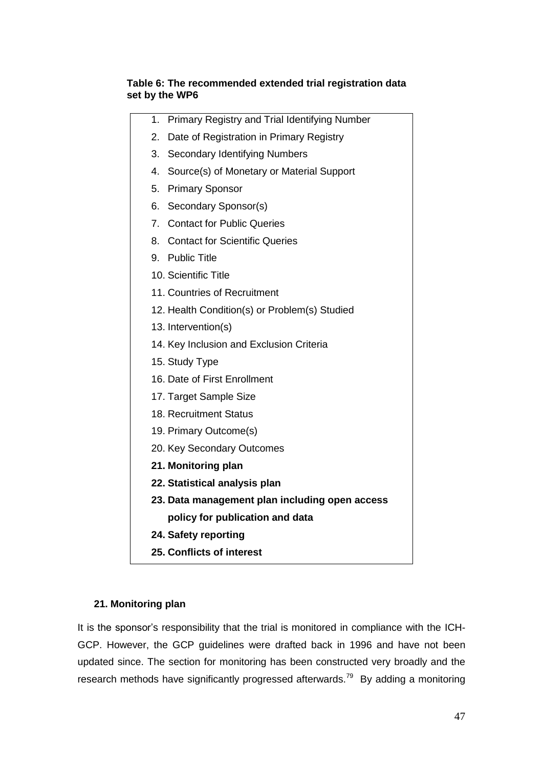**Table 6: The recommended extended trial registration data set by the WP6**

1. Primary Registry and Trial Identifying Number
2. Date of Registration in Primary Registry
3. Secondary Identifying Numbers
4. Source(s) of Monetary or Material Support
5. Primary Sponsor
6. Secondary Sponsor(s)
7. Contact for Public Queries
8. Contact for Scientific Queries
9. Public Title
10. Scientific Title
11. Countries of Recruitment
12. Health Condition(s) or Problem(s) Studied
13. Intervention(s)
14. Key Inclusion and Exclusion Criteria
15. Study Type
16. Date of First Enrollment
17. Target Sample Size
18. Recruitment Status
19. Primary Outcome(s)
20. Key Secondary Outcomes
21. **Monitoring plan**
22. **Statistical analysis plan**
23. **Data management plan including open access policy for publication and data**
24. **Safety reporting**
25. **Conflicts of interest**

### 21. Monitoring plan

It is the sponsor's responsibility that the trial is monitored in compliance with the ICH-GCP. However, the GCP guidelines were drafted back in 1996 and have not been updated since. The section for monitoring has been constructed very broadly and the research methods have significantly progressed afterwards.[79] By adding a monitoring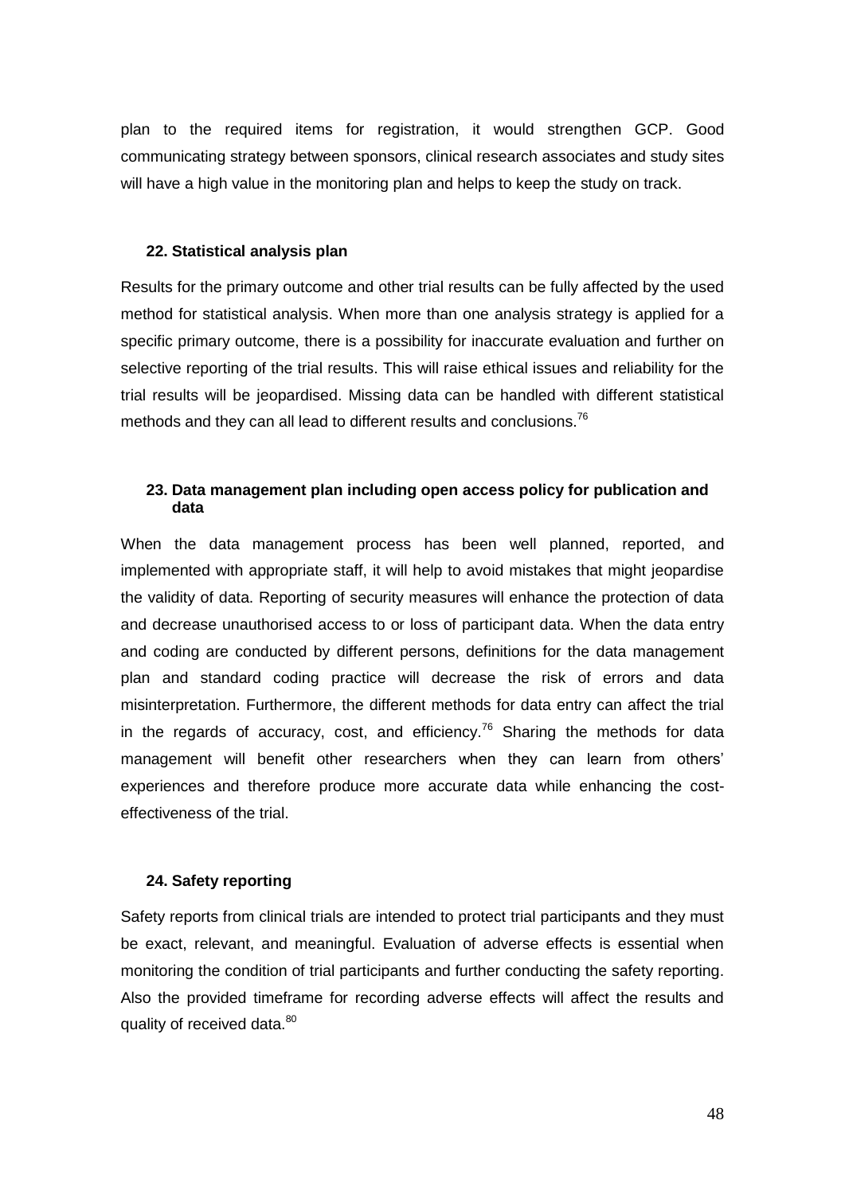plan to the required items for registration, it would strengthen GCP. Good communicating strategy between sponsors, clinical research associates and study sites will have a high value in the monitoring plan and helps to keep the study on track.

### 22. Statistical analysis plan

Results for the primary outcome and other trial results can be fully affected by the used method for statistical analysis. When more than one analysis strategy is applied for a specific primary outcome, there is a possibility for inaccurate evaluation and further on selective reporting of the trial results. This will raise ethical issues and reliability for the trial results will be jeopardised. Missing data can be handled with different statistical methods and they can all lead to different results and conclusions.[76]

### 23. Data management plan including open access policy for publication and data

When the data management process has been well planned, reported, and implemented with appropriate staff, it will help to avoid mistakes that might jeopardise the validity of data. Reporting of security measures will enhance the protection of data and decrease unauthorised access to or loss of participant data. When the data entry and coding are conducted by different persons, definitions for the data management plan and standard coding practice will decrease the risk of errors and data misinterpretation. Furthermore, the different methods for data entry can affect the trial in the regards of accuracy, cost, and efficiency.[76] Sharing the methods for data management will benefit other researchers when they can learn from others' experiences and therefore produce more accurate data while enhancing the cost-effectiveness of the trial.

### 24. Safety reporting

Safety reports from clinical trials are intended to protect trial participants and they must be exact, relevant, and meaningful. Evaluation of adverse effects is essential when monitoring the condition of trial participants and further conducting the safety reporting. Also the provided timeframe for recording adverse effects will affect the results and quality of received data.[80]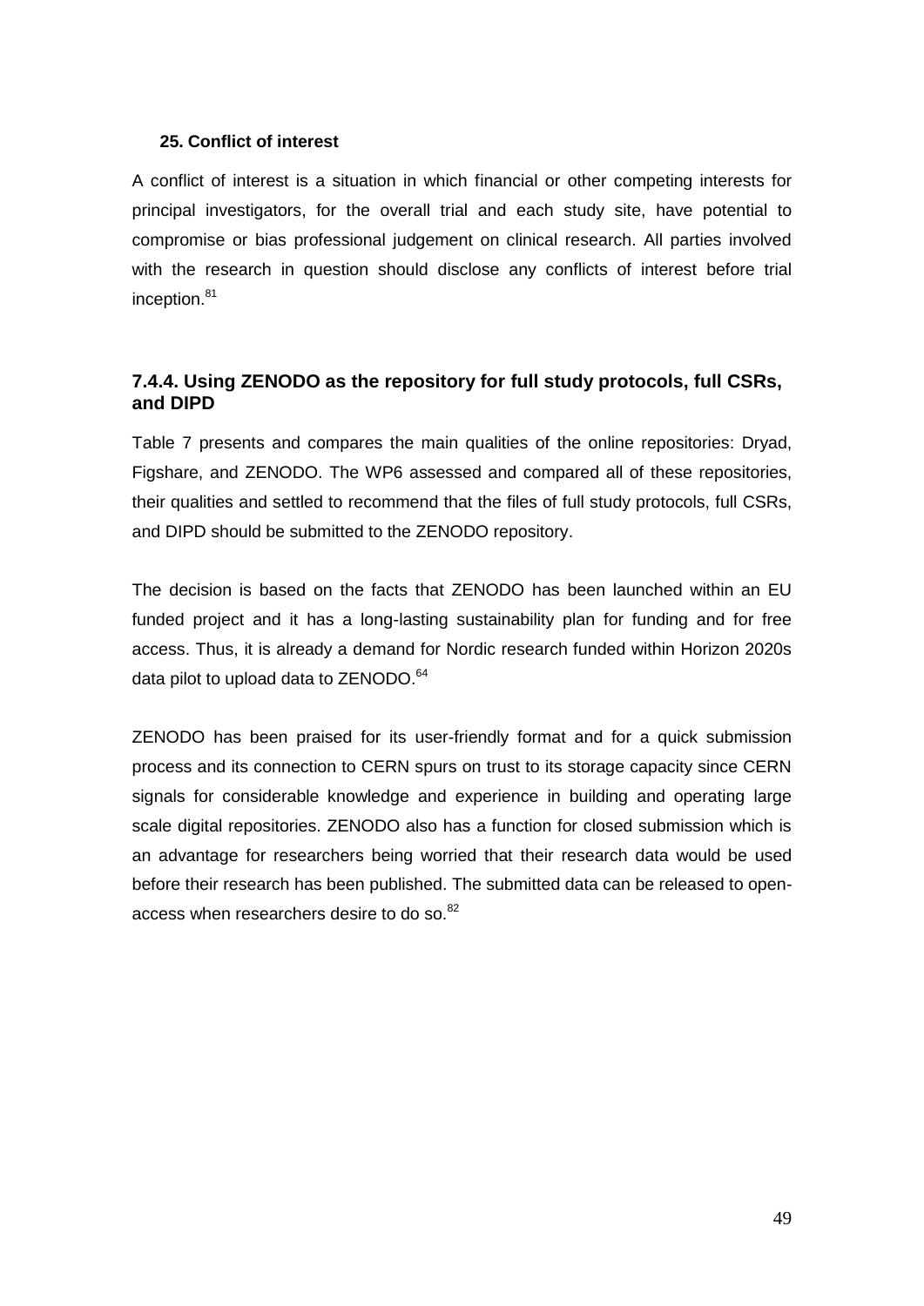**25. Conflict of interest**

A conflict of interest is a situation in which financial or other competing interests for principal investigators, for the overall trial and each study site, have potential to compromise or bias professional judgement on clinical research. All parties involved with the research in question should disclose any conflicts of interest before trial inception.[81]

### 7.4.4. Using ZENODO as the repository for full study protocols, full CSRs, and DIPD

Table 7 presents and compares the main qualities of the online repositories: Dryad, Figshare, and ZENODO. The WP6 assessed and compared all of these repositories, their qualities and settled to recommend that the files of full study protocols, full CSRs, and DIPD should be submitted to the ZENODO repository.

The decision is based on the facts that ZENODO has been launched within an EU funded project and it has a long-lasting sustainability plan for funding and for free access. Thus, it is already a demand for Nordic research funded within Horizon 2020s data pilot to upload data to ZENODO.[64]

ZENODO has been praised for its user-friendly format and for a quick submission process and its connection to CERN spurs on trust to its storage capacity since CERN signals for considerable knowledge and experience in building and operating large scale digital repositories. ZENODO also has a function for closed submission which is an advantage for researchers being worried that their research data would be used before their research has been published. The submitted data can be released to open-access when researchers desire to do so.[82]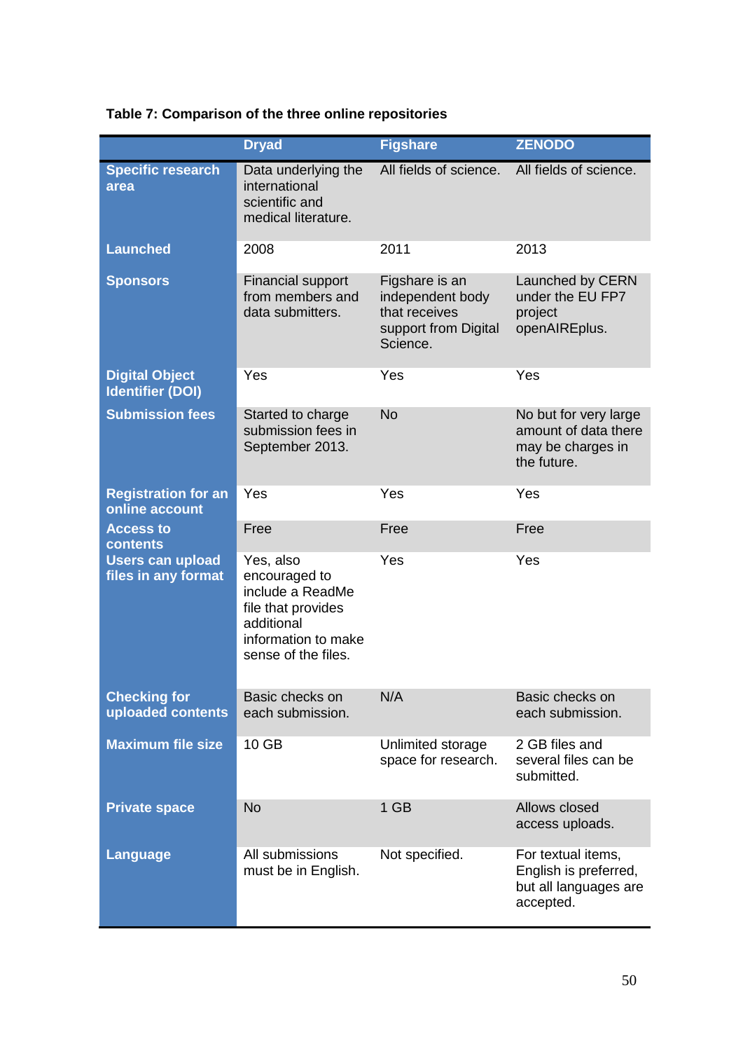**Table 7: Comparison of the three online repositories**

| | Dryad | Figshare | ZENODO |
|---|---|---|---|
| **Specific research area** | Data underlying the international scientific and medical literature. | All fields of science. | All fields of science. |
| **Launched** | 2008 | 2011 | 2013 |
| **Sponsors** | Financial support from members and data submitters. | Figshare is an independent body that receives support from Digital Science. | Launched by CERN under the EU FP7 project openAIREplus. |
| **Digital Object Identifier (DOI)** | Yes | Yes | Yes |
| **Submission fees** | Started to charge submission fees in September 2013. | No | No but for very large amount of data there may be charges in the future. |
| **Registration for an online account** | Yes | Yes | Yes |
| **Access to contents** | Free | Free | Free |
| **Users can upload files in any format** | Yes, also encouraged to include a ReadMe file that provides additional information to make sense of the files. | Yes | Yes |
| **Checking for uploaded contents** | Basic checks on each submission. | N/A | Basic checks on each submission. |
| **Maximum file size** | 10 GB | Unlimited storage space for research. | 2 GB files and several files can be submitted. |
| **Private space** | No | 1 GB | Allows closed access uploads. |
| **Language** | All submissions must be in English. | Not specified. | For textual items, English is preferred, but all languages are accepted. |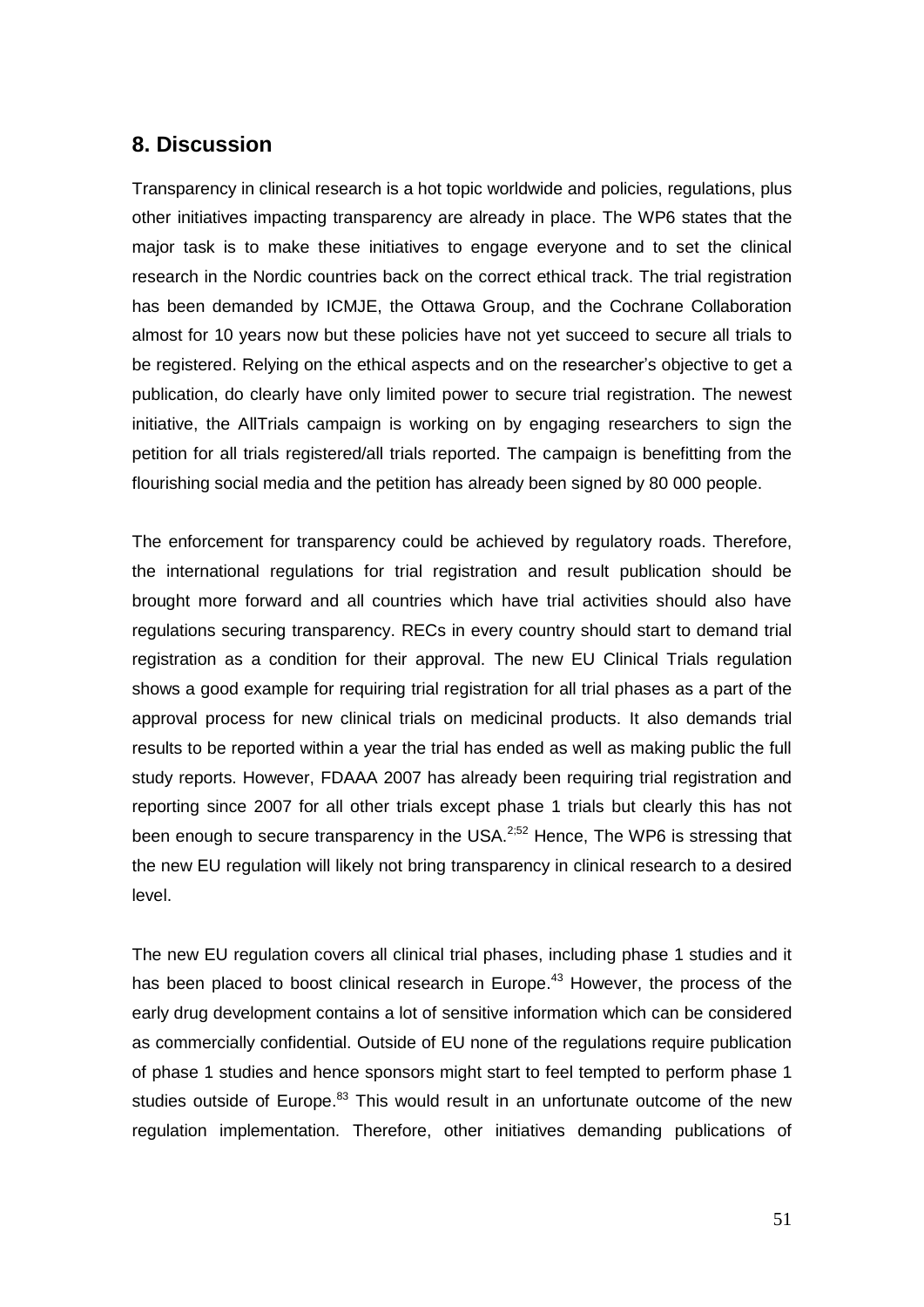## 8. Discussion

Transparency in clinical research is a hot topic worldwide and policies, regulations, plus other initiatives impacting transparency are already in place. The WP6 states that the major task is to make these initiatives to engage everyone and to set the clinical research in the Nordic countries back on the correct ethical track. The trial registration has been demanded by ICMJE, the Ottawa Group, and the Cochrane Collaboration almost for 10 years now but these policies have not yet succeed to secure all trials to be registered. Relying on the ethical aspects and on the researcher's objective to get a publication, do clearly have only limited power to secure trial registration. The newest initiative, the AllTrials campaign is working on by engaging researchers to sign the petition for all trials registered/all trials reported. The campaign is benefitting from the flourishing social media and the petition has already been signed by 80 000 people.

The enforcement for transparency could be achieved by regulatory roads. Therefore, the international regulations for trial registration and result publication should be brought more forward and all countries which have trial activities should also have regulations securing transparency. RECs in every country should start to demand trial registration as a condition for their approval. The new EU Clinical Trials regulation shows a good example for requiring trial registration for all trial phases as a part of the approval process for new clinical trials on medicinal products. It also demands trial results to be reported within a year the trial has ended as well as making public the full study reports. However, FDAAA 2007 has already been requiring trial registration and reporting since 2007 for all other trials except phase 1 trials but clearly this has not been enough to secure transparency in the USA.[2;52] Hence, The WP6 is stressing that the new EU regulation will likely not bring transparency in clinical research to a desired level.

The new EU regulation covers all clinical trial phases, including phase 1 studies and it has been placed to boost clinical research in Europe.[43] However, the process of the early drug development contains a lot of sensitive information which can be considered as commercially confidential. Outside of EU none of the regulations require publication of phase 1 studies and hence sponsors might start to feel tempted to perform phase 1 studies outside of Europe.[83] This would result in an unfortunate outcome of the new regulation implementation. Therefore, other initiatives demanding publications of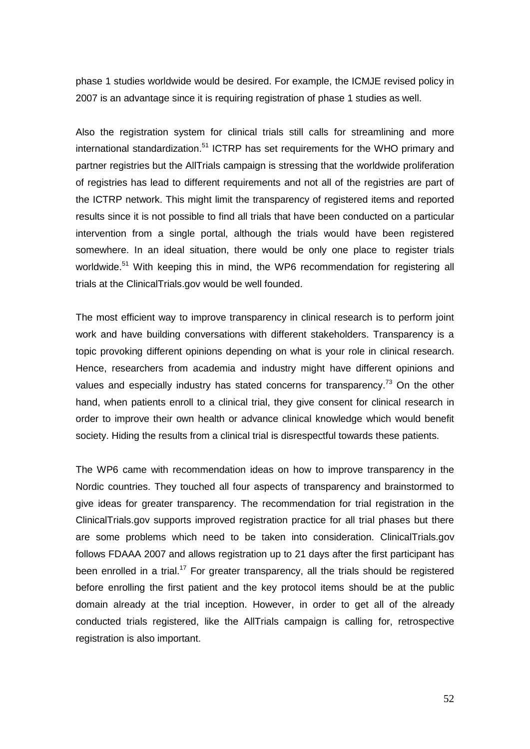phase 1 studies worldwide would be desired. For example, the ICMJE revised policy in 2007 is an advantage since it is requiring registration of phase 1 studies as well.

Also the registration system for clinical trials still calls for streamlining and more international standardization.[51] ICTRP has set requirements for the WHO primary and partner registries but the AllTrials campaign is stressing that the worldwide proliferation of registries has lead to different requirements and not all of the registries are part of the ICTRP network. This might limit the transparency of registered items and reported results since it is not possible to find all trials that have been conducted on a particular intervention from a single portal, although the trials would have been registered somewhere. In an ideal situation, there would be only one place to register trials worldwide.[51] With keeping this in mind, the WP6 recommendation for registering all trials at the ClinicalTrials.gov would be well founded.

The most efficient way to improve transparency in clinical research is to perform joint work and have building conversations with different stakeholders. Transparency is a topic provoking different opinions depending on what is your role in clinical research. Hence, researchers from academia and industry might have different opinions and values and especially industry has stated concerns for transparency.[73] On the other hand, when patients enroll to a clinical trial, they give consent for clinical research in order to improve their own health or advance clinical knowledge which would benefit society. Hiding the results from a clinical trial is disrespectful towards these patients.

The WP6 came with recommendation ideas on how to improve transparency in the Nordic countries. They touched all four aspects of transparency and brainstormed to give ideas for greater transparency. The recommendation for trial registration in the ClinicalTrials.gov supports improved registration practice for all trial phases but there are some problems which need to be taken into consideration. ClinicalTrials.gov follows FDAAA 2007 and allows registration up to 21 days after the first participant has been enrolled in a trial.[17] For greater transparency, all the trials should be registered before enrolling the first patient and the key protocol items should be at the public domain already at the trial inception. However, in order to get all of the already conducted trials registered, like the AllTrials campaign is calling for, retrospective registration is also important.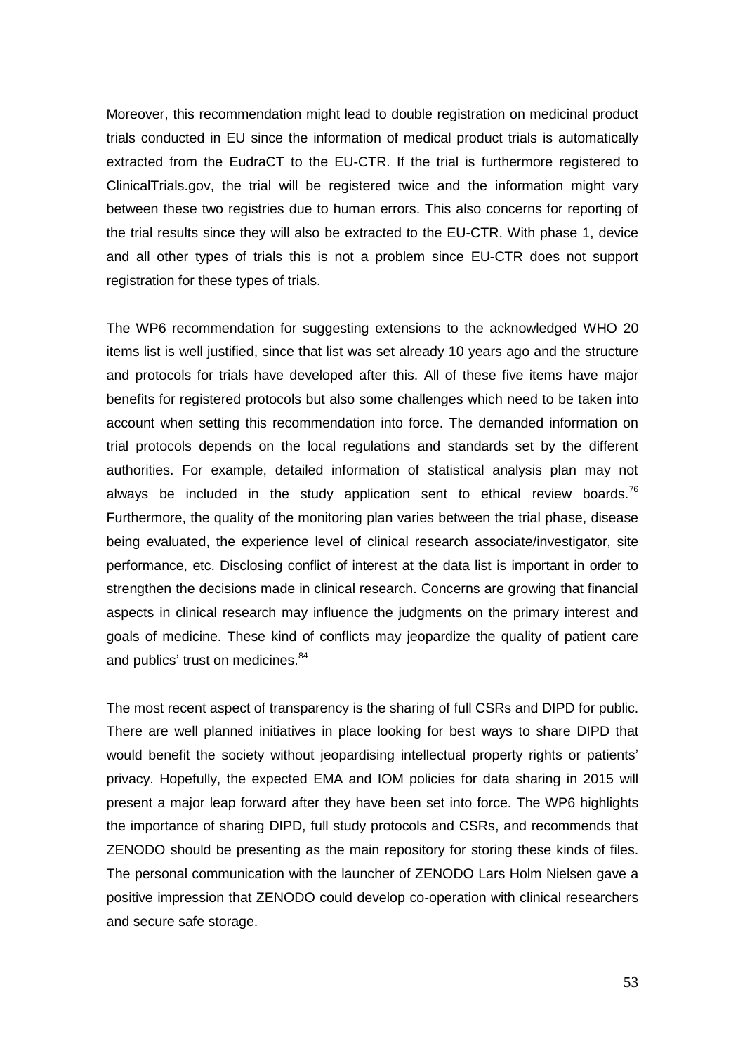Moreover, this recommendation might lead to double registration on medicinal product trials conducted in EU since the information of medical product trials is automatically extracted from the EudraCT to the EU-CTR. If the trial is furthermore registered to ClinicalTrials.gov, the trial will be registered twice and the information might vary between these two registries due to human errors. This also concerns for reporting of the trial results since they will also be extracted to the EU-CTR. With phase 1, device and all other types of trials this is not a problem since EU-CTR does not support registration for these types of trials.

The WP6 recommendation for suggesting extensions to the acknowledged WHO 20 items list is well justified, since that list was set already 10 years ago and the structure and protocols for trials have developed after this. All of these five items have major benefits for registered protocols but also some challenges which need to be taken into account when setting this recommendation into force. The demanded information on trial protocols depends on the local regulations and standards set by the different authorities. For example, detailed information of statistical analysis plan may not always be included in the study application sent to ethical review boards.[76] Furthermore, the quality of the monitoring plan varies between the trial phase, disease being evaluated, the experience level of clinical research associate/investigator, site performance, etc. Disclosing conflict of interest at the data list is important in order to strengthen the decisions made in clinical research. Concerns are growing that financial aspects in clinical research may influence the judgments on the primary interest and goals of medicine. These kind of conflicts may jeopardize the quality of patient care and publics' trust on medicines.[84]

The most recent aspect of transparency is the sharing of full CSRs and DIPD for public. There are well planned initiatives in place looking for best ways to share DIPD that would benefit the society without jeopardising intellectual property rights or patients' privacy. Hopefully, the expected EMA and IOM policies for data sharing in 2015 will present a major leap forward after they have been set into force. The WP6 highlights the importance of sharing DIPD, full study protocols and CSRs, and recommends that ZENODO should be presenting as the main repository for storing these kinds of files. The personal communication with the launcher of ZENODO Lars Holm Nielsen gave a positive impression that ZENODO could develop co-operation with clinical researchers and secure safe storage.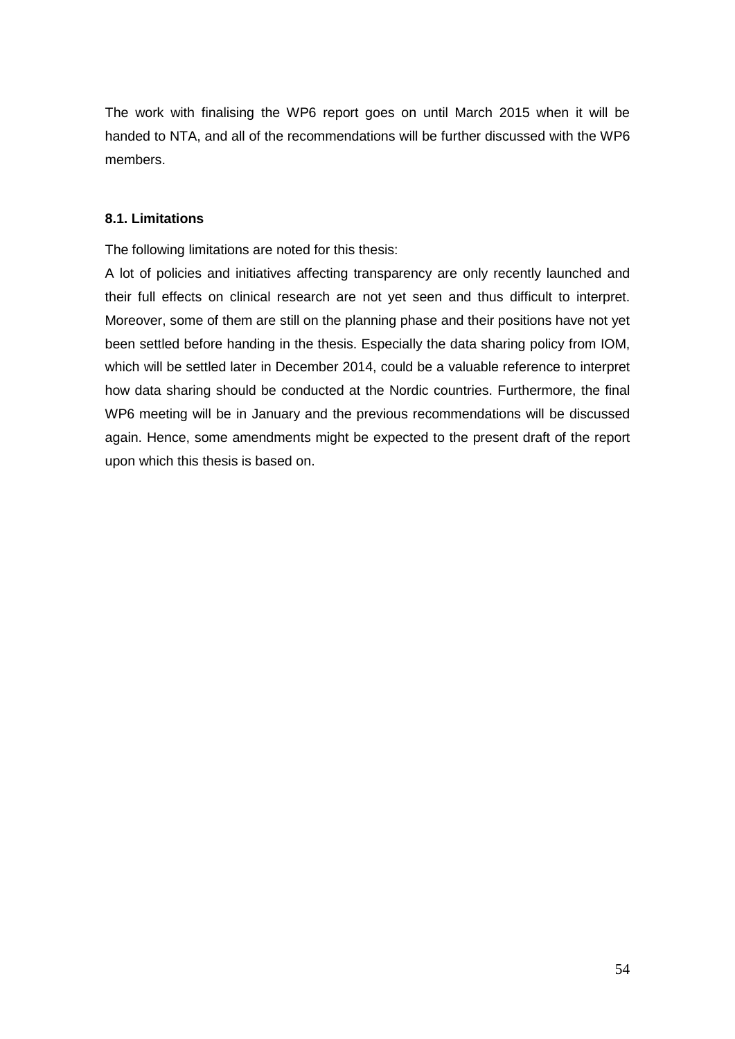The work with finalising the WP6 report goes on until March 2015 when it will be handed to NTA, and all of the recommendations will be further discussed with the WP6 members.

### 8.1. Limitations

The following limitations are noted for this thesis:

A lot of policies and initiatives affecting transparency are only recently launched and their full effects on clinical research are not yet seen and thus difficult to interpret. Moreover, some of them are still on the planning phase and their positions have not yet been settled before handing in the thesis. Especially the data sharing policy from IOM, which will be settled later in December 2014, could be a valuable reference to interpret how data sharing should be conducted at the Nordic countries. Furthermore, the final WP6 meeting will be in January and the previous recommendations will be discussed again. Hence, some amendments might be expected to the present draft of the report upon which this thesis is based on.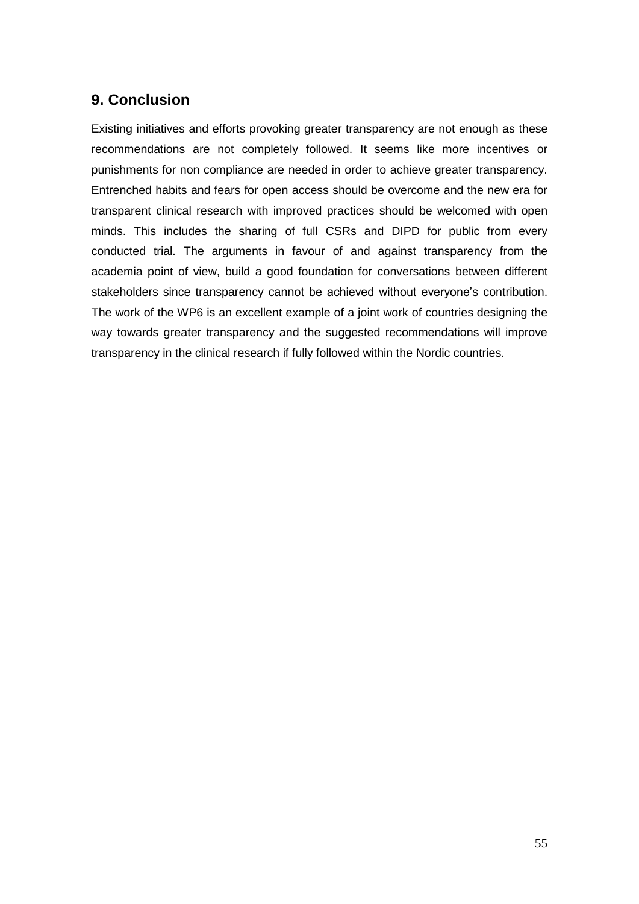## 9. Conclusion

Existing initiatives and efforts provoking greater transparency are not enough as these recommendations are not completely followed. It seems like more incentives or punishments for non compliance are needed in order to achieve greater transparency. Entrenched habits and fears for open access should be overcome and the new era for transparent clinical research with improved practices should be welcomed with open minds. This includes the sharing of full CSRs and DIPD for public from every conducted trial. The arguments in favour of and against transparency from the academia point of view, build a good foundation for conversations between different stakeholders since transparency cannot be achieved without everyone's contribution. The work of the WP6 is an excellent example of a joint work of countries designing the way towards greater transparency and the suggested recommendations will improve transparency in the clinical research if fully followed within the Nordic countries.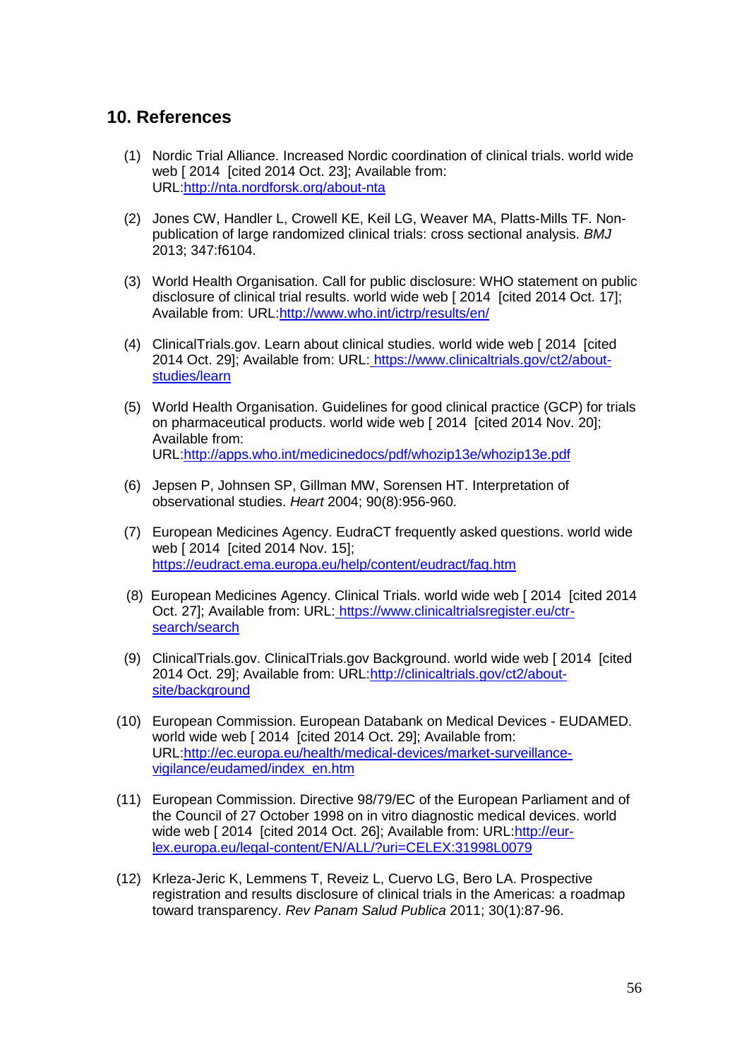## 10. References

(1) Nordic Trial Alliance. Increased Nordic coordination of clinical trials. world wide web [ 2014 [cited 2014 Oct. 23]; Available from: URL:http://nta.nordforsk.org/about-nta

(2) Jones CW, Handler L, Crowell KE, Keil LG, Weaver MA, Platts-Mills TF. Non-publication of large randomized clinical trials: cross sectional analysis. *BMJ* 2013; 347:f6104.

(3) World Health Organisation. Call for public disclosure: WHO statement on public disclosure of clinical trial results. world wide web [ 2014 [cited 2014 Oct. 17]; Available from: URL:http://www.who.int/ictrp/results/en/

(4) ClinicalTrials.gov. Learn about clinical studies. world wide web [ 2014 [cited 2014 Oct. 29]; Available from: URL: https://www.clinicaltrials.gov/ct2/about-studies/learn

(5) World Health Organisation. Guidelines for good clinical practice (GCP) for trials on pharmaceutical products. world wide web [ 2014 [cited 2014 Nov. 20]; Available from: URL:http://apps.who.int/medicinedocs/pdf/whozip13e/whozip13e.pdf

(6) Jepsen P, Johnsen SP, Gillman MW, Sorensen HT. Interpretation of observational studies. *Heart* 2004; 90(8):956-960.

(7) European Medicines Agency. EudraCT frequently asked questions. world wide web [ 2014 [cited 2014 Nov. 15]; https://eudract.ema.europa.eu/help/content/eudract/faq.htm

(8) European Medicines Agency. Clinical Trials. world wide web [ 2014 [cited 2014 Oct. 27]; Available from: URL: https://www.clinicaltrialsregister.eu/ctr-search/search

(9) ClinicalTrials.gov. ClinicalTrials.gov Background. world wide web [ 2014 [cited 2014 Oct. 29]; Available from: URL:http://clinicaltrials.gov/ct2/about-site/background

(10) European Commission. European Databank on Medical Devices - EUDAMED. world wide web [ 2014 [cited 2014 Oct. 29]; Available from: URL:http://ec.europa.eu/health/medical-devices/market-surveillance-vigilance/eudamed/index_en.htm

(11) European Commission. Directive 98/79/EC of the European Parliament and of the Council of 27 October 1998 on in vitro diagnostic medical devices. world wide web [ 2014 [cited 2014 Oct. 26]; Available from: URL:http://eur-lex.europa.eu/legal-content/EN/ALL/?uri=CELEX:31998L0079

(12) Krleza-Jeric K, Lemmens T, Reveiz L, Cuervo LG, Bero LA. Prospective registration and results disclosure of clinical trials in the Americas: a roadmap toward transparency. *Rev Panam Salud Publica* 2011; 30(1):87-96.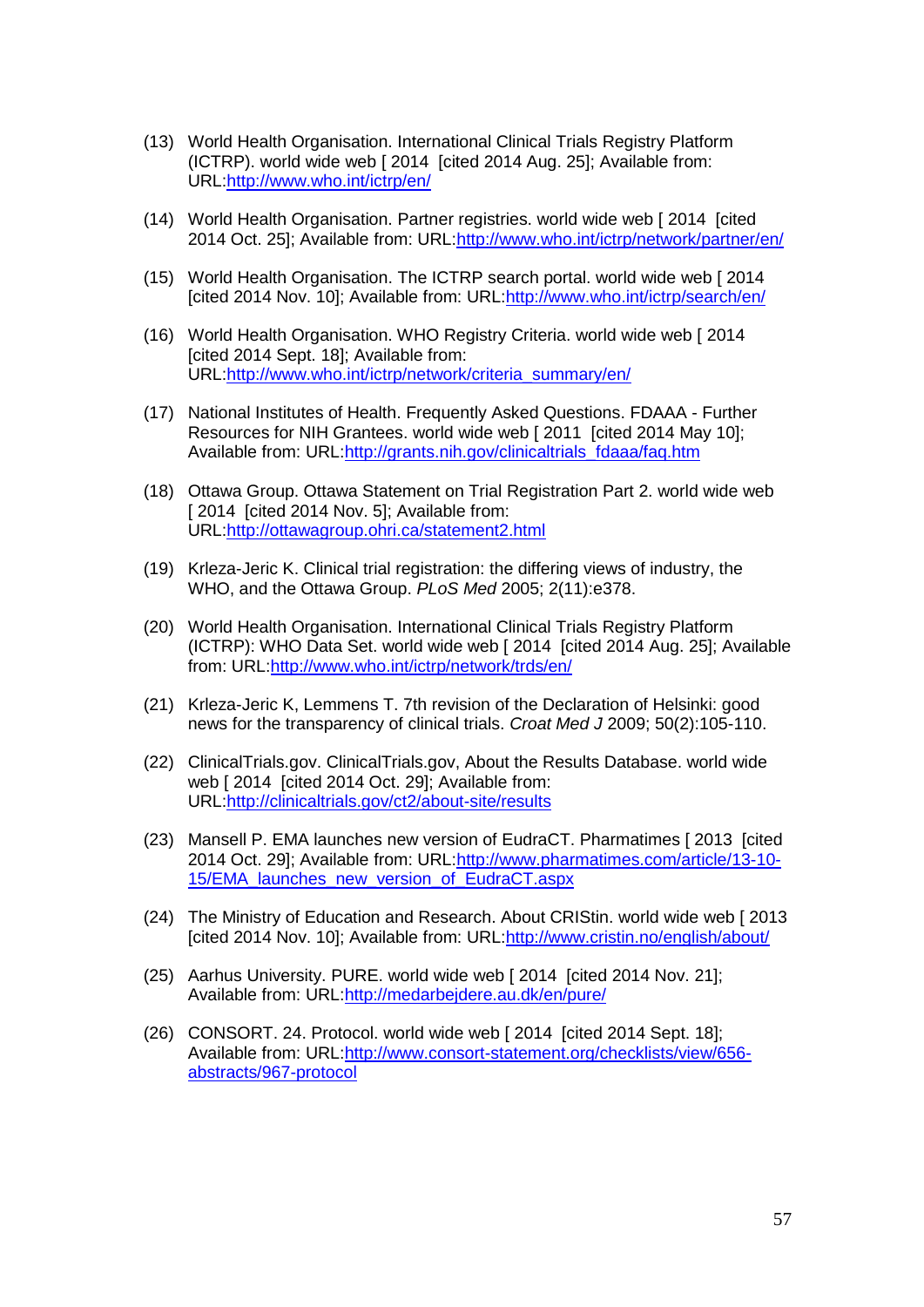(13) World Health Organisation. International Clinical Trials Registry Platform (ICTRP). world wide web [ 2014 [cited 2014 Aug. 25]; Available from: URL:http://www.who.int/ictrp/en/

(14) World Health Organisation. Partner registries. world wide web [ 2014 [cited 2014 Oct. 25]; Available from: URL:http://www.who.int/ictrp/network/partner/en/

(15) World Health Organisation. The ICTRP search portal. world wide web [ 2014 [cited 2014 Nov. 10]; Available from: URL:http://www.who.int/ictrp/search/en/

(16) World Health Organisation. WHO Registry Criteria. world wide web [ 2014 [cited 2014 Sept. 18]; Available from: URL:http://www.who.int/ictrp/network/criteria_summary/en/

(17) National Institutes of Health. Frequently Asked Questions. FDAAA - Further Resources for NIH Grantees. world wide web [ 2011 [cited 2014 May 10]; Available from: URL:http://grants.nih.gov/clinicaltrials_fdaaa/faq.htm

(18) Ottawa Group. Ottawa Statement on Trial Registration Part 2. world wide web [ 2014 [cited 2014 Nov. 5]; Available from: URL:http://ottawagroup.ohri.ca/statement2.html

(19) Krleza-Jeric K. Clinical trial registration: the differing views of industry, the WHO, and the Ottawa Group. *PLoS Med* 2005; 2(11):e378.

(20) World Health Organisation. International Clinical Trials Registry Platform (ICTRP): WHO Data Set. world wide web [ 2014 [cited 2014 Aug. 25]; Available from: URL:http://www.who.int/ictrp/network/trds/en/

(21) Krleza-Jeric K, Lemmens T. 7th revision of the Declaration of Helsinki: good news for the transparency of clinical trials. *Croat Med J* 2009; 50(2):105-110.

(22) ClinicalTrials.gov. ClinicalTrials.gov, About the Results Database. world wide web [ 2014 [cited 2014 Oct. 29]; Available from: URL:http://clinicaltrials.gov/ct2/about-site/results

(23) Mansell P. EMA launches new version of EudraCT. Pharmatimes [ 2013 [cited 2014 Oct. 29]; Available from: URL:http://www.pharmatimes.com/article/13-10-15/EMA_launches_new_version_of_EudraCT.aspx

(24) The Ministry of Education and Research. About CRIStin. world wide web [ 2013 [cited 2014 Nov. 10]; Available from: URL:http://www.cristin.no/english/about/

(25) Aarhus University. PURE. world wide web [ 2014 [cited 2014 Nov. 21]; Available from: URL:http://medarbejdere.au.dk/en/pure/

(26) CONSORT. 24. Protocol. world wide web [ 2014 [cited 2014 Sept. 18]; Available from: URL:http://www.consort-statement.org/checklists/view/656-abstracts/967-protocol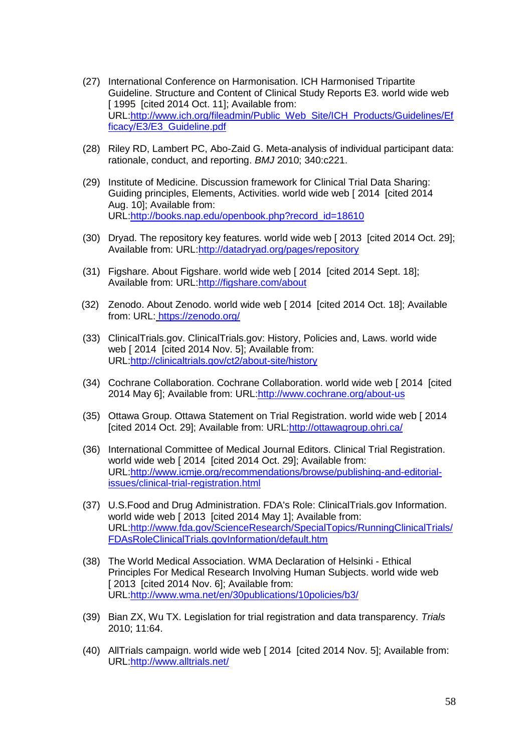(27) International Conference on Harmonisation. ICH Harmonised Tripartite Guideline. Structure and Content of Clinical Study Reports E3. world wide web [ 1995 [cited 2014 Oct. 11]; Available from: URL:http://www.ich.org/fileadmin/Public_Web_Site/ICH_Products/Guidelines/Efficacy/E3/E3_Guideline.pdf

(28) Riley RD, Lambert PC, Abo-Zaid G. Meta-analysis of individual participant data: rationale, conduct, and reporting. *BMJ* 2010; 340:c221.

(29) Institute of Medicine. Discussion framework for Clinical Trial Data Sharing: Guiding principles, Elements, Activities. world wide web [ 2014 [cited 2014 Aug. 10]; Available from: URL:http://books.nap.edu/openbook.php?record_id=18610

(30) Dryad. The repository key features. world wide web [ 2013 [cited 2014 Oct. 29]; Available from: URL:http://datadryad.org/pages/repository

(31) Figshare. About Figshare. world wide web [ 2014 [cited 2014 Sept. 18]; Available from: URL:http://figshare.com/about

(32) Zenodo. About Zenodo. world wide web [ 2014 [cited 2014 Oct. 18]; Available from: URL: https://zenodo.org/

(33) ClinicalTrials.gov. ClinicalTrials.gov: History, Policies and, Laws. world wide web [ 2014 [cited 2014 Nov. 5]; Available from: URL:http://clinicaltrials.gov/ct2/about-site/history

(34) Cochrane Collaboration. Cochrane Collaboration. world wide web [ 2014 [cited 2014 May 6]; Available from: URL:http://www.cochrane.org/about-us

(35) Ottawa Group. Ottawa Statement on Trial Registration. world wide web [ 2014 [cited 2014 Oct. 29]; Available from: URL:http://ottawagroup.ohri.ca/

(36) International Committee of Medical Journal Editors. Clinical Trial Registration. world wide web [ 2014 [cited 2014 Oct. 29]; Available from: URL:http://www.icmje.org/recommendations/browse/publishing-and-editorial-issues/clinical-trial-registration.html

(37) U.S.Food and Drug Administration. FDA's Role: ClinicalTrials.gov Information. world wide web [ 2013 [cited 2014 May 1]; Available from: URL:http://www.fda.gov/ScienceResearch/SpecialTopics/RunningClinicalTrials/FDAsRoleClinicalTrials.govInformation/default.htm

(38) The World Medical Association. WMA Declaration of Helsinki - Ethical Principles For Medical Research Involving Human Subjects. world wide web [ 2013 [cited 2014 Nov. 6]; Available from: URL:http://www.wma.net/en/30publications/10policies/b3/

(39) Bian ZX, Wu TX. Legislation for trial registration and data transparency. *Trials* 2010; 11:64.

(40) AllTrials campaign. world wide web [ 2014 [cited 2014 Nov. 5]; Available from: URL:http://www.alltrials.net/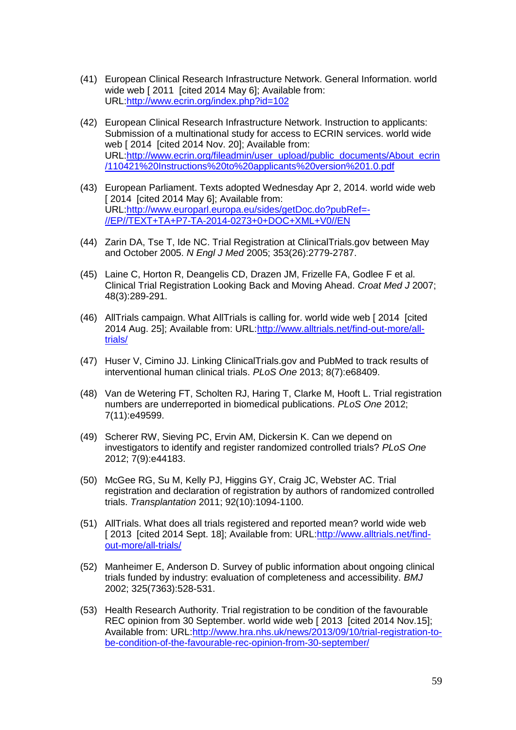(41) European Clinical Research Infrastructure Network. General Information. world wide web [ 2011 [cited 2014 May 6]; Available from: URL:http://www.ecrin.org/index.php?id=102

(42) European Clinical Research Infrastructure Network. Instruction to applicants: Submission of a multinational study for access to ECRIN services. world wide web [ 2014 [cited 2014 Nov. 20]; Available from: URL:http://www.ecrin.org/fileadmin/user_upload/public_documents/About_ecrin/110421%20Instructions%20to%20applicants%20version%201.0.pdf

(43) European Parliament. Texts adopted Wednesday Apr 2, 2014. world wide web [ 2014 [cited 2014 May 6]; Available from: URL:http://www.europarl.europa.eu/sides/getDoc.do?pubRef=-//EP//TEXT+TA+P7-TA-2014-0273+0+DOC+XML+V0//EN

(44) Zarin DA, Tse T, Ide NC. Trial Registration at ClinicalTrials.gov between May and October 2005. *N Engl J Med* 2005; 353(26):2779-2787.

(45) Laine C, Horton R, Deangelis CD, Drazen JM, Frizelle FA, Godlee F et al. Clinical Trial Registration Looking Back and Moving Ahead. *Croat Med J* 2007; 48(3):289-291.

(46) AllTrials campaign. What AllTrials is calling for. world wide web [ 2014 [cited 2014 Aug. 25]; Available from: URL:http://www.alltrials.net/find-out-more/all-trials/

(47) Huser V, Cimino JJ. Linking ClinicalTrials.gov and PubMed to track results of interventional human clinical trials. *PLoS One* 2013; 8(7):e68409.

(48) Van de Wetering FT, Scholten RJ, Haring T, Clarke M, Hooft L. Trial registration numbers are underreported in biomedical publications. *PLoS One* 2012; 7(11):e49599.

(49) Scherer RW, Sieving PC, Ervin AM, Dickersin K. Can we depend on investigators to identify and register randomized controlled trials? *PLoS One* 2012; 7(9):e44183.

(50) McGee RG, Su M, Kelly PJ, Higgins GY, Craig JC, Webster AC. Trial registration and declaration of registration by authors of randomized controlled trials. *Transplantation* 2011; 92(10):1094-1100.

(51) AllTrials. What does all trials registered and reported mean? world wide web [ 2013 [cited 2014 Sept. 18]; Available from: URL:http://www.alltrials.net/find-out-more/all-trials/

(52) Manheimer E, Anderson D. Survey of public information about ongoing clinical trials funded by industry: evaluation of completeness and accessibility. *BMJ* 2002; 325(7363):528-531.

(53) Health Research Authority. Trial registration to be condition of the favourable REC opinion from 30 September. world wide web [ 2013 [cited 2014 Nov.15]; Available from: URL:http://www.hra.nhs.uk/news/2013/09/10/trial-registration-to-be-condition-of-the-favourable-rec-opinion-from-30-september/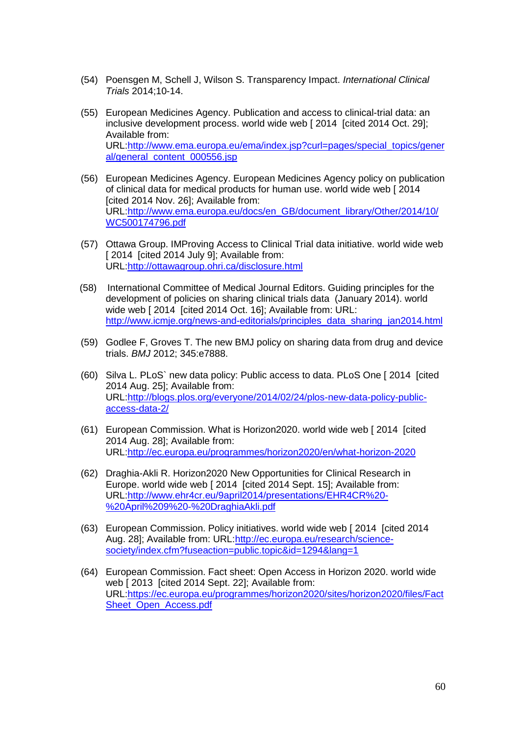(54) Poensgen M, Schell J, Wilson S. Transparency Impact. *International Clinical Trials* 2014;10-14.

(55) European Medicines Agency. Publication and access to clinical-trial data: an inclusive development process. world wide web [ 2014 [cited 2014 Oct. 29]; Available from: URL:http://www.ema.europa.eu/ema/index.jsp?curl=pages/special_topics/general/general_content_000556.jsp

(56) European Medicines Agency. European Medicines Agency policy on publication of clinical data for medical products for human use. world wide web [ 2014 [cited 2014 Nov. 26]; Available from: URL:http://www.ema.europa.eu/docs/en_GB/document_library/Other/2014/10/WC500174796.pdf

(57) Ottawa Group. IMProving Access to Clinical Trial data initiative. world wide web [ 2014 [cited 2014 July 9]; Available from: URL:http://ottawagroup.ohri.ca/disclosure.html

(58) International Committee of Medical Journal Editors. Guiding principles for the development of policies on sharing clinical trials data (January 2014). world wide web [ 2014 [cited 2014 Oct. 16]; Available from: URL: http://www.icmje.org/news-and-editorials/principles_data_sharing_jan2014.html

(59) Godlee F, Groves T. The new BMJ policy on sharing data from drug and device trials. *BMJ* 2012; 345:e7888.

(60) Silva L. PLoS` new data policy: Public access to data. PLoS One [ 2014 [cited 2014 Aug. 25]; Available from: URL:http://blogs.plos.org/everyone/2014/02/24/plos-new-data-policy-public-access-data-2/

(61) European Commission. What is Horizon2020. world wide web [ 2014 [cited 2014 Aug. 28]; Available from: URL:http://ec.europa.eu/programmes/horizon2020/en/what-horizon-2020

(62) Draghia-Akli R. Horizon2020 New Opportunities for Clinical Research in Europe. world wide web [ 2014 [cited 2014 Sept. 15]; Available from: URL:http://www.ehr4cr.eu/9april2014/presentations/EHR4CR%20-%20April%209%20-%20DraghiaAkli.pdf

(63) European Commission. Policy initiatives. world wide web [ 2014 [cited 2014 Aug. 28]; Available from: URL:http://ec.europa.eu/research/science-society/index.cfm?fuseaction=public.topic&id=1294&lang=1

(64) European Commission. Fact sheet: Open Access in Horizon 2020. world wide web [ 2013 [cited 2014 Sept. 22]; Available from: URL:https://ec.europa.eu/programmes/horizon2020/sites/horizon2020/files/FactSheet_Open_Access.pdf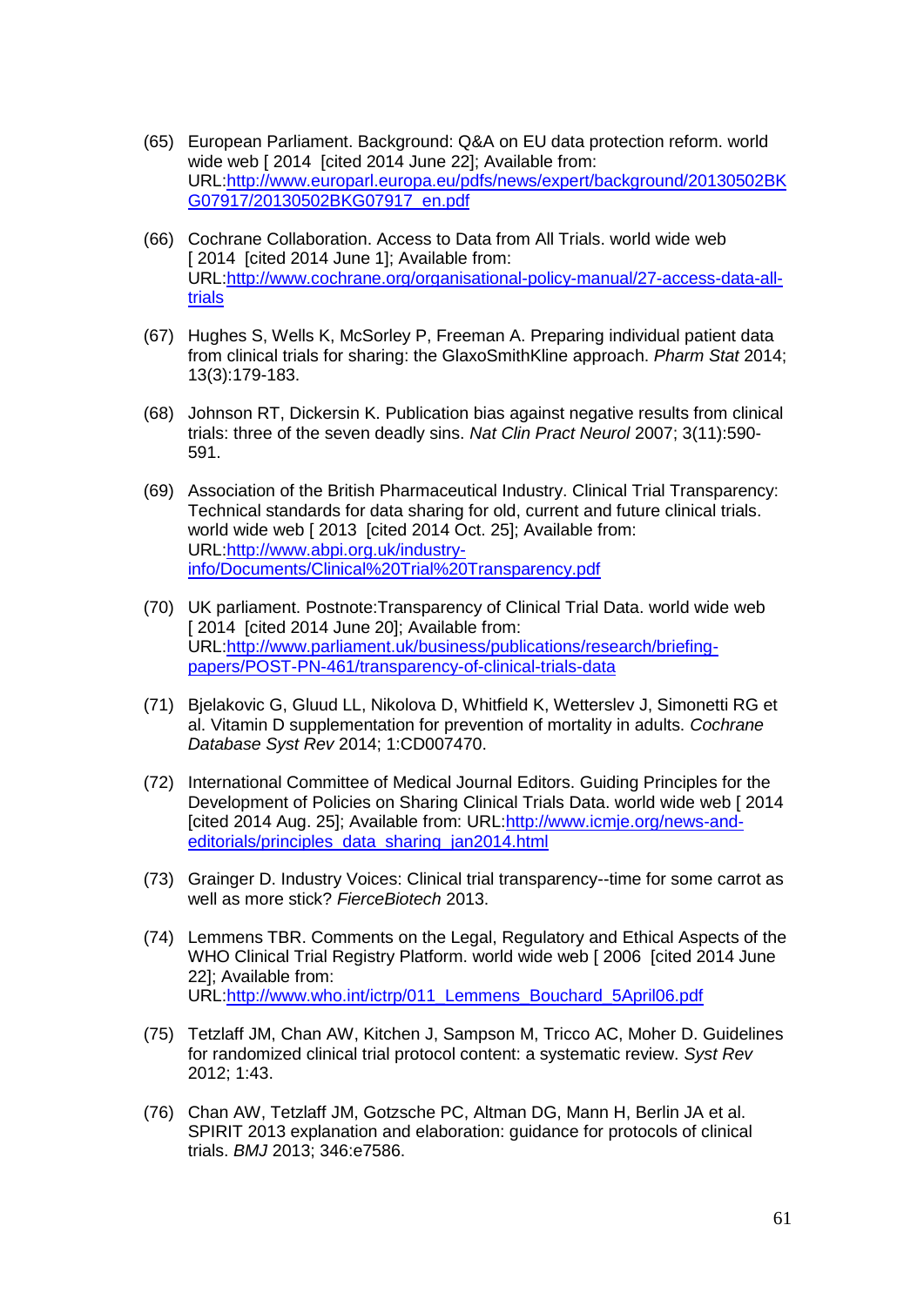(65) European Parliament. Background: Q&A on EU data protection reform. world wide web [ 2014 [cited 2014 June 22]; Available from: URL:http://www.europarl.europa.eu/pdfs/news/expert/background/20130502BKG07917/20130502BKG07917_en.pdf

(66) Cochrane Collaboration. Access to Data from All Trials. world wide web [ 2014 [cited 2014 June 1]; Available from: URL:http://www.cochrane.org/organisational-policy-manual/27-access-data-all-trials

(67) Hughes S, Wells K, McSorley P, Freeman A. Preparing individual patient data from clinical trials for sharing: the GlaxoSmithKline approach. *Pharm Stat* 2014; 13(3):179-183.

(68) Johnson RT, Dickersin K. Publication bias against negative results from clinical trials: three of the seven deadly sins. *Nat Clin Pract Neurol* 2007; 3(11):590-591.

(69) Association of the British Pharmaceutical Industry. Clinical Trial Transparency: Technical standards for data sharing for old, current and future clinical trials. world wide web [ 2013 [cited 2014 Oct. 25]; Available from: URL:http://www.abpi.org.uk/industry-info/Documents/Clinical%20Trial%20Transparency.pdf

(70) UK parliament. Postnote:Transparency of Clinical Trial Data. world wide web [ 2014 [cited 2014 June 20]; Available from: URL:http://www.parliament.uk/business/publications/research/briefing-papers/POST-PN-461/transparency-of-clinical-trials-data

(71) Bjelakovic G, Gluud LL, Nikolova D, Whitfield K, Wetterslev J, Simonetti RG et al. Vitamin D supplementation for prevention of mortality in adults. *Cochrane Database Syst Rev* 2014; 1:CD007470.

(72) International Committee of Medical Journal Editors. Guiding Principles for the Development of Policies on Sharing Clinical Trials Data. world wide web [ 2014 [cited 2014 Aug. 25]; Available from: URL:http://www.icmje.org/news-and-editorials/principles_data_sharing_jan2014.html

(73) Grainger D. Industry Voices: Clinical trial transparency--time for some carrot as well as more stick? *FierceBiotech* 2013.

(74) Lemmens TBR. Comments on the Legal, Regulatory and Ethical Aspects of the WHO Clinical Trial Registry Platform. world wide web [ 2006 [cited 2014 June 22]; Available from: URL:http://www.who.int/ictrp/011_Lemmens_Bouchard_5April06.pdf

(75) Tetzlaff JM, Chan AW, Kitchen J, Sampson M, Tricco AC, Moher D. Guidelines for randomized clinical trial protocol content: a systematic review. *Syst Rev* 2012; 1:43.

(76) Chan AW, Tetzlaff JM, Gotzsche PC, Altman DG, Mann H, Berlin JA et al. SPIRIT 2013 explanation and elaboration: guidance for protocols of clinical trials. *BMJ* 2013; 346:e7586.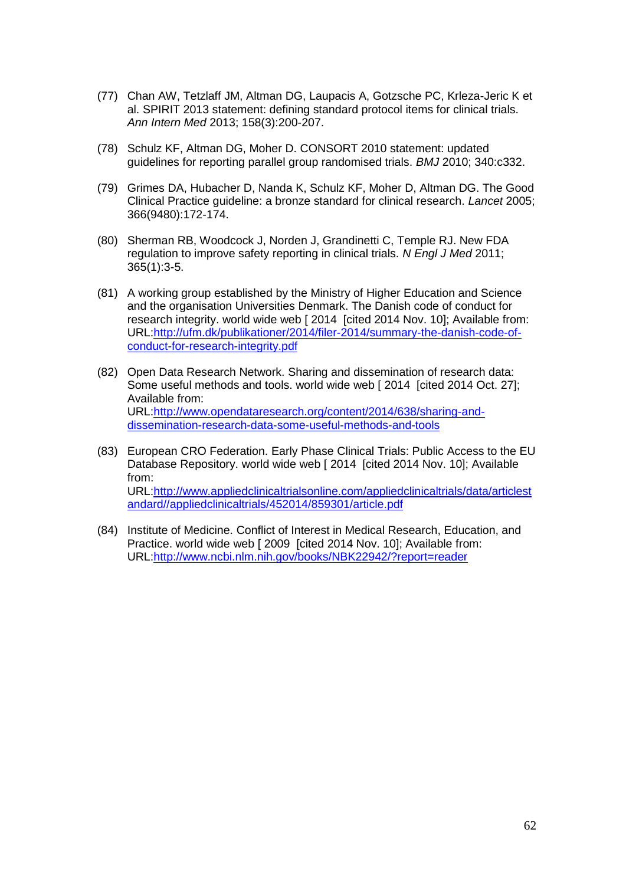(77) Chan AW, Tetzlaff JM, Altman DG, Laupacis A, Gotzsche PC, Krleza-Jeric K et al. SPIRIT 2013 statement: defining standard protocol items for clinical trials. *Ann Intern Med* 2013; 158(3):200-207.

(78) Schulz KF, Altman DG, Moher D. CONSORT 2010 statement: updated guidelines for reporting parallel group randomised trials. *BMJ* 2010; 340:c332.

(79) Grimes DA, Hubacher D, Nanda K, Schulz KF, Moher D, Altman DG. The Good Clinical Practice guideline: a bronze standard for clinical research. *Lancet* 2005; 366(9480):172-174.

(80) Sherman RB, Woodcock J, Norden J, Grandinetti C, Temple RJ. New FDA regulation to improve safety reporting in clinical trials. *N Engl J Med* 2011; 365(1):3-5.

(81) A working group established by the Ministry of Higher Education and Science and the organisation Universities Denmark. The Danish code of conduct for research integrity. world wide web [ 2014 [cited 2014 Nov. 10]; Available from: URL:http://ufm.dk/publikationer/2014/filer-2014/summary-the-danish-code-of-conduct-for-research-integrity.pdf

(82) Open Data Research Network. Sharing and dissemination of research data: Some useful methods and tools. world wide web [ 2014 [cited 2014 Oct. 27]; Available from: URL:http://www.opendataresearch.org/content/2014/638/sharing-and-dissemination-research-data-some-useful-methods-and-tools

(83) European CRO Federation. Early Phase Clinical Trials: Public Access to the EU Database Repository. world wide web [ 2014 [cited 2014 Nov. 10]; Available from: URL:http://www.appliedclinicaltrialsonline.com/appliedclinicaltrials/data/articlestandard//appliedclinicaltrials/452014/859301/article.pdf

(84) Institute of Medicine. Conflict of Interest in Medical Research, Education, and Practice. world wide web [ 2009 [cited 2014 Nov. 10]; Available from: URL:http://www.ncbi.nlm.nih.gov/books/NBK22942/?report=reader